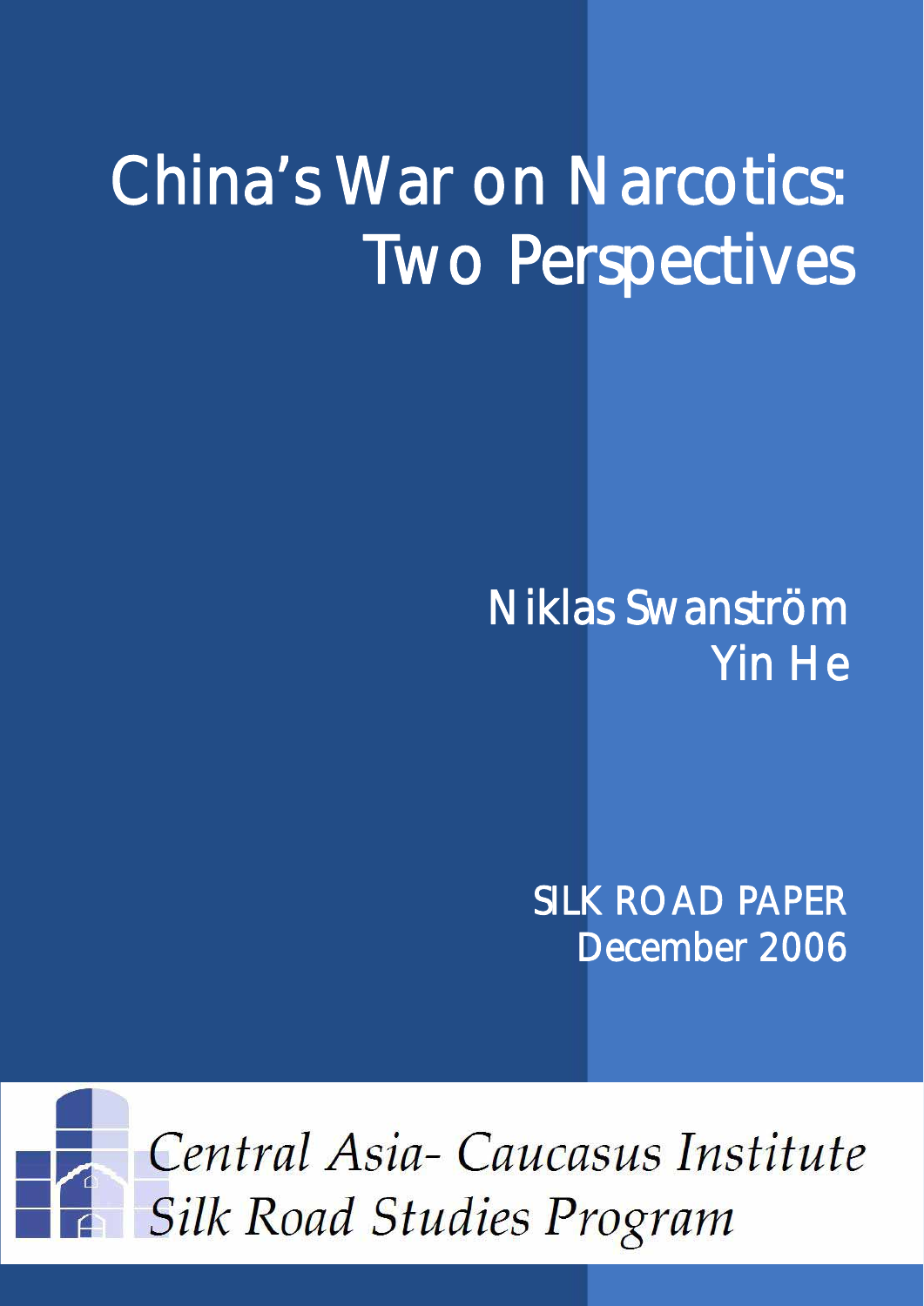# China's War on Narcotics: Two Perspectives

Niklas Swanström
Yin He

SILK ROAD PAPER
December 2006

*Central Asia- Caucasus Institute*
*Silk Road Studies Program*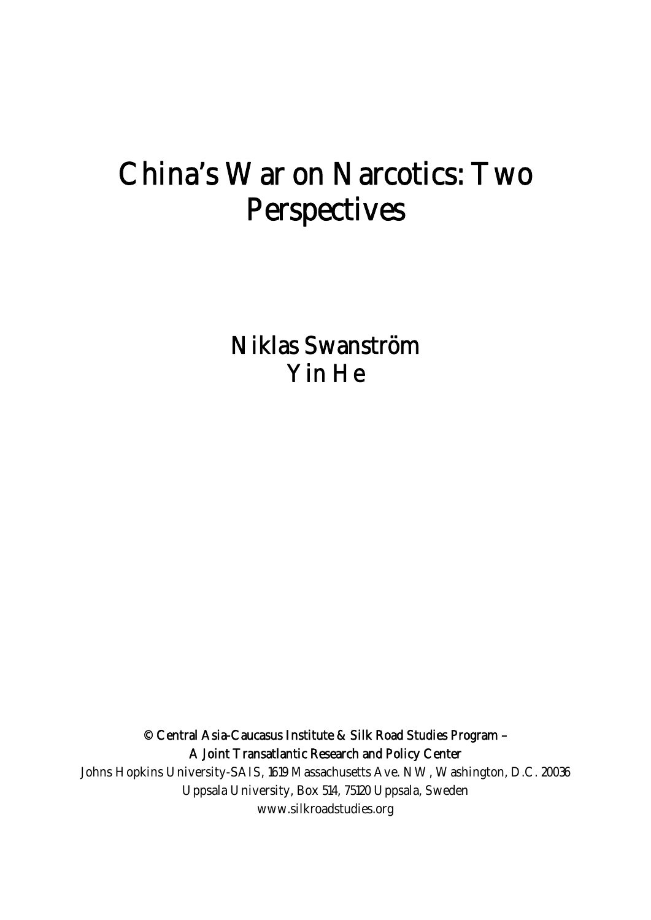# China's War on Narcotics: Two Perspectives

Niklas Swanström

Yin He

© Central Asia-Caucasus Institute & Silk Road Studies Program –
A Joint Transatlantic Research and Policy Center

Johns Hopkins University-SAIS, 1619 Massachusetts Ave. NW, Washington, D.C. 20036

Uppsala University, Box 514, 75120 Uppsala, Sweden

www.silkroadstudies.org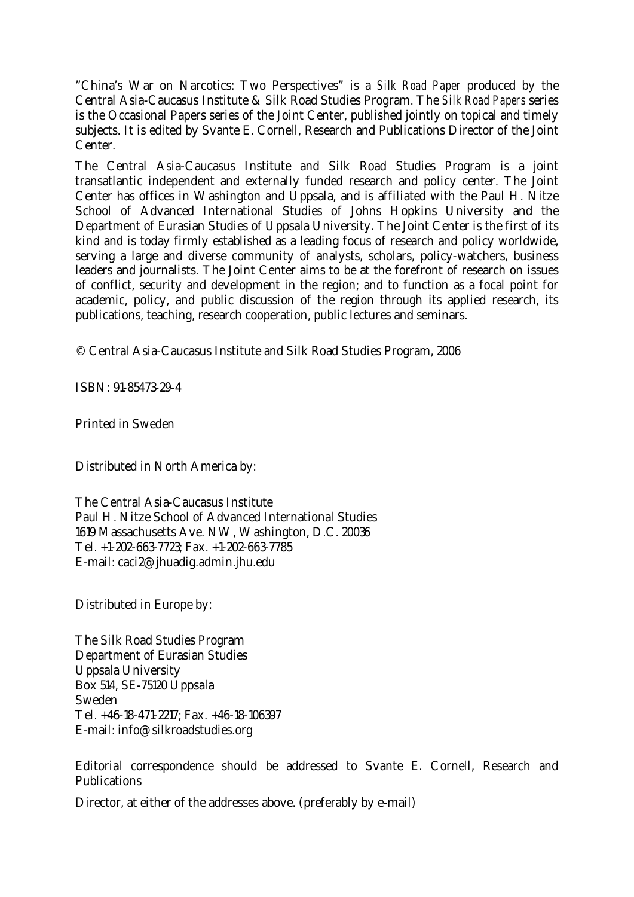"China's War on Narcotics: Two Perspectives" is a *Silk Road Paper* produced by the Central Asia-Caucasus Institute & Silk Road Studies Program. The *Silk Road Papers* series is the Occasional Papers series of the Joint Center, published jointly on topical and timely subjects. It is edited by Svante E. Cornell, Research and Publications Director of the Joint Center.

The Central Asia-Caucasus Institute and Silk Road Studies Program is a joint transatlantic independent and externally funded research and policy center. The Joint Center has offices in Washington and Uppsala, and is affiliated with the Paul H. Nitze School of Advanced International Studies of Johns Hopkins University and the Department of Eurasian Studies of Uppsala University. The Joint Center is the first of its kind and is today firmly established as a leading focus of research and policy worldwide, serving a large and diverse community of analysts, scholars, policy-watchers, business leaders and journalists. The Joint Center aims to be at the forefront of research on issues of conflict, security and development in the region; and to function as a focal point for academic, policy, and public discussion of the region through its applied research, its publications, teaching, research cooperation, public lectures and seminars.

© Central Asia-Caucasus Institute and Silk Road Studies Program, 2006

ISBN: 91-85473-29-4

Printed in Sweden

Distributed in North America by:

The Central Asia-Caucasus Institute
Paul H. Nitze School of Advanced International Studies
1619 Massachusetts Ave. NW, Washington, D.C. 20036
Tel. +1-202-663-7723; Fax. +1-202-663-7785
E-mail: caci2@jhuadig.admin.jhu.edu

Distributed in Europe by:

The Silk Road Studies Program
Department of Eurasian Studies
Uppsala University
Box 514, SE-75120 Uppsala
Sweden
Tel. +46-18-471-2217; Fax. +46-18-106397
E-mail: info@silkroadstudies.org

Editorial correspondence should be addressed to Svante E. Cornell, Research and Publications

Director, at either of the addresses above. (preferably by e-mail)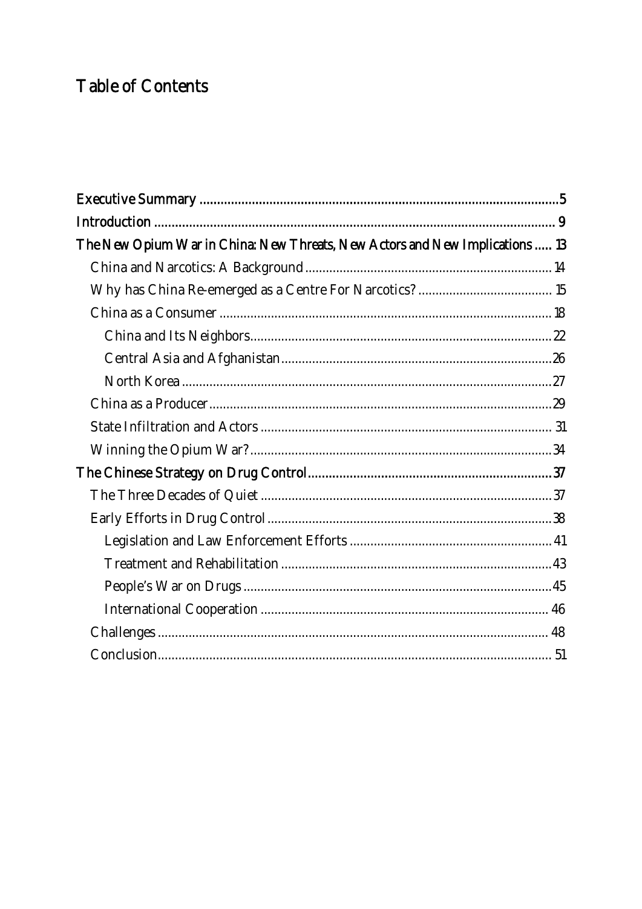# Table of Contents

Executive Summary .....................................................................................................5

Introduction .................................................................................................................. 9

The New Opium War in China: New Threats, New Actors and New Implications ..... 13

- China and Narcotics: A Background ....................................................................... 14
- Why has China Re-emerged as a Centre For Narcotics? ....................................... 15
- China as a Consumer ................................................................................................ 18
  - China and Its Neighbors ....................................................................................... 22
  - Central Asia and Afghanistan .............................................................................. 26
  - North Korea .......................................................................................................... 27
- China as a Producer .................................................................................................. 29
- State Infiltration and Actors .................................................................................... 31
- Winning the Opium War? ....................................................................................... 34

The Chinese Strategy on Drug Control ..................................................................... 37

- The Three Decades of Quiet .................................................................................... 37
- Early Efforts in Drug Control ................................................................................. 38
  - Legislation and Law Enforcement Efforts .......................................................... 41
  - Treatment and Rehabilitation .............................................................................. 43
  - People's War on Drugs ........................................................................................ 45
  - International Cooperation ................................................................................... 46
- Challenges ................................................................................................................ 48
- Conclusion ................................................................................................................ 51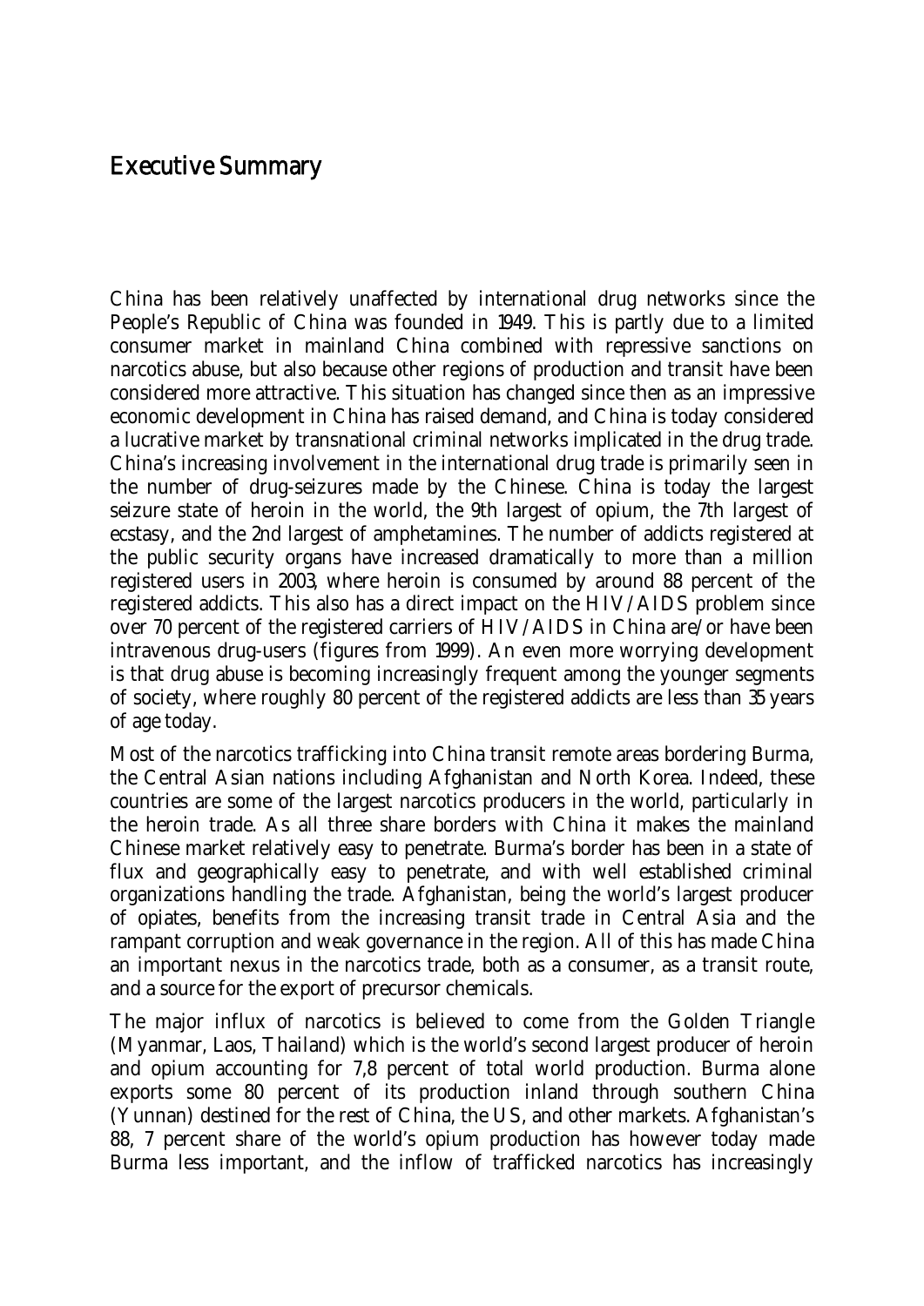# Executive Summary

China has been relatively unaffected by international drug networks since the People's Republic of China was founded in 1949. This is partly due to a limited consumer market in mainland China combined with repressive sanctions on narcotics abuse, but also because other regions of production and transit have been considered more attractive. This situation has changed since then as an impressive economic development in China has raised demand, and China is today considered a lucrative market by transnational criminal networks implicated in the drug trade. China's increasing involvement in the international drug trade is primarily seen in the number of drug-seizures made by the Chinese. China is today the largest seizure state of heroin in the world, the 9th largest of opium, the 7th largest of ecstasy, and the 2nd largest of amphetamines. The number of addicts registered at the public security organs have increased dramatically to more than a million registered users in 2003, where heroin is consumed by around 88 percent of the registered addicts. This also has a direct impact on the HIV/AIDS problem since over 70 percent of the registered carriers of HIV/AIDS in China are/or have been intravenous drug-users (figures from 1999). An even more worrying development is that drug abuse is becoming increasingly frequent among the younger segments of society, where roughly 80 percent of the registered addicts are less than 35 years of age today.

Most of the narcotics trafficking into China transit remote areas bordering Burma, the Central Asian nations including Afghanistan and North Korea. Indeed, these countries are some of the largest narcotics producers in the world, particularly in the heroin trade. As all three share borders with China it makes the mainland Chinese market relatively easy to penetrate. Burma's border has been in a state of flux and geographically easy to penetrate, and with well established criminal organizations handling the trade. Afghanistan, being the world's largest producer of opiates, benefits from the increasing transit trade in Central Asia and the rampant corruption and weak governance in the region. All of this has made China an important nexus in the narcotics trade, both as a consumer, as a transit route, and a source for the export of precursor chemicals.

The major influx of narcotics is believed to come from the Golden Triangle (Myanmar, Laos, Thailand) which is the world's second largest producer of heroin and opium accounting for 7,8 percent of total world production. Burma alone exports some 80 percent of its production inland through southern China (Yunnan) destined for the rest of China, the US, and other markets. Afghanistan's 88, 7 percent share of the world's opium production has however today made Burma less important, and the inflow of trafficked narcotics has increasingly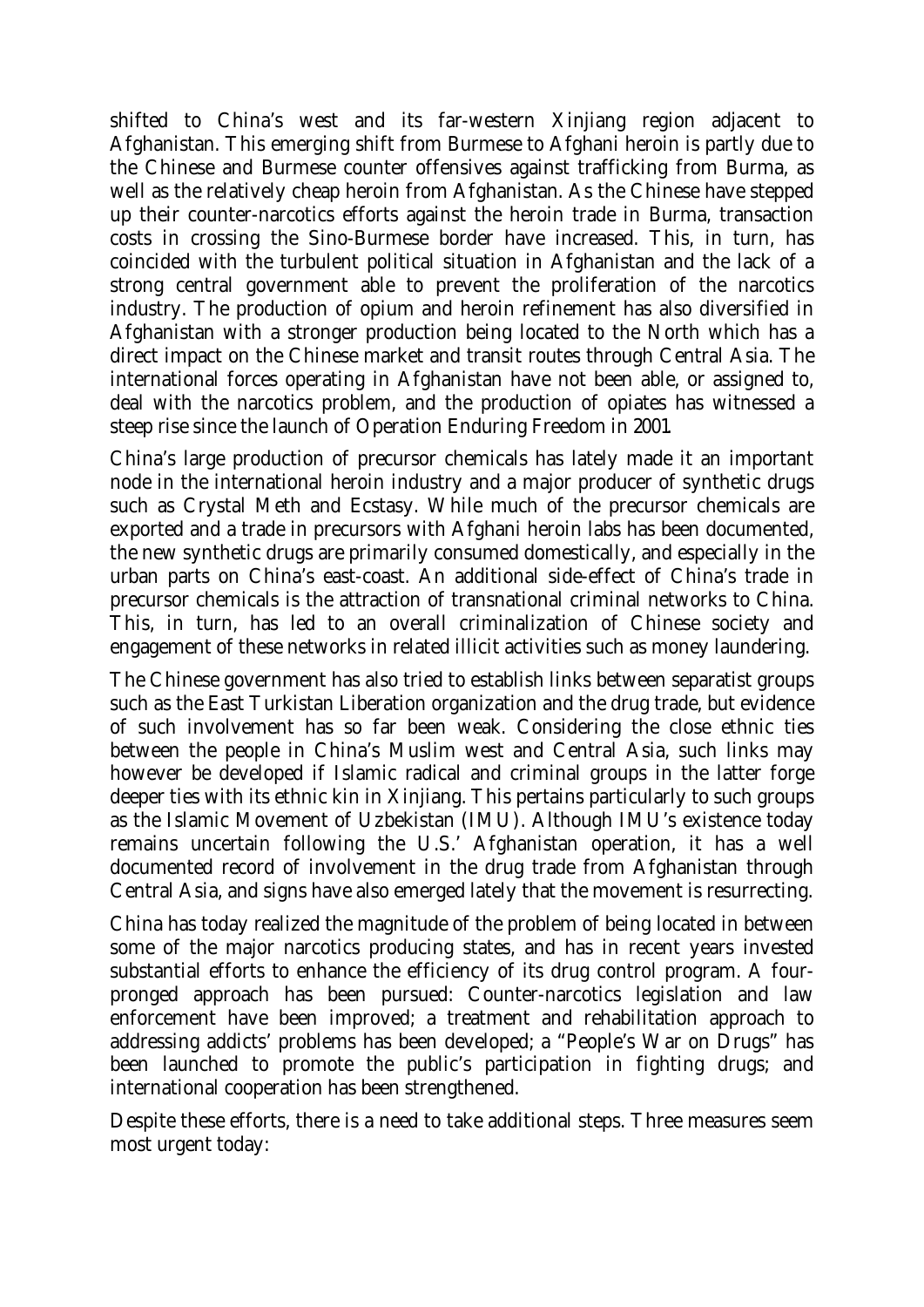shifted to China's west and its far-western Xinjiang region adjacent to Afghanistan. This emerging shift from Burmese to Afghani heroin is partly due to the Chinese and Burmese counter offensives against trafficking from Burma, as well as the relatively cheap heroin from Afghanistan. As the Chinese have stepped up their counter-narcotics efforts against the heroin trade in Burma, transaction costs in crossing the Sino-Burmese border have increased. This, in turn, has coincided with the turbulent political situation in Afghanistan and the lack of a strong central government able to prevent the proliferation of the narcotics industry. The production of opium and heroin refinement has also diversified in Afghanistan with a stronger production being located to the North which has a direct impact on the Chinese market and transit routes through Central Asia. The international forces operating in Afghanistan have not been able, or assigned to, deal with the narcotics problem, and the production of opiates has witnessed a steep rise since the launch of Operation Enduring Freedom in 2001.

China's large production of precursor chemicals has lately made it an important node in the international heroin industry and a major producer of synthetic drugs such as Crystal Meth and Ecstasy. While much of the precursor chemicals are exported and a trade in precursors with Afghani heroin labs has been documented, the new synthetic drugs are primarily consumed domestically, and especially in the urban parts on China's east-coast. An additional side-effect of China's trade in precursor chemicals is the attraction of transnational criminal networks to China. This, in turn, has led to an overall criminalization of Chinese society and engagement of these networks in related illicit activities such as money laundering.

The Chinese government has also tried to establish links between separatist groups such as the East Turkistan Liberation organization and the drug trade, but evidence of such involvement has so far been weak. Considering the close ethnic ties between the people in China's Muslim west and Central Asia, such links may however be developed if Islamic radical and criminal groups in the latter forge deeper ties with its ethnic kin in Xinjiang. This pertains particularly to such groups as the Islamic Movement of Uzbekistan (IMU). Although IMU's existence today remains uncertain following the U.S.' Afghanistan operation, it has a well documented record of involvement in the drug trade from Afghanistan through Central Asia, and signs have also emerged lately that the movement is resurrecting.

China has today realized the magnitude of the problem of being located in between some of the major narcotics producing states, and has in recent years invested substantial efforts to enhance the efficiency of its drug control program. A four-pronged approach has been pursued: Counter-narcotics legislation and law enforcement have been improved; a treatment and rehabilitation approach to addressing addicts' problems has been developed; a "People's War on Drugs" has been launched to promote the public's participation in fighting drugs; and international cooperation has been strengthened.

Despite these efforts, there is a need to take additional steps. Three measures seem most urgent today: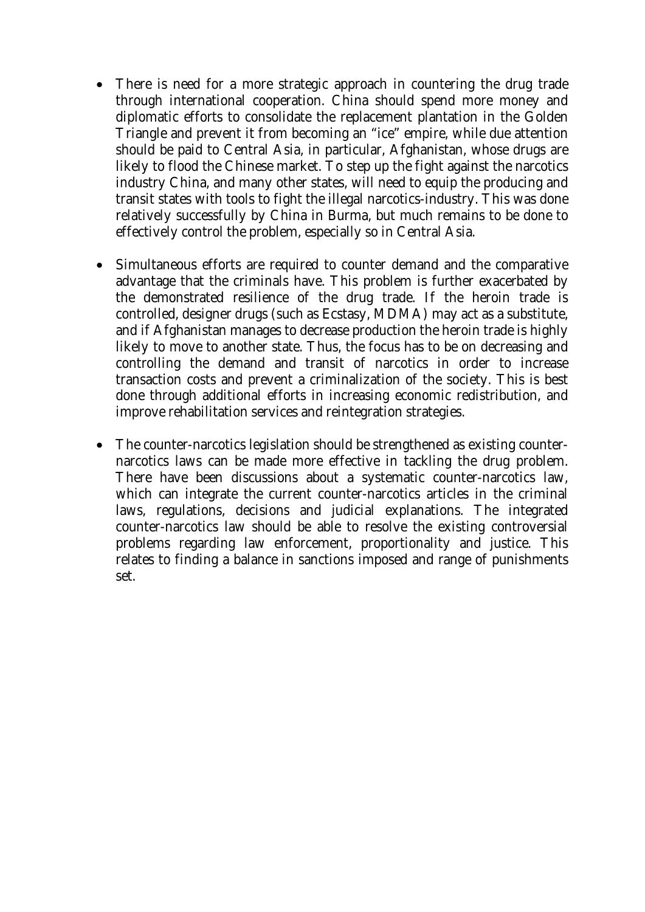- There is need for a more strategic approach in countering the drug trade through international cooperation. China should spend more money and diplomatic efforts to consolidate the replacement plantation in the Golden Triangle and prevent it from becoming an "ice" empire, while due attention should be paid to Central Asia, in particular, Afghanistan, whose drugs are likely to flood the Chinese market. To step up the fight against the narcotics industry China, and many other states, will need to equip the producing and transit states with tools to fight the illegal narcotics-industry. This was done relatively successfully by China in Burma, but much remains to be done to effectively control the problem, especially so in Central Asia.

- Simultaneous efforts are required to counter demand and the comparative advantage that the criminals have. This problem is further exacerbated by the demonstrated resilience of the drug trade. If the heroin trade is controlled, designer drugs (such as Ecstasy, MDMA) may act as a substitute, and if Afghanistan manages to decrease production the heroin trade is highly likely to move to another state. Thus, the focus has to be on decreasing and controlling the demand and transit of narcotics in order to increase transaction costs and prevent a criminalization of the society. This is best done through additional efforts in increasing economic redistribution, and improve rehabilitation services and reintegration strategies.

- The counter-narcotics legislation should be strengthened as existing counter-narcotics laws can be made more effective in tackling the drug problem. There have been discussions about a systematic counter-narcotics law, which can integrate the current counter-narcotics articles in the criminal laws, regulations, decisions and judicial explanations. The integrated counter-narcotics law should be able to resolve the existing controversial problems regarding law enforcement, proportionality and justice. This relates to finding a balance in sanctions imposed and range of punishments set.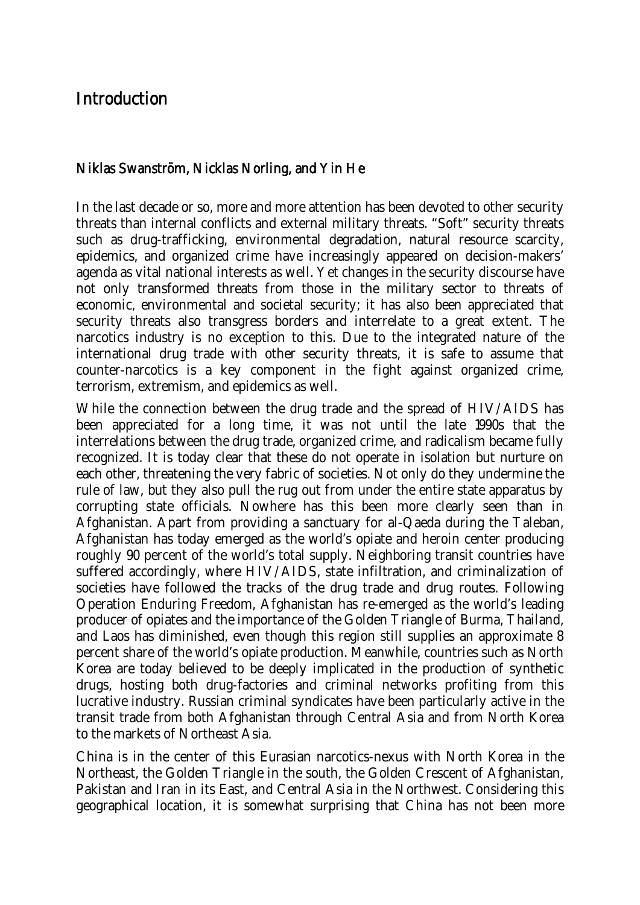# Introduction

## Niklas Swanström, Nicklas Norling, and Yin He

In the last decade or so, more and more attention has been devoted to other security threats than internal conflicts and external military threats. "Soft" security threats such as drug-trafficking, environmental degradation, natural resource scarcity, epidemics, and organized crime have increasingly appeared on decision-makers' agenda as vital national interests as well. Yet changes in the security discourse have not only transformed threats from those in the military sector to threats of economic, environmental and societal security; it has also been appreciated that security threats also transgress borders and interrelate to a great extent. The narcotics industry is no exception to this. Due to the integrated nature of the international drug trade with other security threats, it is safe to assume that counter-narcotics is a key component in the fight against organized crime, terrorism, extremism, and epidemics as well.

While the connection between the drug trade and the spread of HIV/AIDS has been appreciated for a long time, it was not until the late 1990s that the interrelations between the drug trade, organized crime, and radicalism became fully recognized. It is today clear that these do not operate in isolation but nurture on each other, threatening the very fabric of societies. Not only do they undermine the rule of law, but they also pull the rug out from under the entire state apparatus by corrupting state officials. Nowhere has this been more clearly seen than in Afghanistan. Apart from providing a sanctuary for al-Qaeda during the Taleban, Afghanistan has today emerged as the world's opiate and heroin center producing roughly 90 percent of the world's total supply. Neighboring transit countries have suffered accordingly, where HIV/AIDS, state infiltration, and criminalization of societies have followed the tracks of the drug trade and drug routes. Following Operation Enduring Freedom, Afghanistan has re-emerged as the world's leading producer of opiates and the importance of the Golden Triangle of Burma, Thailand, and Laos has diminished, even though this region still supplies an approximate 8 percent share of the world's opiate production. Meanwhile, countries such as North Korea are today believed to be deeply implicated in the production of synthetic drugs, hosting both drug-factories and criminal networks profiting from this lucrative industry. Russian criminal syndicates have been particularly active in the transit trade from both Afghanistan through Central Asia and from North Korea to the markets of Northeast Asia.

China is in the center of this Eurasian narcotics-nexus with North Korea in the Northeast, the Golden Triangle in the south, the Golden Crescent of Afghanistan, Pakistan and Iran in its East, and Central Asia in the Northwest. Considering this geographical location, it is somewhat surprising that China has not been more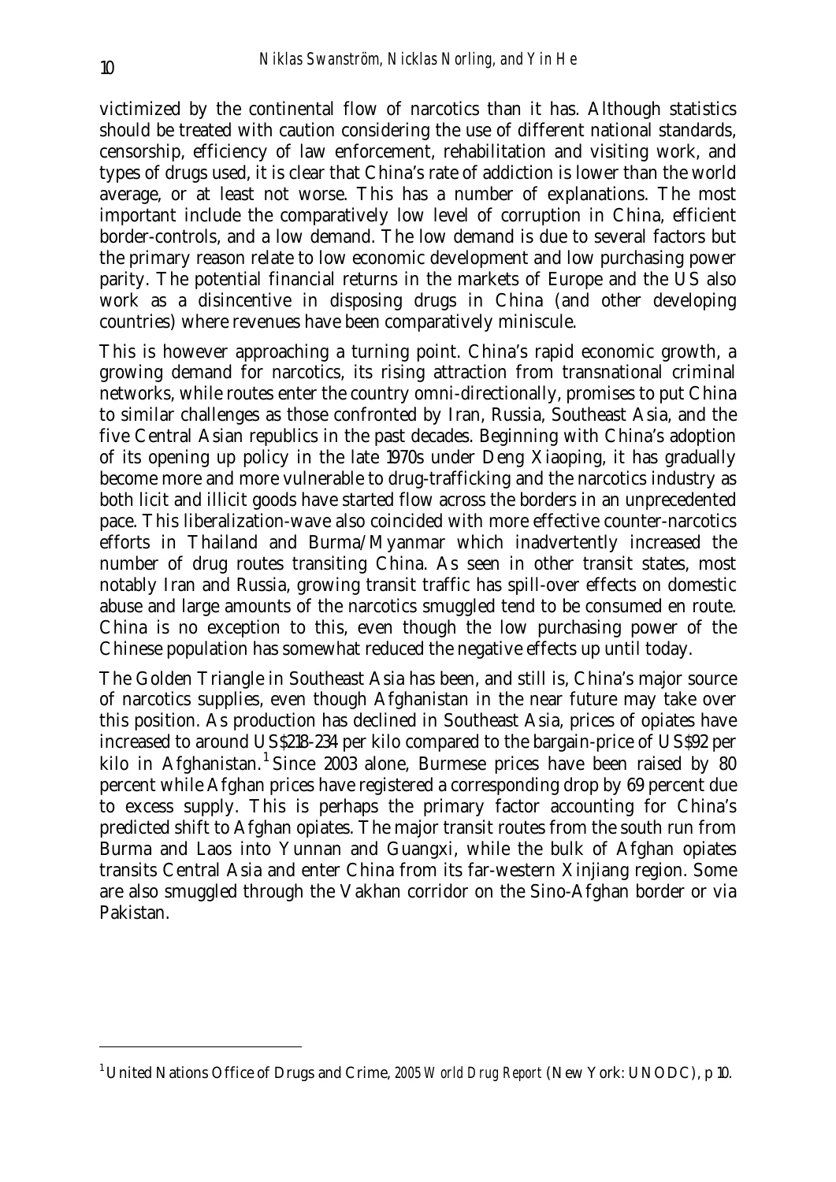victimized by the continental flow of narcotics than it has. Although statistics should be treated with caution considering the use of different national standards, censorship, efficiency of law enforcement, rehabilitation and visiting work, and types of drugs used, it is clear that China's rate of addiction is lower than the world average, or at least not worse. This has a number of explanations. The most important include the comparatively low level of corruption in China, efficient border-controls, and a low demand. The low demand is due to several factors but the primary reason relate to low economic development and low purchasing power parity. The potential financial returns in the markets of Europe and the US also work as a disincentive in disposing drugs in China (and other developing countries) where revenues have been comparatively miniscule.

This is however approaching a turning point. China's rapid economic growth, a growing demand for narcotics, its rising attraction from transnational criminal networks, while routes enter the country omni-directionally, promises to put China to similar challenges as those confronted by Iran, Russia, Southeast Asia, and the five Central Asian republics in the past decades. Beginning with China's adoption of its opening up policy in the late 1970s under Deng Xiaoping, it has gradually become more and more vulnerable to drug-trafficking and the narcotics industry as both licit and illicit goods have started flow across the borders in an unprecedented pace. This liberalization-wave also coincided with more effective counter-narcotics efforts in Thailand and Burma/Myanmar which inadvertently increased the number of drug routes transiting China. As seen in other transit states, most notably Iran and Russia, growing transit traffic has spill-over effects on domestic abuse and large amounts of the narcotics smuggled tend to be consumed en route. China is no exception to this, even though the low purchasing power of the Chinese population has somewhat reduced the negative effects up until today.

The Golden Triangle in Southeast Asia has been, and still is, China's major source of narcotics supplies, even though Afghanistan in the near future may take over this position. As production has declined in Southeast Asia, prices of opiates have increased to around US$218-234 per kilo compared to the bargain-price of US$92 per kilo in Afghanistan.[1] Since 2003 alone, Burmese prices have been raised by 80 percent while Afghan prices have registered a corresponding drop by 69 percent due to excess supply. This is perhaps the primary factor accounting for China's predicted shift to Afghan opiates. The major transit routes from the south run from Burma and Laos into Yunnan and Guangxi, while the bulk of Afghan opiates transits Central Asia and enter China from its far-western Xinjiang region. Some are also smuggled through the Vakhan corridor on the Sino-Afghan border or via Pakistan.

[1] United Nations Office of Drugs and Crime, *2005 World Drug Report* (New York: UNODC), p 10.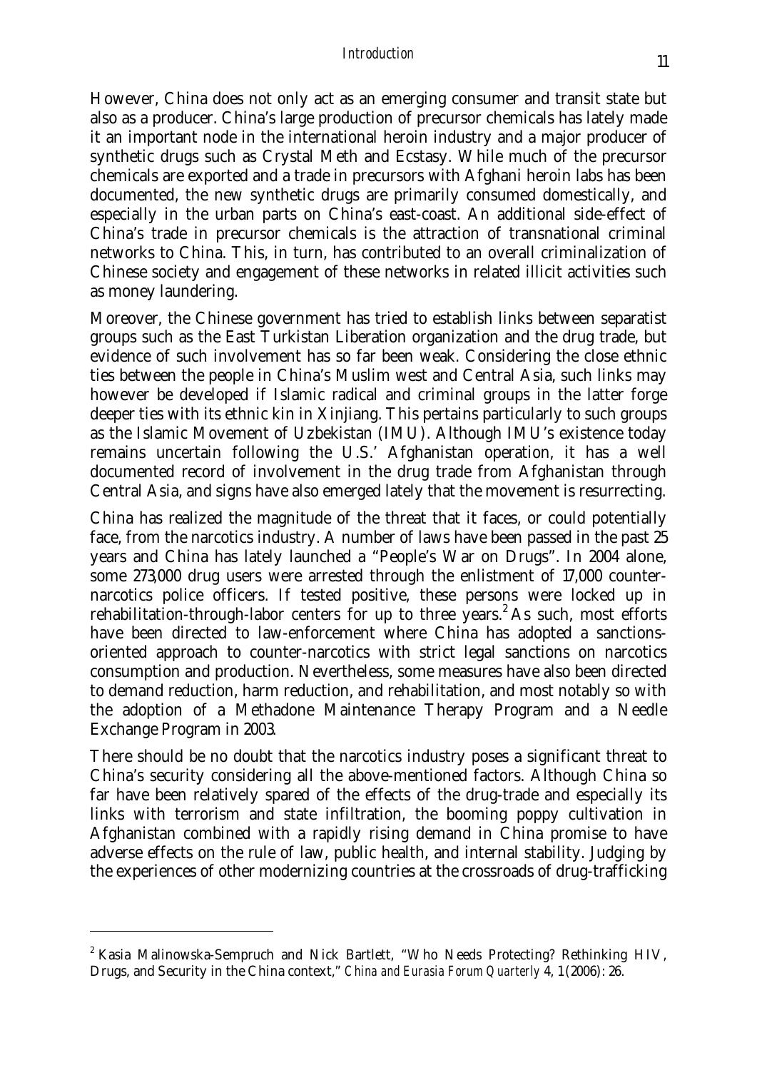However, China does not only act as an emerging consumer and transit state but also as a producer. China's large production of precursor chemicals has lately made it an important node in the international heroin industry and a major producer of synthetic drugs such as Crystal Meth and Ecstasy. While much of the precursor chemicals are exported and a trade in precursors with Afghani heroin labs has been documented, the new synthetic drugs are primarily consumed domestically, and especially in the urban parts on China's east-coast. An additional side-effect of China's trade in precursor chemicals is the attraction of transnational criminal networks to China. This, in turn, has contributed to an overall criminalization of Chinese society and engagement of these networks in related illicit activities such as money laundering.

Moreover, the Chinese government has tried to establish links between separatist groups such as the East Turkistan Liberation organization and the drug trade, but evidence of such involvement has so far been weak. Considering the close ethnic ties between the people in China's Muslim west and Central Asia, such links may however be developed if Islamic radical and criminal groups in the latter forge deeper ties with its ethnic kin in Xinjiang. This pertains particularly to such groups as the Islamic Movement of Uzbekistan (IMU). Although IMU's existence today remains uncertain following the U.S.' Afghanistan operation, it has a well documented record of involvement in the drug trade from Afghanistan through Central Asia, and signs have also emerged lately that the movement is resurrecting.

China has realized the magnitude of the threat that it faces, or could potentially face, from the narcotics industry. A number of laws have been passed in the past 25 years and China has lately launched a "People's War on Drugs". In 2004 alone, some 273,000 drug users were arrested through the enlistment of 17,000 counter-narcotics police officers. If tested positive, these persons were locked up in rehabilitation-through-labor centers for up to three years.[2] As such, most efforts have been directed to law-enforcement where China has adopted a sanctions-oriented approach to counter-narcotics with strict legal sanctions on narcotics consumption and production. Nevertheless, some measures have also been directed to demand reduction, harm reduction, and rehabilitation, and most notably so with the adoption of a Methadone Maintenance Therapy Program and a Needle Exchange Program in 2003.

There should be no doubt that the narcotics industry poses a significant threat to China's security considering all the above-mentioned factors. Although China so far have been relatively spared of the effects of the drug-trade and especially its links with terrorism and state infiltration, the booming poppy cultivation in Afghanistan combined with a rapidly rising demand in China promise to have adverse effects on the rule of law, public health, and internal stability. Judging by the experiences of other modernizing countries at the crossroads of drug-trafficking

---

[2] Kasia Malinowska-Sempruch and Nick Bartlett, "Who Needs Protecting? Rethinking HIV, Drugs, and Security in the China context," *China and Eurasia Forum Quarterly* 4, 1 (2006): 26.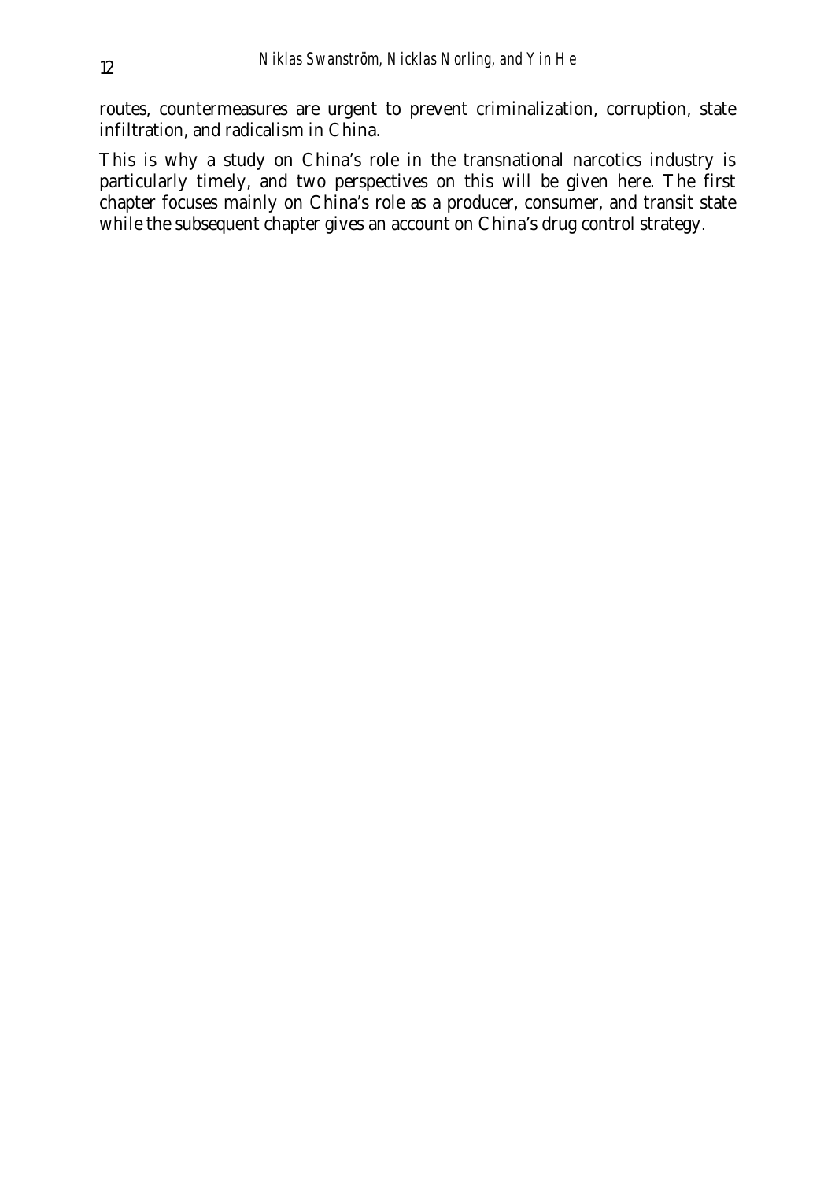routes, countermeasures are urgent to prevent criminalization, corruption, state infiltration, and radicalism in China.

This is why a study on China's role in the transnational narcotics industry is particularly timely, and two perspectives on this will be given here. The first chapter focuses mainly on China's role as a producer, consumer, and transit state while the subsequent chapter gives an account on China's drug control strategy.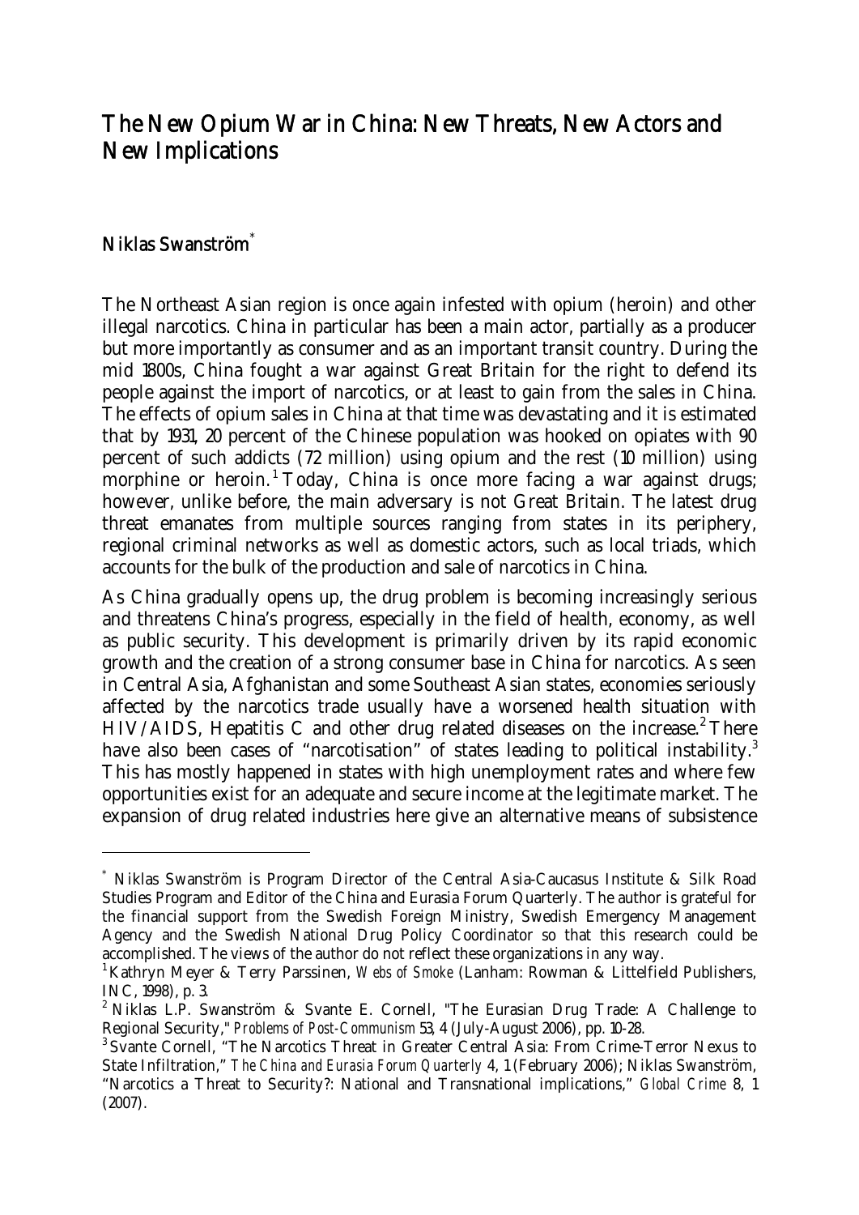# The New Opium War in China: New Threats, New Actors and New Implications

**Niklas Swanström**[*]

The Northeast Asian region is once again infested with opium (heroin) and other illegal narcotics. China in particular has been a main actor, partially as a producer but more importantly as consumer and as an important transit country. During the mid 1800s, China fought a war against Great Britain for the right to defend its people against the import of narcotics, or at least to gain from the sales in China. The effects of opium sales in China at that time was devastating and it is estimated that by 1931, 20 percent of the Chinese population was hooked on opiates with 90 percent of such addicts (72 million) using opium and the rest (10 million) using morphine or heroin.[1] Today, China is once more facing a war against drugs; however, unlike before, the main adversary is not Great Britain. The latest drug threat emanates from multiple sources ranging from states in its periphery, regional criminal networks as well as domestic actors, such as local triads, which accounts for the bulk of the production and sale of narcotics in China.

As China gradually opens up, the drug problem is becoming increasingly serious and threatens China's progress, especially in the field of health, economy, as well as public security. This development is primarily driven by its rapid economic growth and the creation of a strong consumer base in China for narcotics. As seen in Central Asia, Afghanistan and some Southeast Asian states, economies seriously affected by the narcotics trade usually have a worsened health situation with HIV/AIDS, Hepatitis C and other drug related diseases on the increase.[2] There have also been cases of "narcotisation" of states leading to political instability.[3] This has mostly happened in states with high unemployment rates and where few opportunities exist for an adequate and secure income at the legitimate market. The expansion of drug related industries here give an alternative means of subsistence

---

[*] Niklas Swanström is Program Director of the Central Asia-Caucasus Institute & Silk Road Studies Program and Editor of the China and Eurasia Forum Quarterly. The author is grateful for the financial support from the Swedish Foreign Ministry, Swedish Emergency Management Agency and the Swedish National Drug Policy Coordinator so that this research could be accomplished. The views of the author do not reflect these organizations in any way.

[1] Kathryn Meyer & Terry Parssinen, *Webs of Smoke* (Lanham: Rowman & Littelfield Publishers, INC, 1998), p. 3.

[2] Niklas L.P. Swanström & Svante E. Cornell, "The Eurasian Drug Trade: A Challenge to Regional Security," *Problems of Post-Communism* 53, 4 (July-August 2006), pp. 10-28.

[3] Svante Cornell, "The Narcotics Threat in Greater Central Asia: From Crime-Terror Nexus to State Infiltration," *The China and Eurasia Forum Quarterly* 4, 1 (February 2006); Niklas Swanström, "Narcotics a Threat to Security?: National and Transnational implications," *Global Crime* 8, 1 (2007).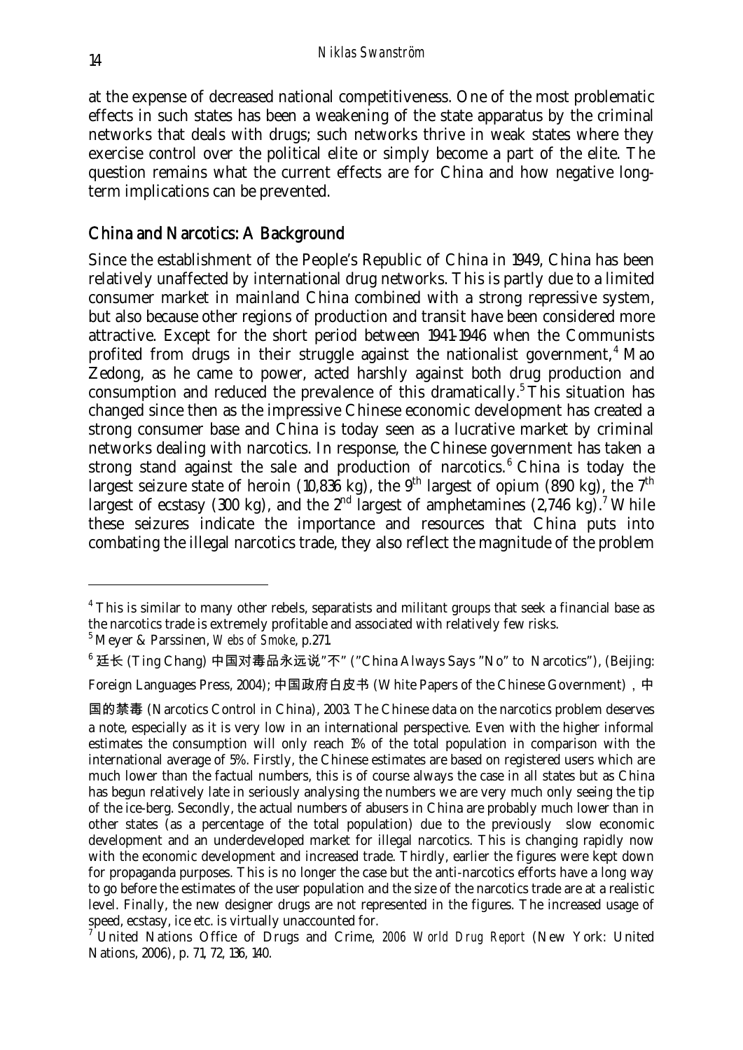at the expense of decreased national competitiveness. One of the most problematic effects in such states has been a weakening of the state apparatus by the criminal networks that deals with drugs; such networks thrive in weak states where they exercise control over the political elite or simply become a part of the elite. The question remains what the current effects are for China and how negative long-term implications can be prevented.

## China and Narcotics: A Background

Since the establishment of the People's Republic of China in 1949, China has been relatively unaffected by international drug networks. This is partly due to a limited consumer market in mainland China combined with a strong repressive system, but also because other regions of production and transit have been considered more attractive. Except for the short period between 1941-1946 when the Communists profited from drugs in their struggle against the nationalist government,[4] Mao Zedong, as he came to power, acted harshly against both drug production and consumption and reduced the prevalence of this dramatically.[5] This situation has changed since then as the impressive Chinese economic development has created a strong consumer base and China is today seen as a lucrative market by criminal networks dealing with narcotics. In response, the Chinese government has taken a strong stand against the sale and production of narcotics.[6] China is today the largest seizure state of heroin (10,836 kg), the 9th largest of opium (890 kg), the 7th largest of ecstasy (300 kg), and the 2nd largest of amphetamines (2,746 kg).[7] While these seizures indicate the importance and resources that China puts into combating the illegal narcotics trade, they also reflect the magnitude of the problem

---

[4] This is similar to many other rebels, separatists and militant groups that seek a financial base as the narcotics trade is extremely profitable and associated with relatively few risks.

[5] Meyer & Parssinen, *Webs of Smoke*, p.271.

[6] 廷长 (Ting Chang) 中国对毒品永远说"不" ("China Always Says "No" to Narcotics"), (Beijing: Foreign Languages Press, 2004); 中国政府白皮书 (White Papers of the Chinese Government)，中国的禁毒 (Narcotics Control in China), 2003. The Chinese data on the narcotics problem deserves a note, especially as it is very low in an international perspective. Even with the higher informal estimates the consumption will only reach 1% of the total population in comparison with the international average of 5%. Firstly, the Chinese estimates are based on registered users which are much lower than the factual numbers, this is of course always the case in all states but as China has begun relatively late in seriously analysing the numbers we are very much only seeing the tip of the ice-berg. Secondly, the actual numbers of abusers in China are probably much lower than in other states (as a percentage of the total population) due to the previously slow economic development and an underdeveloped market for illegal narcotics. This is changing rapidly now with the economic development and increased trade. Thirdly, earlier the figures were kept down for propaganda purposes. This is no longer the case but the anti-narcotics efforts have a long way to go before the estimates of the user population and the size of the narcotics trade are at a realistic level. Finally, the new designer drugs are not represented in the figures. The increased usage of speed, ecstasy, ice etc. is virtually unaccounted for.

[7] United Nations Office of Drugs and Crime, *2006 World Drug Report* (New York: United Nations, 2006), p. 71, 72, 136, 140.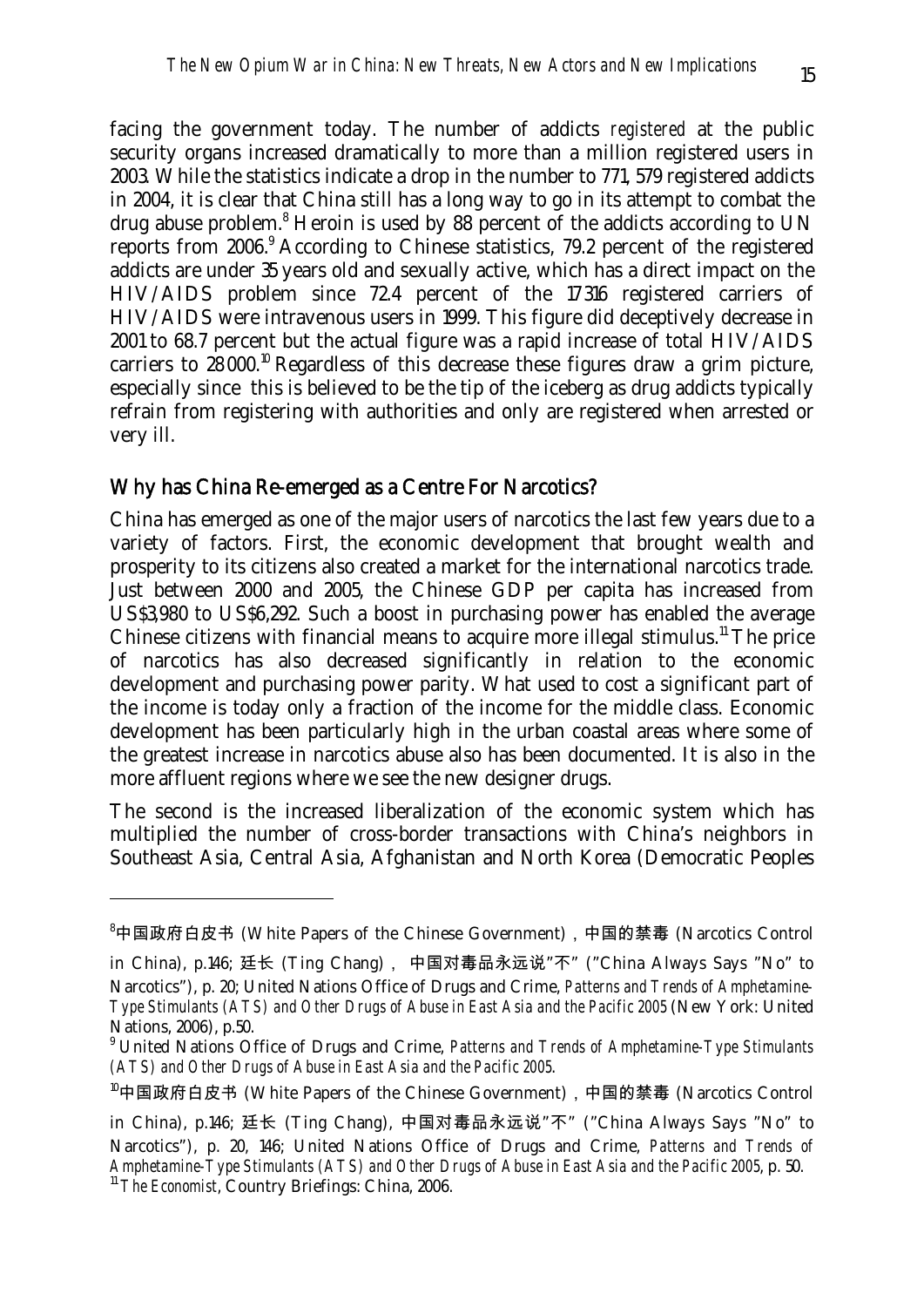facing the government today. The number of addicts *registered* at the public security organs increased dramatically to more than a million registered users in 2003. While the statistics indicate a drop in the number to 771, 579 registered addicts in 2004, it is clear that China still has a long way to go in its attempt to combat the drug abuse problem.[8] Heroin is used by 88 percent of the addicts according to UN reports from 2006.[9] According to Chinese statistics, 79.2 percent of the registered addicts are under 35 years old and sexually active, which has a direct impact on the HIV/AIDS problem since 72.4 percent of the 17 316 registered carriers of HIV/AIDS were intravenous users in 1999. This figure did deceptively decrease in 2001 to 68.7 percent but the actual figure was a rapid increase of total HIV/AIDS carriers to 28 000.[10] Regardless of this decrease these figures draw a grim picture, especially since this is believed to be the tip of the iceberg as drug addicts typically refrain from registering with authorities and only are registered when arrested or very ill.

## Why has China Re-emerged as a Centre For Narcotics?

China has emerged as one of the major users of narcotics the last few years due to a variety of factors. First, the economic development that brought wealth and prosperity to its citizens also created a market for the international narcotics trade. Just between 2000 and 2005, the Chinese GDP per capita has increased from US$3,980 to US$6,292. Such a boost in purchasing power has enabled the average Chinese citizens with financial means to acquire more illegal stimulus.[11] The price of narcotics has also decreased significantly in relation to the economic development and purchasing power parity. What used to cost a significant part of the income is today only a fraction of the income for the middle class. Economic development has been particularly high in the urban coastal areas where some of the greatest increase in narcotics abuse also has been documented. It is also in the more affluent regions where we see the new designer drugs.

The second is the increased liberalization of the economic system which has multiplied the number of cross-border transactions with China's neighbors in Southeast Asia, Central Asia, Afghanistan and North Korea (Democratic Peoples

---

[8] 中国政府白皮书 (White Papers of the Chinese Government) , 中国的禁毒 (Narcotics Control in China), p.146; 廷长 (Ting Chang) , 中国对毒品永远说"不" ("China Always Says "No" to Narcotics"), p. 20; United Nations Office of Drugs and Crime, *Patterns and Trends of Amphetamine-Type Stimulants (ATS) and Other Drugs of Abuse in East Asia and the Pacific 2005* (New York: United Nations, 2006), p.50.

[9] United Nations Office of Drugs and Crime, *Patterns and Trends of Amphetamine-Type Stimulants (ATS) and Other Drugs of Abuse in East Asia and the Pacific 2005*.

[10] 中国政府白皮书 (White Papers of the Chinese Government) , 中国的禁毒 (Narcotics Control in China), p.146; 廷长 (Ting Chang), 中国对毒品永远说"不" ("China Always Says "No" to Narcotics"), p. 20, 146; United Nations Office of Drugs and Crime, *Patterns and Trends of Amphetamine-Type Stimulants (ATS) and Other Drugs of Abuse in East Asia and the Pacific 2005*, p. 50.

[11] *The Economist*, Country Briefings: China, 2006.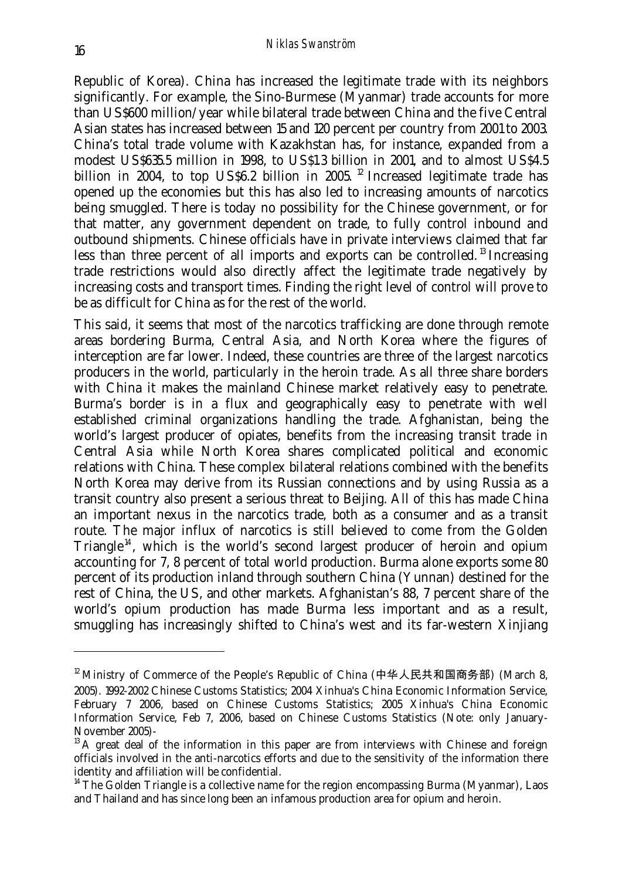Republic of Korea). China has increased the legitimate trade with its neighbors significantly. For example, the Sino-Burmese (Myanmar) trade accounts for more than US$600 million/year while bilateral trade between China and the five Central Asian states has increased between 15 and 120 percent per country from 2001 to 2003. China's total trade volume with Kazakhstan has, for instance, expanded from a modest US$635.5 million in 1998, to US$1.3 billion in 2001, and to almost US$4.5 billion in 2004, to top US$6.2 billion in 2005.[12] Increased legitimate trade has opened up the economies but this has also led to increasing amounts of narcotics being smuggled. There is today no possibility for the Chinese government, or for that matter, any government dependent on trade, to fully control inbound and outbound shipments. Chinese officials have in private interviews claimed that far less than three percent of all imports and exports can be controlled.[13] Increasing trade restrictions would also directly affect the legitimate trade negatively by increasing costs and transport times. Finding the right level of control will prove to be as difficult for China as for the rest of the world.

This said, it seems that most of the narcotics trafficking are done through remote areas bordering Burma, Central Asia, and North Korea where the figures of interception are far lower. Indeed, these countries are three of the largest narcotics producers in the world, particularly in the heroin trade. As all three share borders with China it makes the mainland Chinese market relatively easy to penetrate. Burma's border is in a flux and geographically easy to penetrate with well established criminal organizations handling the trade. Afghanistan, being the world's largest producer of opiates, benefits from the increasing transit trade in Central Asia while North Korea shares complicated political and economic relations with China. These complex bilateral relations combined with the benefits North Korea may derive from its Russian connections and by using Russia as a transit country also present a serious threat to Beijing. All of this has made China an important nexus in the narcotics trade, both as a consumer and as a transit route. The major influx of narcotics is still believed to come from the Golden Triangle[14], which is the world's second largest producer of heroin and opium accounting for 7, 8 percent of total world production. Burma alone exports some 80 percent of its production inland through southern China (Yunnan) destined for the rest of China, the US, and other markets. Afghanistan's 88, 7 percent share of the world's opium production has made Burma less important and as a result, smuggling has increasingly shifted to China's west and its far-western Xinjiang

---

[12] Ministry of Commerce of the People's Republic of China (中华人民共和国商务部) (March 8, 2005). 1992-2002 Chinese Customs Statistics; 2004 Xinhua's China Economic Information Service, February 7 2006, based on Chinese Customs Statistics; 2005 Xinhua's China Economic Information Service, Feb 7, 2006, based on Chinese Customs Statistics (Note: only January-November 2005)-

[13] A great deal of the information in this paper are from interviews with Chinese and foreign officials involved in the anti-narcotics efforts and due to the sensitivity of the information there identity and affiliation will be confidential.

[14] The Golden Triangle is a collective name for the region encompassing Burma (Myanmar), Laos and Thailand and has since long been an infamous production area for opium and heroin.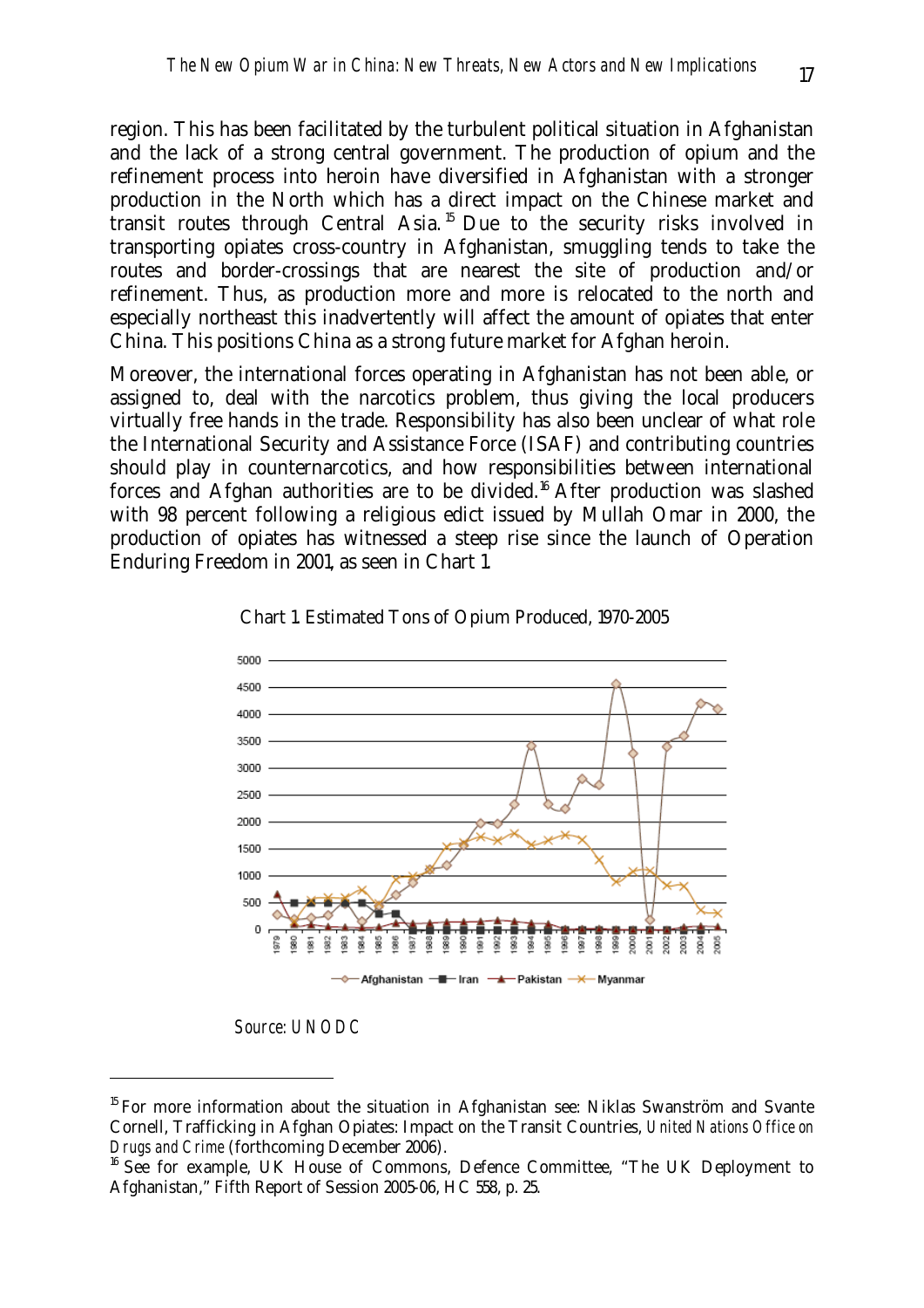region. This has been facilitated by the turbulent political situation in Afghanistan and the lack of a strong central government. The production of opium and the refinement process into heroin have diversified in Afghanistan with a stronger production in the North which has a direct impact on the Chinese market and transit routes through Central Asia.[15] Due to the security risks involved in transporting opiates cross-country in Afghanistan, smuggling tends to take the routes and border-crossings that are nearest the site of production and/or refinement. Thus, as production more and more is relocated to the north and especially northeast this inadvertently will affect the amount of opiates that enter China. This positions China as a strong future market for Afghan heroin.

Moreover, the international forces operating in Afghanistan has not been able, or assigned to, deal with the narcotics problem, thus giving the local producers virtually free hands in the trade. Responsibility has also been unclear of what role the International Security and Assistance Force (ISAF) and contributing countries should play in counternarcotics, and how responsibilities between international forces and Afghan authorities are to be divided.[16] After production was slashed with 98 percent following a religious edict issued by Mullah Omar in 2000, the production of opiates has witnessed a steep rise since the launch of Operation Enduring Freedom in 2001, as seen in Chart 1.

Chart 1. Estimated Tons of Opium Produced, 1970-2005

*Source: UNODC*

---

[15] For more information about the situation in Afghanistan see: Niklas Swanström and Svante Cornell, Trafficking in Afghan Opiates: Impact on the Transit Countries, *United Nations Office on Drugs and Crime* (forthcoming December 2006).

[16] See for example, UK House of Commons, Defence Committee, "The UK Deployment to Afghanistan," Fifth Report of Session 2005-06, HC 558, p. 25.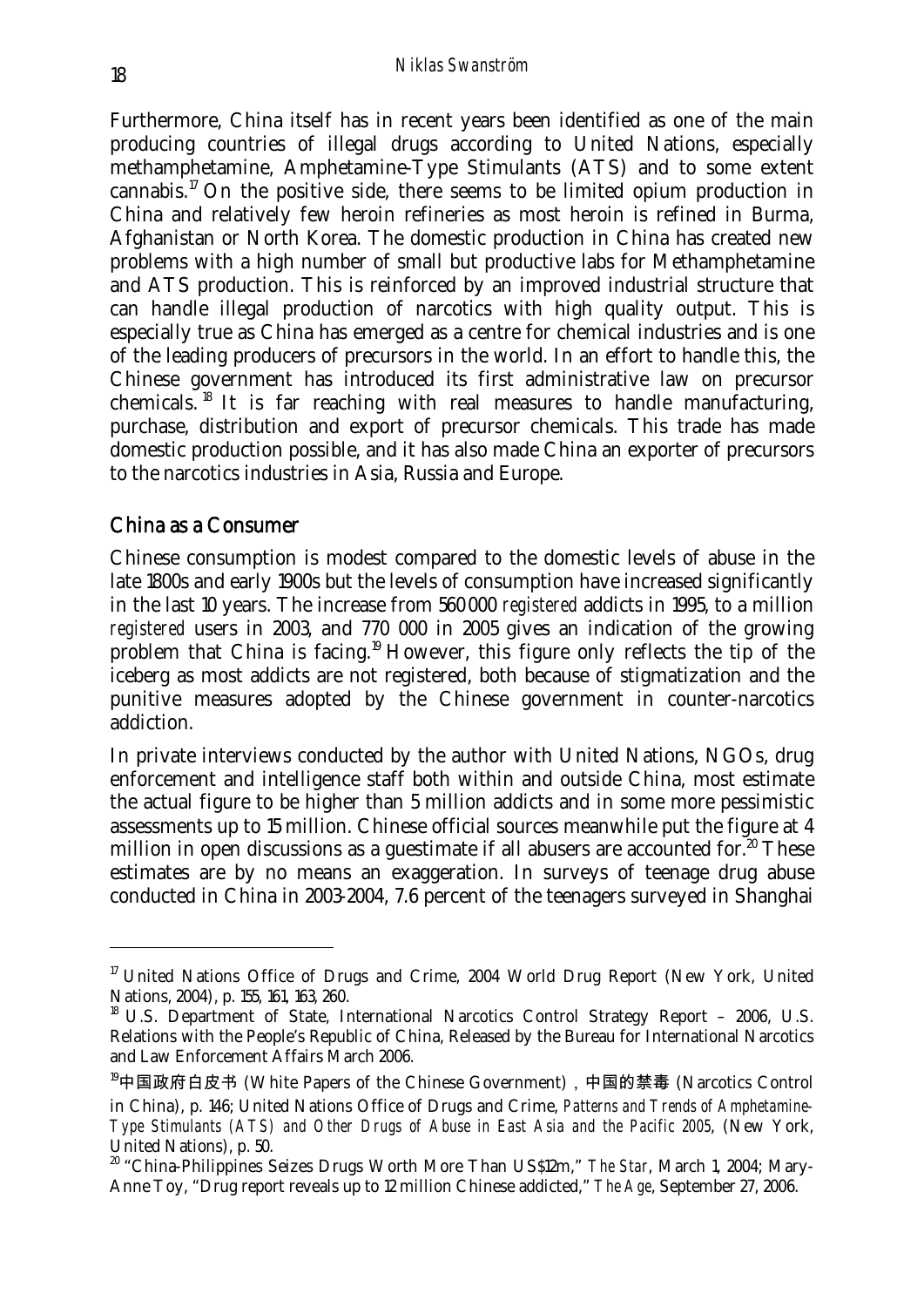Furthermore, China itself has in recent years been identified as one of the main producing countries of illegal drugs according to United Nations, especially methamphetamine, Amphetamine-Type Stimulants (ATS) and to some extent cannabis.[17] On the positive side, there seems to be limited opium production in China and relatively few heroin refineries as most heroin is refined in Burma, Afghanistan or North Korea. The domestic production in China has created new problems with a high number of small but productive labs for Methamphetamine and ATS production. This is reinforced by an improved industrial structure that can handle illegal production of narcotics with high quality output. This is especially true as China has emerged as a centre for chemical industries and is one of the leading producers of precursors in the world. In an effort to handle this, the Chinese government has introduced its first administrative law on precursor chemicals.[18] It is far reaching with real measures to handle manufacturing, purchase, distribution and export of precursor chemicals. This trade has made domestic production possible, and it has also made China an exporter of precursors to the narcotics industries in Asia, Russia and Europe.

## China as a Consumer

Chinese consumption is modest compared to the domestic levels of abuse in the late 1800s and early 1900s but the levels of consumption have increased significantly in the last 10 years. The increase from 560 000 *registered* addicts in 1995, to a million *registered* users in 2003, and 770 000 in 2005 gives an indication of the growing problem that China is facing.[19] However, this figure only reflects the tip of the iceberg as most addicts are not registered, both because of stigmatization and the punitive measures adopted by the Chinese government in counter-narcotics addiction.

In private interviews conducted by the author with United Nations, NGOs, drug enforcement and intelligence staff both within and outside China, most estimate the actual figure to be higher than 5 million addicts and in some more pessimistic assessments up to 15 million. Chinese official sources meanwhile put the figure at 4 million in open discussions as a guestimate if all abusers are accounted for.[20] These estimates are by no means an exaggeration. In surveys of teenage drug abuse conducted in China in 2003-2004, 7.6 percent of the teenagers surveyed in Shanghai

---

[17] United Nations Office of Drugs and Crime, 2004 World Drug Report (New York, United Nations, 2004), p. 155, 161, 163, 260.

[18] U.S. Department of State, International Narcotics Control Strategy Report – 2006, U.S. Relations with the People's Republic of China, Released by the Bureau for International Narcotics and Law Enforcement Affairs March 2006.

[19] 中国政府白皮书 (White Papers of the Chinese Government) , 中国的禁毒 (Narcotics Control in China), p. 146; United Nations Office of Drugs and Crime, *Patterns and Trends of Amphetamine-Type Stimulants (ATS) and Other Drugs of Abuse in East Asia and the Pacific 2005*, (New York, United Nations), p. 50.

[20] "China-Philippines Seizes Drugs Worth More Than US$12m," *The Star*, March 1, 2004; Mary-Anne Toy, "Drug report reveals up to 12 million Chinese addicted," *The Age*, September 27, 2006.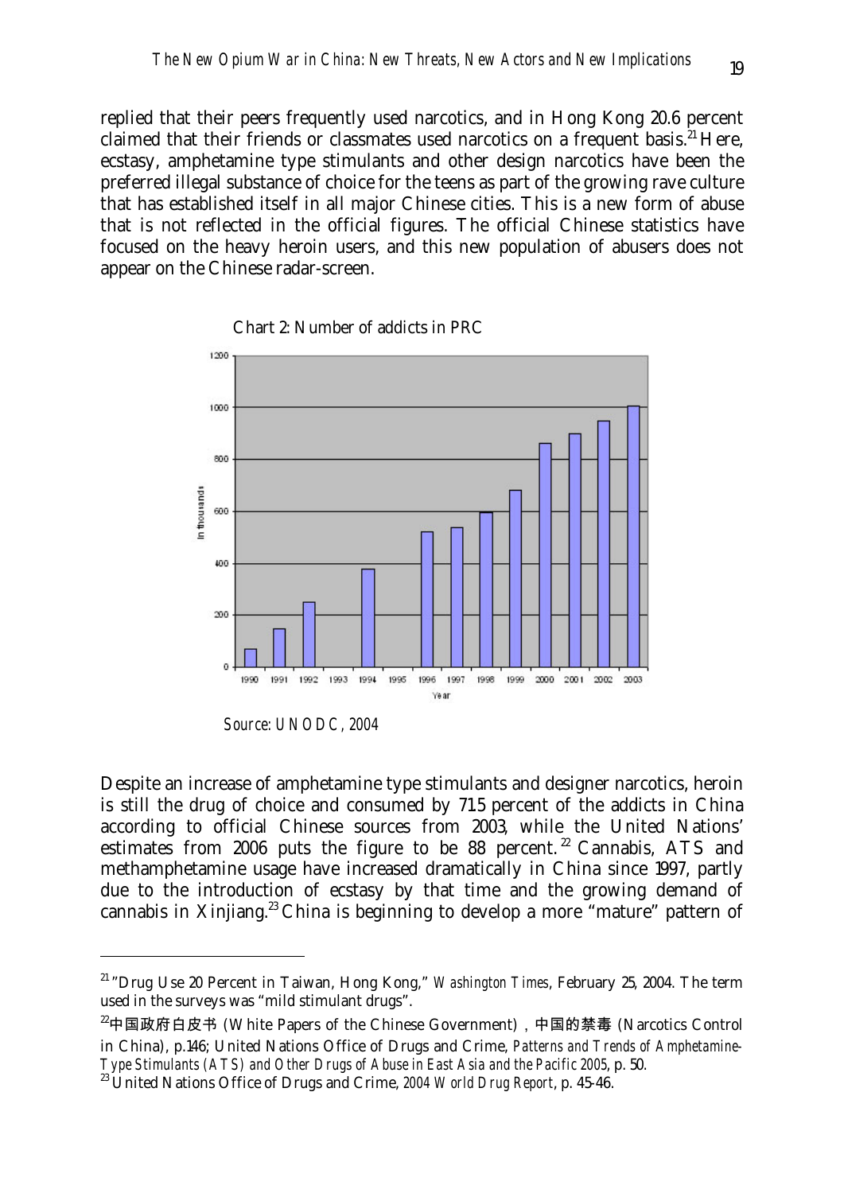replied that their peers frequently used narcotics, and in Hong Kong 20.6 percent claimed that their friends or classmates used narcotics on a frequent basis.[21] Here, ecstasy, amphetamine type stimulants and other design narcotics have been the preferred illegal substance of choice for the teens as part of the growing rave culture that has established itself in all major Chinese cities. This is a new form of abuse that is not reflected in the official figures. The official Chinese statistics have focused on the heavy heroin users, and this new population of abusers does not appear on the Chinese radar-screen.

Chart 2: Number of addicts in PRC

*Source: UNODC, 2004*

Despite an increase of amphetamine type stimulants and designer narcotics, heroin is still the drug of choice and consumed by 71.5 percent of the addicts in China according to official Chinese sources from 2003, while the United Nations' estimates from 2006 puts the figure to be 88 percent.[22] Cannabis, ATS and methamphetamine usage have increased dramatically in China since 1997, partly due to the introduction of ecstasy by that time and the growing demand of cannabis in Xinjiang.[23] China is beginning to develop a more "mature" pattern of

---

[21] "Drug Use 20 Percent in Taiwan, Hong Kong," *Washington Times*, February 25, 2004. The term used in the surveys was "mild stimulant drugs".

[22] 中国政府白皮书 (White Papers of the Chinese Government), 中国的禁毒 (Narcotics Control in China), p.146; United Nations Office of Drugs and Crime, *Patterns and Trends of Amphetamine-Type Stimulants (ATS) and Other Drugs of Abuse in East Asia and the Pacific 2005*, p. 50.

[23] United Nations Office of Drugs and Crime, *2004 World Drug Report*, p. 45-46.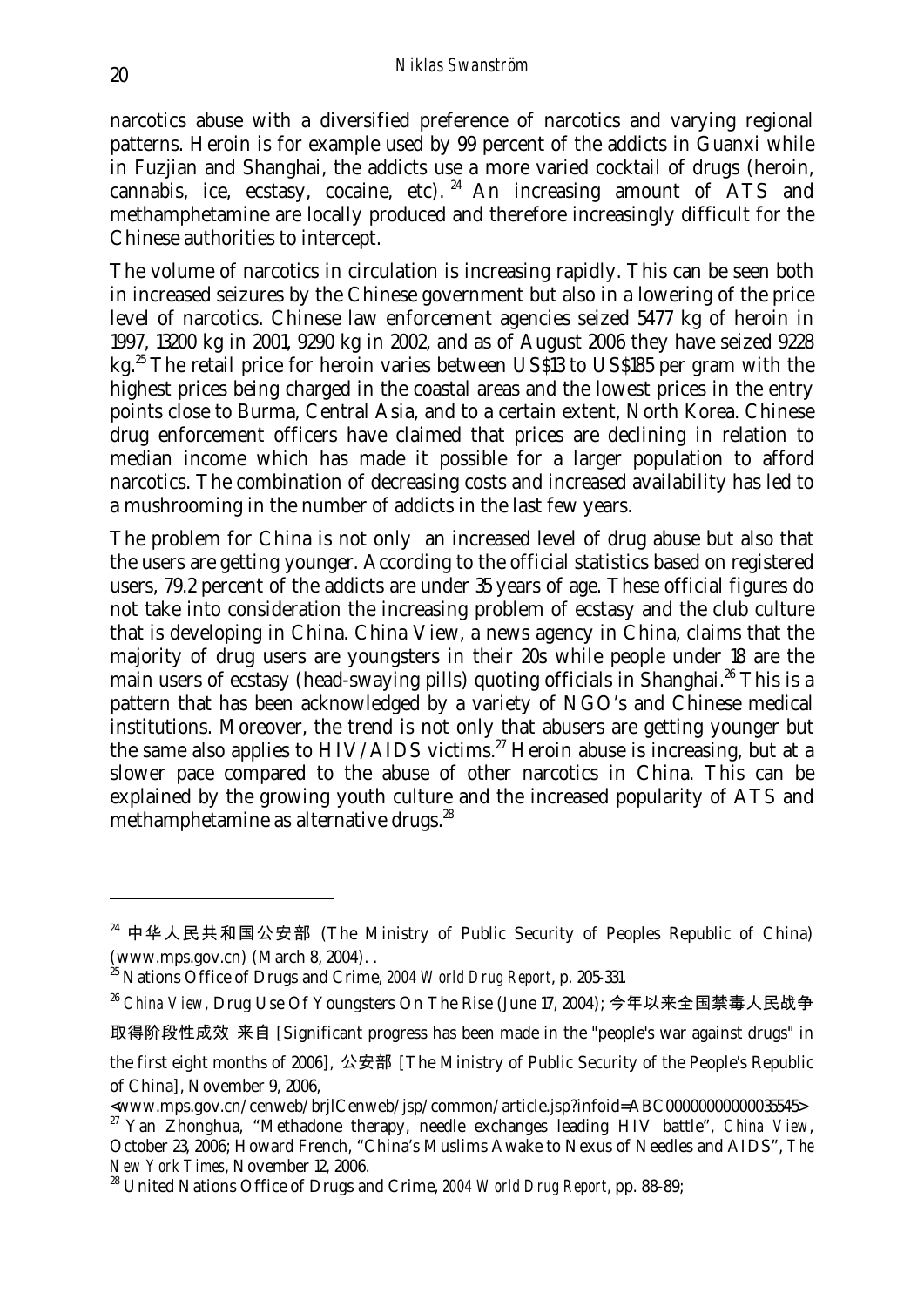narcotics abuse with a diversified preference of narcotics and varying regional patterns. Heroin is for example used by 99 percent of the addicts in Guanxi while in Fuzjian and Shanghai, the addicts use a more varied cocktail of drugs (heroin, cannabis, ice, ecstasy, cocaine, etc).[24] An increasing amount of ATS and methamphetamine are locally produced and therefore increasingly difficult for the Chinese authorities to intercept.

The volume of narcotics in circulation is increasing rapidly. This can be seen both in increased seizures by the Chinese government but also in a lowering of the price level of narcotics. Chinese law enforcement agencies seized 5477 kg of heroin in 1997, 13200 kg in 2001, 9290 kg in 2002, and as of August 2006 they have seized 9228 kg.[25] The retail price for heroin varies between US$13 to US$185 per gram with the highest prices being charged in the coastal areas and the lowest prices in the entry points close to Burma, Central Asia, and to a certain extent, North Korea. Chinese drug enforcement officers have claimed that prices are declining in relation to median income which has made it possible for a larger population to afford narcotics. The combination of decreasing costs and increased availability has led to a mushrooming in the number of addicts in the last few years.

The problem for China is not only an increased level of drug abuse but also that the users are getting younger. According to the official statistics based on registered users, 79.2 percent of the addicts are under 35 years of age. These official figures do not take into consideration the increasing problem of ecstasy and the club culture that is developing in China. China View, a news agency in China, claims that the majority of drug users are youngsters in their 20s while people under 18 are the main users of ecstasy (head-swaying pills) quoting officials in Shanghai.[26] This is a pattern that has been acknowledged by a variety of NGO's and Chinese medical institutions. Moreover, the trend is not only that abusers are getting younger but the same also applies to HIV/AIDS victims.[27] Heroin abuse is increasing, but at a slower pace compared to the abuse of other narcotics in China. This can be explained by the growing youth culture and the increased popularity of ATS and methamphetamine as alternative drugs.[28]

---

[24] 中华人民共和国公安部 (The Ministry of Public Security of Peoples Republic of China) (www.mps.gov.cn) (March 8, 2004). .

[25] Nations Office of Drugs and Crime, *2004 World Drug Report*, p. 205-331.

[26] *China View*, Drug Use Of Youngsters On The Rise (June 17, 2004); 今年以来全国禁毒人民战争取得阶段性成效 来自 [Significant progress has been made in the "people's war against drugs" in the first eight months of 2006], 公安部 [The Ministry of Public Security of the People's Republic of China], November 9, 2006, <www.mps.gov.cn/cenweb/brjlCenweb/jsp/common/article.jsp?infoid=ABC00000000000035545>

[27] Yan Zhonghua, "Methadone therapy, needle exchanges leading HIV battle", *China View*, October 23, 2006; Howard French, "China's Muslims Awake to Nexus of Needles and AIDS", *The New York Times*, November 12, 2006.

[28] United Nations Office of Drugs and Crime, *2004 World Drug Report*, pp. 88-89;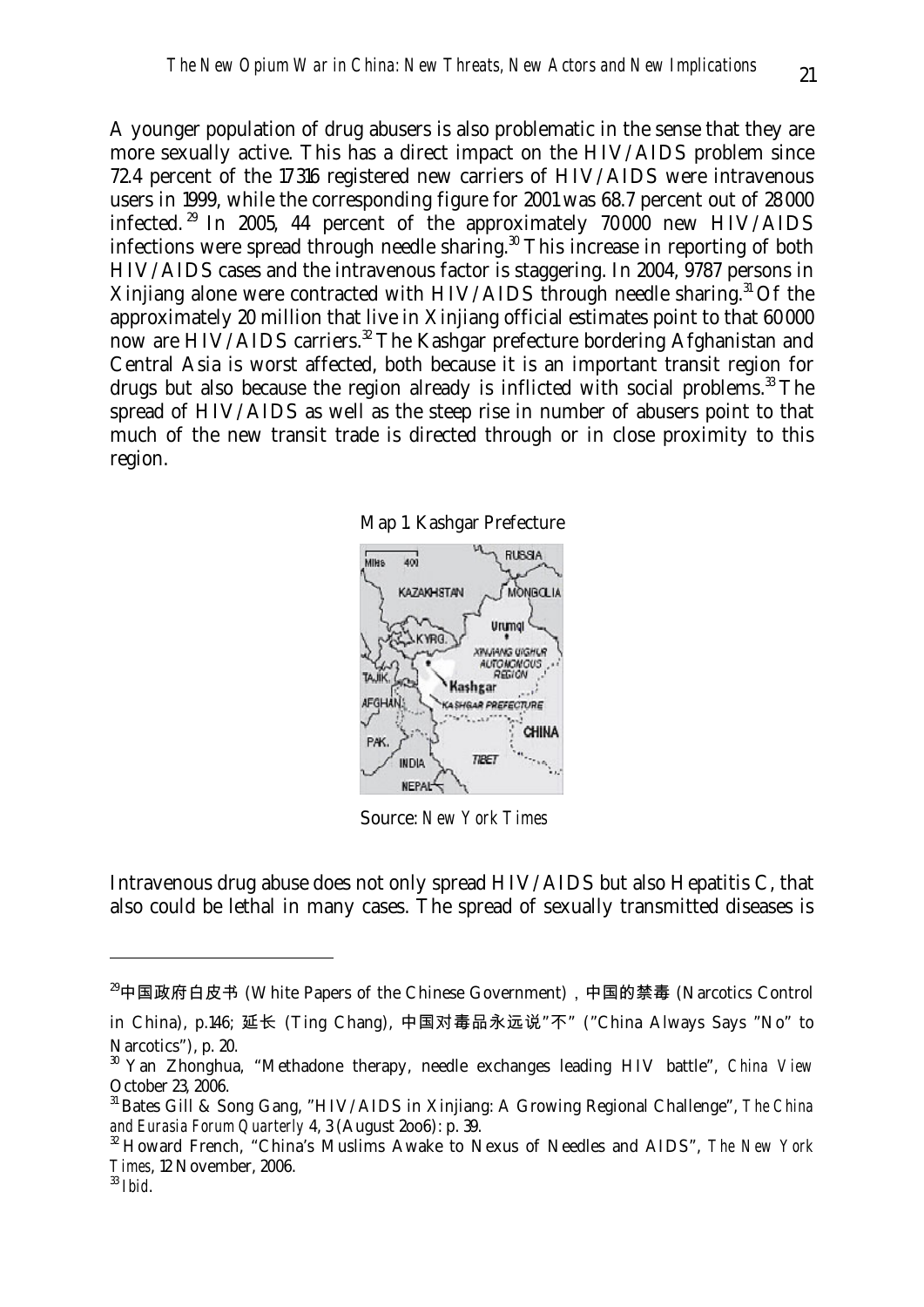A younger population of drug abusers is also problematic in the sense that they are more sexually active. This has a direct impact on the HIV/AIDS problem since 72.4 percent of the 17316 registered new carriers of HIV/AIDS were intravenous users in 1999, while the corresponding figure for 2001 was 68.7 percent out of 28000 infected.[29] In 2005, 44 percent of the approximately 70000 new HIV/AIDS infections were spread through needle sharing.[30] This increase in reporting of both HIV/AIDS cases and the intravenous factor is staggering. In 2004, 9787 persons in Xinjiang alone were contracted with HIV/AIDS through needle sharing.[31] Of the approximately 20 million that live in Xinjiang official estimates point to that 60000 now are HIV/AIDS carriers.[32] The Kashgar prefecture bordering Afghanistan and Central Asia is worst affected, both because it is an important transit region for drugs but also because the region already is inflicted with social problems.[33] The spread of HIV/AIDS as well as the steep rise in number of abusers point to that much of the new transit trade is directed through or in close proximity to this region.

Map 1. Kashgar Prefecture

Source: *New York Times*

Intravenous drug abuse does not only spread HIV/AIDS but also Hepatitis C, that also could be lethal in many cases. The spread of sexually transmitted diseases is

---

[29] 中国政府白皮书 (White Papers of the Chinese Government)，中国的禁毒 (Narcotics Control in China), p.146; 延长 (Ting Chang), 中国对毒品永远说"不" ("China Always Says "No" to Narcotics"), p. 20.

[30] Yan Zhonghua, "Methadone therapy, needle exchanges leading HIV battle", *China View* October 23, 2006.

[31] Bates Gill & Song Gang, "HIV/AIDS in Xinjiang: A Growing Regional Challenge", *The China and Eurasia Forum Quarterly* 4, 3 (August 2006): p. 39.

[32] Howard French, "China's Muslims Awake to Nexus of Needles and AIDS", *The New York Times*, 12 November, 2006.

[33] *Ibid*.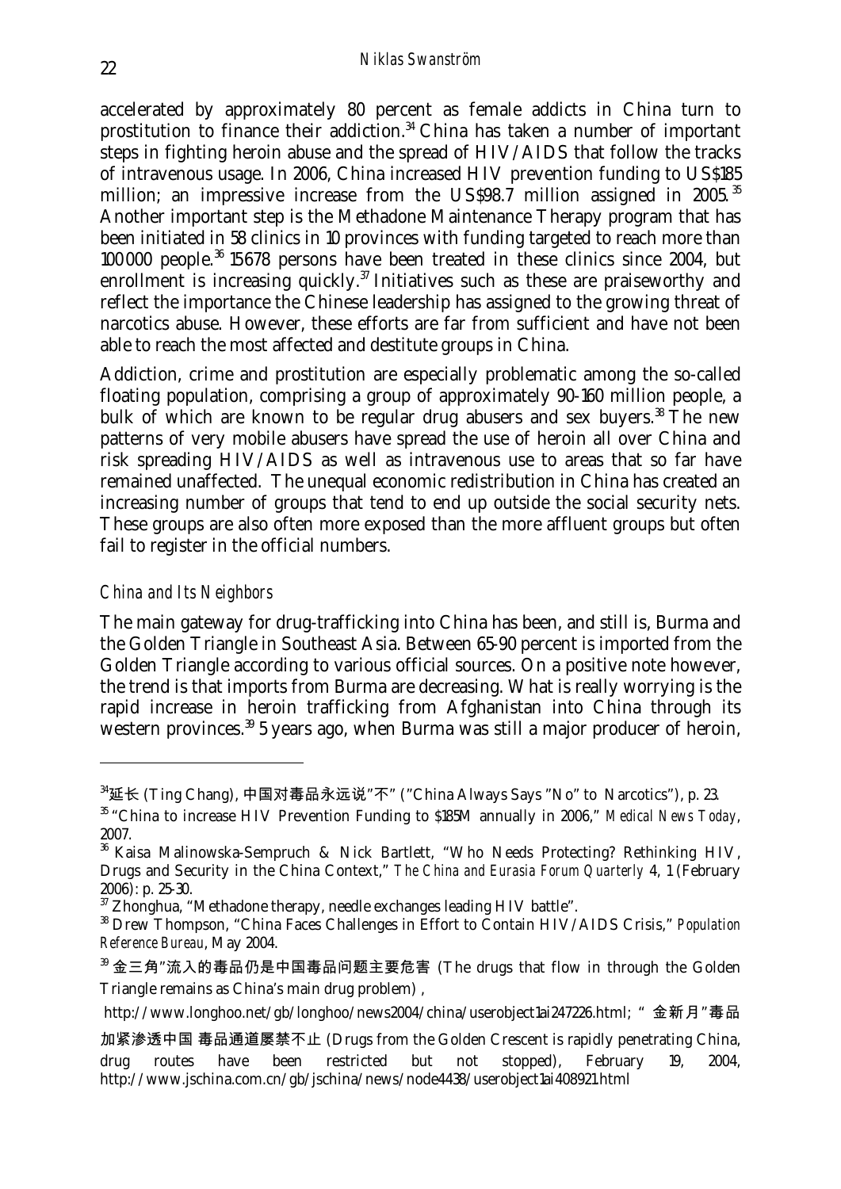accelerated by approximately 80 percent as female addicts in China turn to prostitution to finance their addiction.[34] China has taken a number of important steps in fighting heroin abuse and the spread of HIV/AIDS that follow the tracks of intravenous usage. In 2006, China increased HIV prevention funding to US$185 million; an impressive increase from the US$98.7 million assigned in 2005.[35] Another important step is the Methadone Maintenance Therapy program that has been initiated in 58 clinics in 10 provinces with funding targeted to reach more than 100 000 people.[36] 15678 persons have been treated in these clinics since 2004, but enrollment is increasing quickly.[37] Initiatives such as these are praiseworthy and reflect the importance the Chinese leadership has assigned to the growing threat of narcotics abuse. However, these efforts are far from sufficient and have not been able to reach the most affected and destitute groups in China.

Addiction, crime and prostitution are especially problematic among the so-called floating population, comprising a group of approximately 90-160 million people, a bulk of which are known to be regular drug abusers and sex buyers.[38] The new patterns of very mobile abusers have spread the use of heroin all over China and risk spreading HIV/AIDS as well as intravenous use to areas that so far have remained unaffected. The unequal economic redistribution in China has created an increasing number of groups that tend to end up outside the social security nets. These groups are also often more exposed than the more affluent groups but often fail to register in the official numbers.

### *China and Its Neighbors*

The main gateway for drug-trafficking into China has been, and still is, Burma and the Golden Triangle in Southeast Asia. Between 65-90 percent is imported from the Golden Triangle according to various official sources. On a positive note however, the trend is that imports from Burma are decreasing. What is really worrying is the rapid increase in heroin trafficking from Afghanistan into China through its western provinces.[39] 5 years ago, when Burma was still a major producer of heroin,

---

[34] 延长 (Ting Chang), 中国对毒品永远说"不" ("China Always Says "No" to Narcotics"), p. 23.

[35] "China to increase HIV Prevention Funding to $185M annually in 2006," *Medical News Today*, 2007.

[36] Kaisa Malinowska-Sempruch & Nick Bartlett, "Who Needs Protecting? Rethinking HIV, Drugs and Security in the China Context," *The China and Eurasia Forum Quarterly* 4, 1 (February 2006): p. 25-30.

[37] Zhonghua, "Methadone therapy, needle exchanges leading HIV battle".

[38] Drew Thompson, "China Faces Challenges in Effort to Contain HIV/AIDS Crisis," *Population Reference Bureau*, May 2004.

[39] 金三角"流入的毒品仍是中国毒品问题主要危害 (The drugs that flow in through the Golden Triangle remains as China's main drug problem) , http://www.longhoo.net/gb/longhoo/news2004/china/userobject1ai247226.html; " 金新月"毒品加紧渗透中国 毒品通道屡禁不止 (Drugs from the Golden Crescent is rapidly penetrating China, drug routes have been restricted but not stopped), February 19, 2004, http://www.jschina.com.cn/gb/jschina/news/node4438/userobject1ai408921.html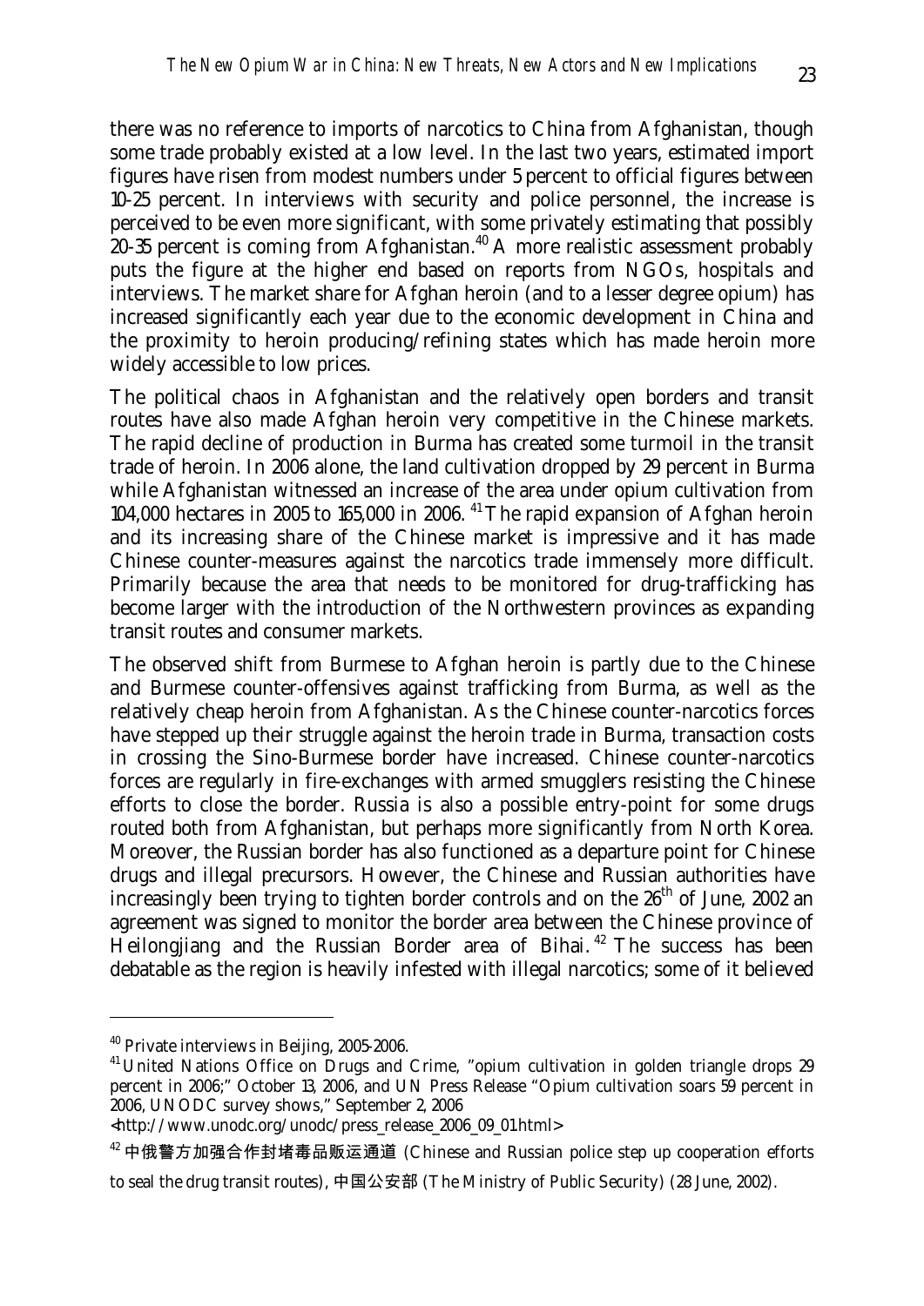there was no reference to imports of narcotics to China from Afghanistan, though some trade probably existed at a low level. In the last two years, estimated import figures have risen from modest numbers under 5 percent to official figures between 10-25 percent. In interviews with security and police personnel, the increase is perceived to be even more significant, with some privately estimating that possibly 20-35 percent is coming from Afghanistan.[40] A more realistic assessment probably puts the figure at the higher end based on reports from NGOs, hospitals and interviews. The market share for Afghan heroin (and to a lesser degree opium) has increased significantly each year due to the economic development in China and the proximity to heroin producing/refining states which has made heroin more widely accessible to low prices.

The political chaos in Afghanistan and the relatively open borders and transit routes have also made Afghan heroin very competitive in the Chinese markets. The rapid decline of production in Burma has created some turmoil in the transit trade of heroin. In 2006 alone, the land cultivation dropped by 29 percent in Burma while Afghanistan witnessed an increase of the area under opium cultivation from 104,000 hectares in 2005 to 165,000 in 2006.[41] The rapid expansion of Afghan heroin and its increasing share of the Chinese market is impressive and it has made Chinese counter-measures against the narcotics trade immensely more difficult. Primarily because the area that needs to be monitored for drug-trafficking has become larger with the introduction of the Northwestern provinces as expanding transit routes and consumer markets.

The observed shift from Burmese to Afghan heroin is partly due to the Chinese and Burmese counter-offensives against trafficking from Burma, as well as the relatively cheap heroin from Afghanistan. As the Chinese counter-narcotics forces have stepped up their struggle against the heroin trade in Burma, transaction costs in crossing the Sino-Burmese border have increased. Chinese counter-narcotics forces are regularly in fire-exchanges with armed smugglers resisting the Chinese efforts to close the border. Russia is also a possible entry-point for some drugs routed both from Afghanistan, but perhaps more significantly from North Korea. Moreover, the Russian border has also functioned as a departure point for Chinese drugs and illegal precursors. However, the Chinese and Russian authorities have increasingly been trying to tighten border controls and on the 26th of June, 2002 an agreement was signed to monitor the border area between the Chinese province of Heilongjiang and the Russian Border area of Bihai.[42] The success has been debatable as the region is heavily infested with illegal narcotics; some of it believed

---

[40] Private interviews in Beijing, 2005-2006.

[41] United Nations Office on Drugs and Crime, "opium cultivation in golden triangle drops 29 percent in 2006;" October 13, 2006, and UN Press Release "Opium cultivation soars 59 percent in 2006, UNODC survey shows," September 2, 2006 <http://www.unodc.org/unodc/press_release_2006_09_01.html>

[42] 中俄警方加强合作封堵毒品贩运通道 (Chinese and Russian police step up cooperation efforts to seal the drug transit routes), 中国公安部 (The Ministry of Public Security) (28 June, 2002).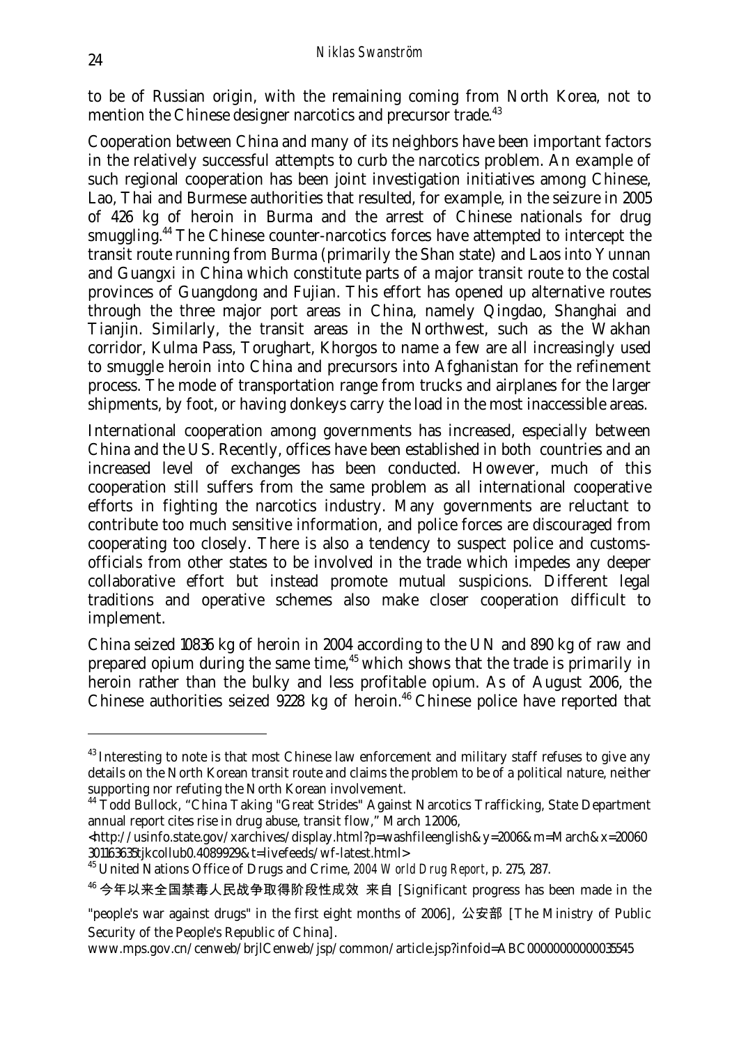to be of Russian origin, with the remaining coming from North Korea, not to mention the Chinese designer narcotics and precursor trade.[43]

Cooperation between China and many of its neighbors have been important factors in the relatively successful attempts to curb the narcotics problem. An example of such regional cooperation has been joint investigation initiatives among Chinese, Lao, Thai and Burmese authorities that resulted, for example, in the seizure in 2005 of 426 kg of heroin in Burma and the arrest of Chinese nationals for drug smuggling.[44] The Chinese counter-narcotics forces have attempted to intercept the transit route running from Burma (primarily the Shan state) and Laos into Yunnan and Guangxi in China which constitute parts of a major transit route to the costal provinces of Guangdong and Fujian. This effort has opened up alternative routes through the three major port areas in China, namely Qingdao, Shanghai and Tianjin. Similarly, the transit areas in the Northwest, such as the Wakhan corridor, Kulma Pass, Torughart, Khorgos to name a few are all increasingly used to smuggle heroin into China and precursors into Afghanistan for the refinement process. The mode of transportation range from trucks and airplanes for the larger shipments, by foot, or having donkeys carry the load in the most inaccessible areas.

International cooperation among governments has increased, especially between China and the US. Recently, offices have been established in both countries and an increased level of exchanges has been conducted. However, much of this cooperation still suffers from the same problem as all international cooperative efforts in fighting the narcotics industry. Many governments are reluctant to contribute too much sensitive information, and police forces are discouraged from cooperating too closely. There is also a tendency to suspect police and customs-officials from other states to be involved in the trade which impedes any deeper collaborative effort but instead promote mutual suspicions. Different legal traditions and operative schemes also make closer cooperation difficult to implement.

China seized 10836 kg of heroin in 2004 according to the UN and 890 kg of raw and prepared opium during the same time,[45] which shows that the trade is primarily in heroin rather than the bulky and less profitable opium. As of August 2006, the Chinese authorities seized 9228 kg of heroin.[46] Chinese police have reported that

---

[43] Interesting to note is that most Chinese law enforcement and military staff refuses to give any details on the North Korean transit route and claims the problem to be of a political nature, neither supporting nor refuting the North Korean involvement.

[44] Todd Bullock, "China Taking "Great Strides" Against Narcotics Trafficking, State Department annual report cites rise in drug abuse, transit flow," March 1 2006, <http://usinfo.state.gov/xarchives/display.html?p=washfileenglish&y=2006&m=March&x=20060301163635tjkcollub0.4089929&t=livefeeds/wf-latest.html>

[45] United Nations Office of Drugs and Crime, *2004 World Drug Report*, p. 275, 287.

[46] 今年以来全国禁毒人民战争取得阶段性成效 来自 [Significant progress has been made in the "people's war against drugs" in the first eight months of 2006], 公安部 [The Ministry of Public Security of the People's Republic of China]. www.mps.gov.cn/cenweb/brjlCenweb/jsp/common/article.jsp?infoid=ABC00000000000035545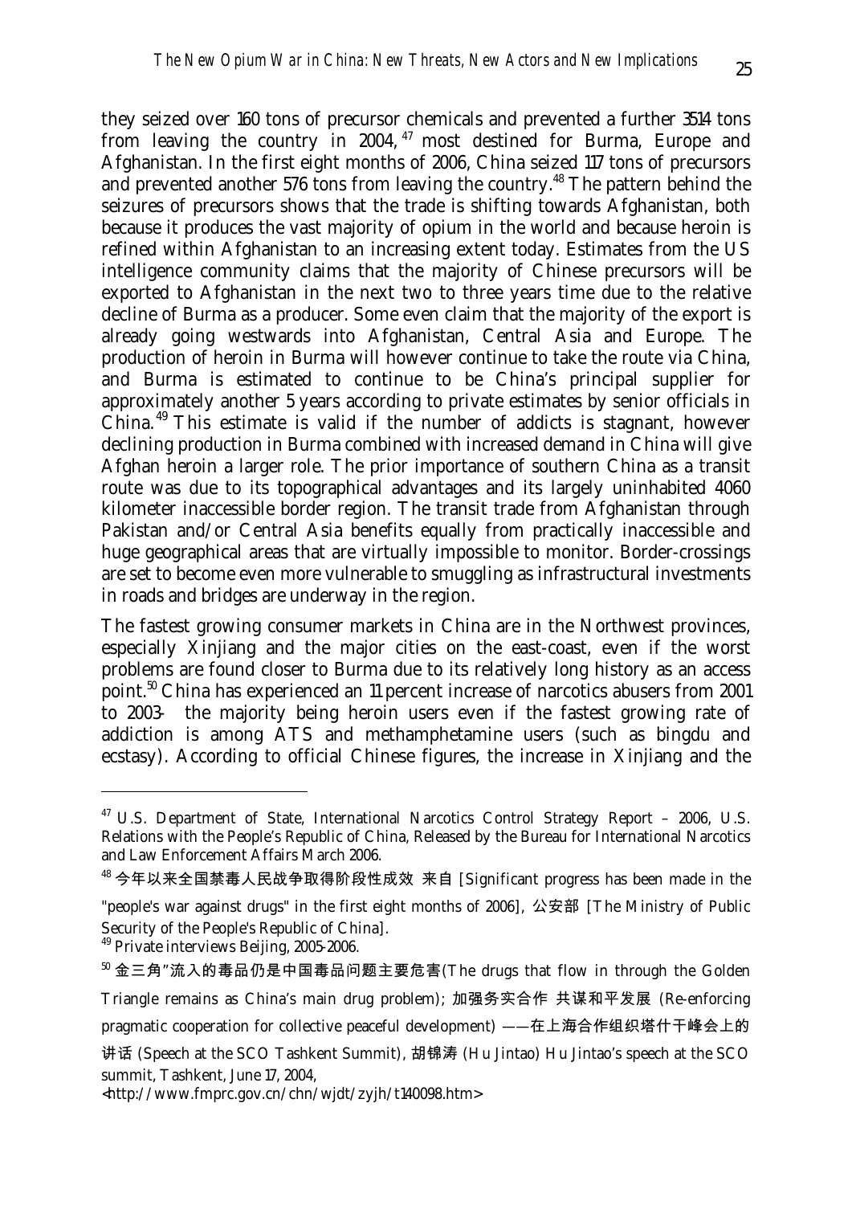they seized over 160 tons of precursor chemicals and prevented a further 3514 tons from leaving the country in 2004,[47] most destined for Burma, Europe and Afghanistan. In the first eight months of 2006, China seized 117 tons of precursors and prevented another 576 tons from leaving the country.[48] The pattern behind the seizures of precursors shows that the trade is shifting towards Afghanistan, both because it produces the vast majority of opium in the world and because heroin is refined within Afghanistan to an increasing extent today. Estimates from the US intelligence community claims that the majority of Chinese precursors will be exported to Afghanistan in the next two to three years time due to the relative decline of Burma as a producer. Some even claim that the majority of the export is already going westwards into Afghanistan, Central Asia and Europe. The production of heroin in Burma will however continue to take the route via China, and Burma is estimated to continue to be China's principal supplier for approximately another 5 years according to private estimates by senior officials in China.[49] This estimate is valid if the number of addicts is stagnant, however declining production in Burma combined with increased demand in China will give Afghan heroin a larger role. The prior importance of southern China as a transit route was due to its topographical advantages and its largely uninhabited 4060 kilometer inaccessible border region. The transit trade from Afghanistan through Pakistan and/or Central Asia benefits equally from practically inaccessible and huge geographical areas that are virtually impossible to monitor. Border-crossings are set to become even more vulnerable to smuggling as infrastructural investments in roads and bridges are underway in the region.

The fastest growing consumer markets in China are in the Northwest provinces, especially Xinjiang and the major cities on the east-coast, even if the worst problems are found closer to Burma due to its relatively long history as an access point.[50] China has experienced an 11 percent increase of narcotics abusers from 2001 to 2003- the majority being heroin users even if the fastest growing rate of addiction is among ATS and methamphetamine users (such as bingdu and ecstasy). According to official Chinese figures, the increase in Xinjiang and the

---

[47] U.S. Department of State, International Narcotics Control Strategy Report – 2006, U.S. Relations with the People's Republic of China, Released by the Bureau for International Narcotics and Law Enforcement Affairs March 2006.

[48] 今年以来全国禁毒人民战争取得阶段性成效 来自 [Significant progress has been made in the "people's war against drugs" in the first eight months of 2006], 公安部 [The Ministry of Public Security of the People's Republic of China].

[49] Private interviews Beijing, 2005-2006.

[50] 金三角"流入的毒品仍是中国毒品问题主要危害(The drugs that flow in through the Golden Triangle remains as China's main drug problem); 加强务实合作 共谋和平发展 (Re-enforcing pragmatic cooperation for collective peaceful development) ——在上海合作组织塔什干峰会上的讲话 (Speech at the SCO Tashkent Summit), 胡锦涛 (Hu Jintao) Hu Jintao's speech at the SCO summit, Tashkent, June 17, 2004, <http://www.fmprc.gov.cn/chn/wjdt/zyjh/t140098.htm>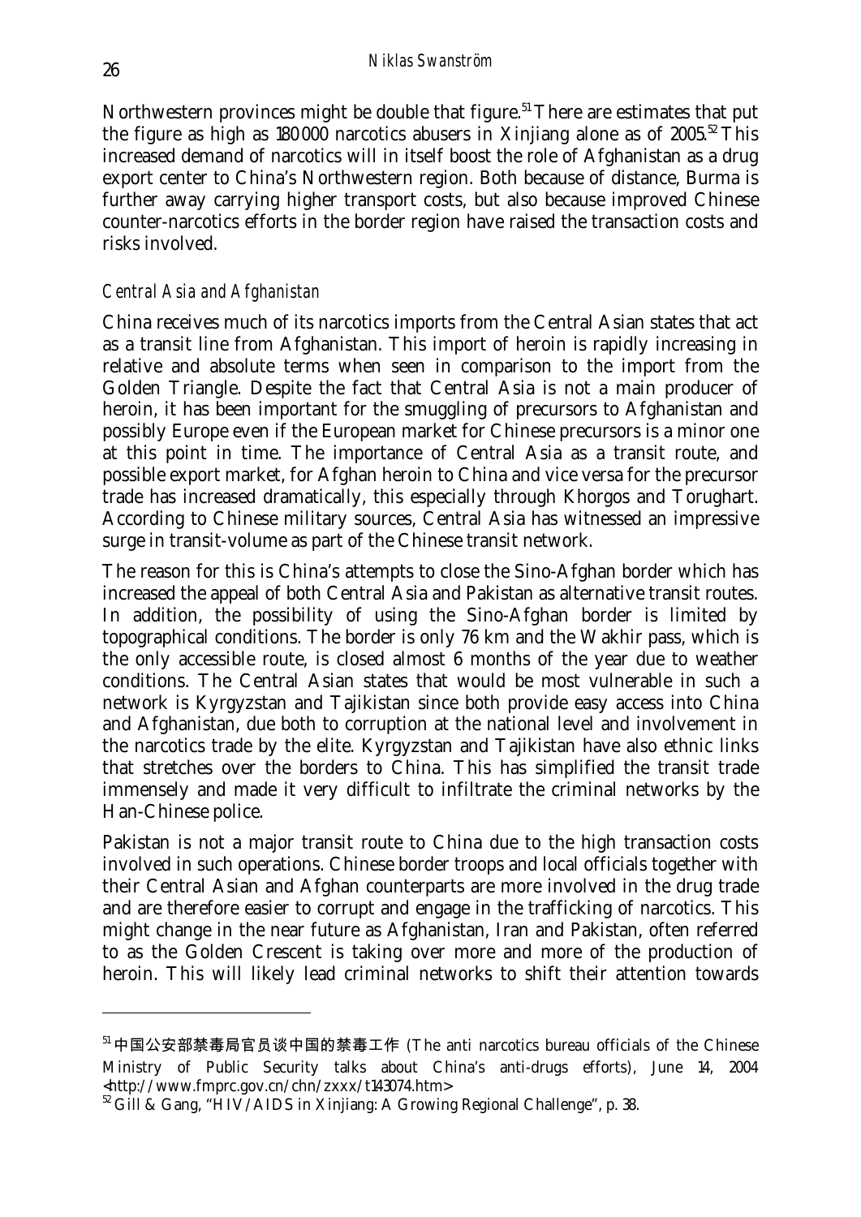Northwestern provinces might be double that figure.[51] There are estimates that put the figure as high as 180 000 narcotics abusers in Xinjiang alone as of 2005.[52] This increased demand of narcotics will in itself boost the role of Afghanistan as a drug export center to China's Northwestern region. Both because of distance, Burma is further away carrying higher transport costs, but also because improved Chinese counter-narcotics efforts in the border region have raised the transaction costs and risks involved.

### *Central Asia and Afghanistan*

China receives much of its narcotics imports from the Central Asian states that act as a transit line from Afghanistan. This import of heroin is rapidly increasing in relative and absolute terms when seen in comparison to the import from the Golden Triangle. Despite the fact that Central Asia is not a main producer of heroin, it has been important for the smuggling of precursors to Afghanistan and possibly Europe even if the European market for Chinese precursors is a minor one at this point in time. The importance of Central Asia as a transit route, and possible export market, for Afghan heroin to China and vice versa for the precursor trade has increased dramatically, this especially through Khorgos and Torughart. According to Chinese military sources, Central Asia has witnessed an impressive surge in transit-volume as part of the Chinese transit network.

The reason for this is China's attempts to close the Sino-Afghan border which has increased the appeal of both Central Asia and Pakistan as alternative transit routes. In addition, the possibility of using the Sino-Afghan border is limited by topographical conditions. The border is only 76 km and the Wakhir pass, which is the only accessible route, is closed almost 6 months of the year due to weather conditions. The Central Asian states that would be most vulnerable in such a network is Kyrgyzstan and Tajikistan since both provide easy access into China and Afghanistan, due both to corruption at the national level and involvement in the narcotics trade by the elite. Kyrgyzstan and Tajikistan have also ethnic links that stretches over the borders to China. This has simplified the transit trade immensely and made it very difficult to infiltrate the criminal networks by the Han-Chinese police.

Pakistan is not a major transit route to China due to the high transaction costs involved in such operations. Chinese border troops and local officials together with their Central Asian and Afghan counterparts are more involved in the drug trade and are therefore easier to corrupt and engage in the trafficking of narcotics. This might change in the near future as Afghanistan, Iran and Pakistan, often referred to as the Golden Crescent is taking over more and more of the production of heroin. This will likely lead criminal networks to shift their attention towards

---

[51] 中国公安部禁毒局官员谈中国的禁毒工作 (The anti narcotics bureau officials of the Chinese Ministry of Public Security talks about China's anti-drugs efforts), June 14, 2004 <http://www.fmprc.gov.cn/chn/zxxx/t143074.htm>

[52] Gill & Gang, "HIV/AIDS in Xinjiang: A Growing Regional Challenge", p. 38.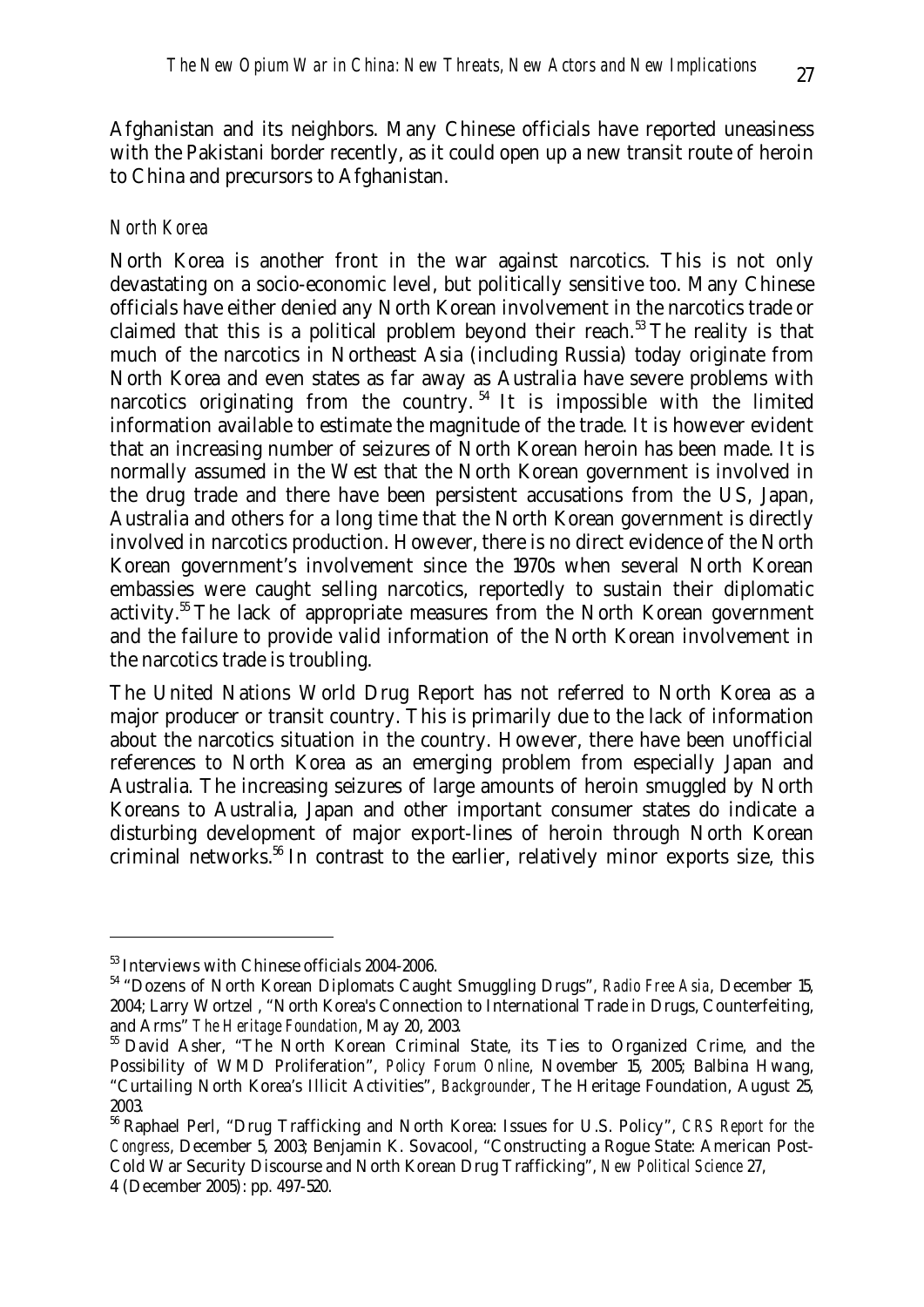Afghanistan and its neighbors. Many Chinese officials have reported uneasiness with the Pakistani border recently, as it could open up a new transit route of heroin to China and precursors to Afghanistan.

### *North Korea*

North Korea is another front in the war against narcotics. This is not only devastating on a socio-economic level, but politically sensitive too. Many Chinese officials have either denied any North Korean involvement in the narcotics trade or claimed that this is a political problem beyond their reach.[53] The reality is that much of the narcotics in Northeast Asia (including Russia) today originate from North Korea and even states as far away as Australia have severe problems with narcotics originating from the country.[54] It is impossible with the limited information available to estimate the magnitude of the trade. It is however evident that an increasing number of seizures of North Korean heroin has been made. It is normally assumed in the West that the North Korean government is involved in the drug trade and there have been persistent accusations from the US, Japan, Australia and others for a long time that the North Korean government is directly involved in narcotics production. However, there is no direct evidence of the North Korean government's involvement since the 1970s when several North Korean embassies were caught selling narcotics, reportedly to sustain their diplomatic activity.[55] The lack of appropriate measures from the North Korean government and the failure to provide valid information of the North Korean involvement in the narcotics trade is troubling.

The United Nations World Drug Report has not referred to North Korea as a major producer or transit country. This is primarily due to the lack of information about the narcotics situation in the country. However, there have been unofficial references to North Korea as an emerging problem from especially Japan and Australia. The increasing seizures of large amounts of heroin smuggled by North Koreans to Australia, Japan and other important consumer states do indicate a disturbing development of major export-lines of heroin through North Korean criminal networks.[56] In contrast to the earlier, relatively minor exports size, this

---

[53] Interviews with Chinese officials 2004-2006.

[54] "Dozens of North Korean Diplomats Caught Smuggling Drugs", *Radio Free Asia*, December 15, 2004; Larry Wortzel , "North Korea's Connection to International Trade in Drugs, Counterfeiting, and Arms" *The Heritage Foundation*, May 20, 2003.

[55] David Asher, "The North Korean Criminal State, its Ties to Organized Crime, and the Possibility of WMD Proliferation", *Policy Forum Online*, November 15, 2005; Balbina Hwang, "Curtailing North Korea's Illicit Activities", *Backgrounder*, The Heritage Foundation, August 25, 2003.

[56] Raphael Perl, "Drug Trafficking and North Korea: Issues for U.S. Policy", *CRS Report for the Congress*, December 5, 2003; Benjamin K. Sovacool, "Constructing a Rogue State: American Post-Cold War Security Discourse and North Korean Drug Trafficking", *New Political Science* 27, 4 (December 2005): pp. 497-520.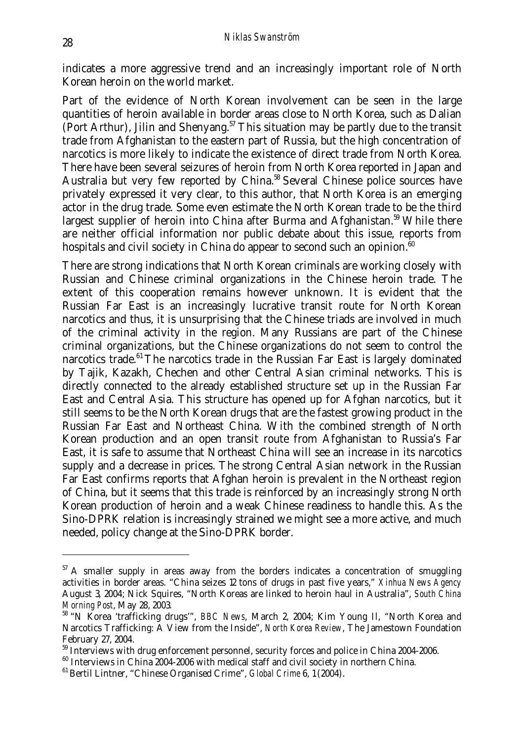indicates a more aggressive trend and an increasingly important role of North Korean heroin on the world market.

Part of the evidence of North Korean involvement can be seen in the large quantities of heroin available in border areas close to North Korea, such as Dalian (Port Arthur), Jilin and Shenyang.[57] This situation may be partly due to the transit trade from Afghanistan to the eastern part of Russia, but the high concentration of narcotics is more likely to indicate the existence of direct trade from North Korea. There have been several seizures of heroin from North Korea reported in Japan and Australia but very few reported by China.[58] Several Chinese police sources have privately expressed it very clear, to this author, that North Korea is an emerging actor in the drug trade. Some even estimate the North Korean trade to be the third largest supplier of heroin into China after Burma and Afghanistan.[59] While there are neither official information nor public debate about this issue, reports from hospitals and civil society in China do appear to second such an opinion.[60]

There are strong indications that North Korean criminals are working closely with Russian and Chinese criminal organizations in the Chinese heroin trade. The extent of this cooperation remains however unknown. It is evident that the Russian Far East is an increasingly lucrative transit route for North Korean narcotics and thus, it is unsurprising that the Chinese triads are involved in much of the criminal activity in the region. Many Russians are part of the Chinese criminal organizations, but the Chinese organizations do not seem to control the narcotics trade.[61] The narcotics trade in the Russian Far East is largely dominated by Tajik, Kazakh, Chechen and other Central Asian criminal networks. This is directly connected to the already established structure set up in the Russian Far East and Central Asia. This structure has opened up for Afghan narcotics, but it still seems to be the North Korean drugs that are the fastest growing product in the Russian Far East and Northeast China. With the combined strength of North Korean production and an open transit route from Afghanistan to Russia's Far East, it is safe to assume that Northeast China will see an increase in its narcotics supply and a decrease in prices. The strong Central Asian network in the Russian Far East confirms reports that Afghan heroin is prevalent in the Northeast region of China, but it seems that this trade is reinforced by an increasingly strong North Korean production of heroin and a weak Chinese readiness to handle this. As the Sino-DPRK relation is increasingly strained we might see a more active, and much needed, policy change at the Sino-DPRK border.

---

[57] A smaller supply in areas away from the borders indicates a concentration of smuggling activities in border areas. "China seizes 12 tons of drugs in past five years," *Xinhua News Agency* August 3, 2004; Nick Squires, "North Koreas are linked to heroin haul in Australia", *South China Morning Post*, May 28, 2003.

[58] "N Korea 'trafficking drugs'", *BBC News*, March 2, 2004; Kim Young Il, "North Korea and Narcotics Trafficking: A View from the Inside", *North Korea Review*, The Jamestown Foundation February 27, 2004.

[59] Interviews with drug enforcement personnel, security forces and police in China 2004-2006.

[60] Interviews in China 2004-2006 with medical staff and civil society in northern China.

[61] Bertil Lintner, "Chinese Organised Crime", *Global Crime* 6, 1 (2004).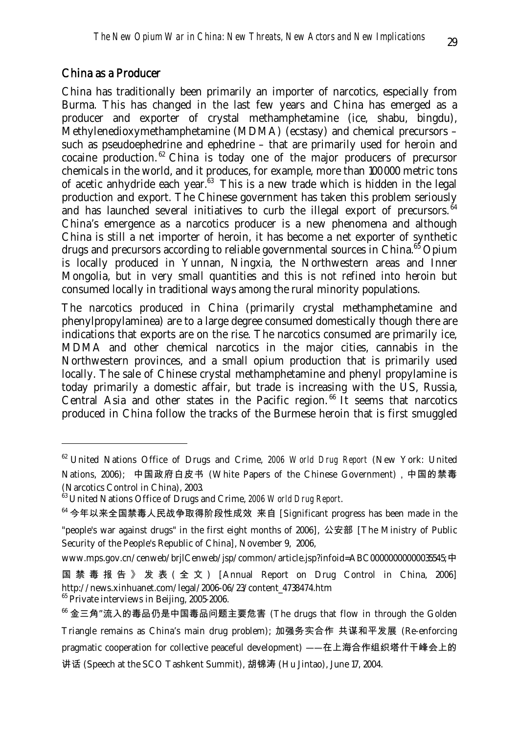## China as a Producer

China has traditionally been primarily an importer of narcotics, especially from Burma. This has changed in the last few years and China has emerged as a producer and exporter of crystal methamphetamine (ice, shabu, bingdu), Methylenedioxymethamphetamine (MDMA) (ecstasy) and chemical precursors – such as pseudoephedrine and ephedrine – that are primarily used for heroin and cocaine production.[62] China is today one of the major producers of precursor chemicals in the world, and it produces, for example, more than 100 000 metric tons of acetic anhydride each year.[63] This is a new trade which is hidden in the legal production and export. The Chinese government has taken this problem seriously and has launched several initiatives to curb the illegal export of precursors.[64] China's emergence as a narcotics producer is a new phenomena and although China is still a net importer of heroin, it has become a net exporter of synthetic drugs and precursors according to reliable governmental sources in China.[65] Opium is locally produced in Yunnan, Ningxia, the Northwestern areas and Inner Mongolia, but in very small quantities and this is not refined into heroin but consumed locally in traditional ways among the rural minority populations.

The narcotics produced in China (primarily crystal methamphetamine and phenylpropylaminea) are to a large degree consumed domestically though there are indications that exports are on the rise. The narcotics consumed are primarily ice, MDMA and other chemical narcotics in the major cities, cannabis in the Northwestern provinces, and a small opium production that is primarily used locally. The sale of Chinese crystal methamphetamine and phenyl propylamine is today primarily a domestic affair, but trade is increasing with the US, Russia, Central Asia and other states in the Pacific region.[66] It seems that narcotics produced in China follow the tracks of the Burmese heroin that is first smuggled

---

[62] United Nations Office of Drugs and Crime, *2006 World Drug Report* (New York: United Nations, 2006); 中国政府白皮书 (White Papers of the Chinese Government) , 中国的禁毒 (Narcotics Control in China), 2003.

[63] United Nations Office of Drugs and Crime, *2006 World Drug Report*.

[64] 今年以来全国禁毒人民战争取得阶段性成效 来自 [Significant progress has been made in the "people's war against drugs" in the first eight months of 2006], 公安部 [The Ministry of Public Security of the People's Republic of China], November 9, 2006, www.mps.gov.cn/cenweb/brjlCenweb/jsp/common/article.jsp?infoid=ABC00000000000035545;中国禁毒报告》发表（全文）[Annual Report on Drug Control in China, 2006] http://news.xinhuanet.com/legal/2006-06/23/content_4738474.htm

[65] Private interviews in Beijing, 2005-2006.

[66] 金三角"流入的毒品仍是中国毒品问题主要危害 (The drugs that flow in through the Golden Triangle remains as China's main drug problem); 加强务实合作 共谋和平发展 (Re-enforcing pragmatic cooperation for collective peaceful development) ——在上海合作组织塔什干峰会上的讲话 (Speech at the SCO Tashkent Summit), 胡锦涛 (Hu Jintao), June 17, 2004.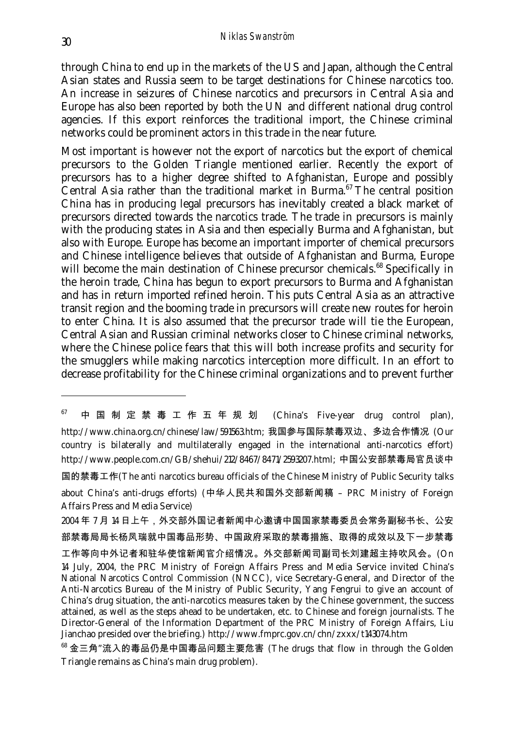through China to end up in the markets of the US and Japan, although the Central Asian states and Russia seem to be target destinations for Chinese narcotics too. An increase in seizures of Chinese narcotics and precursors in Central Asia and Europe has also been reported by both the UN and different national drug control agencies. If this export reinforces the traditional import, the Chinese criminal networks could be prominent actors in this trade in the near future.

Most important is however not the export of narcotics but the export of chemical precursors to the Golden Triangle mentioned earlier. Recently the export of precursors has to a higher degree shifted to Afghanistan, Europe and possibly Central Asia rather than the traditional market in Burma.[67] The central position China has in producing legal precursors has inevitably created a black market of precursors directed towards the narcotics trade. The trade in precursors is mainly with the producing states in Asia and then especially Burma and Afghanistan, but also with Europe. Europe has become an important importer of chemical precursors and Chinese intelligence believes that outside of Afghanistan and Burma, Europe will become the main destination of Chinese precursor chemicals.[68] Specifically in the heroin trade, China has begun to export precursors to Burma and Afghanistan and has in return imported refined heroin. This puts Central Asia as an attractive transit region and the booming trade in precursors will create new routes for heroin to enter China. It is also assumed that the precursor trade will tie the European, Central Asian and Russian criminal networks closer to Chinese criminal networks, where the Chinese police fears that this will both increase profits and security for the smugglers while making narcotics interception more difficult. In an effort to decrease profitability for the Chinese criminal organizations and to prevent further

---

[67] 中国制定禁毒工作五年规划 (China's Five-year drug control plan), http://www.china.org.cn/chinese/law/591563.htm; 我国参与国际禁毒双边、多边合作情况 (Our country is bilaterally and multilaterally engaged in the international anti-narcotics effort) http://www.people.com.cn/GB/shehui/212/8467/8471/2593207.html; 中国公安部禁毒局官员谈中国的禁毒工作(The anti narcotics bureau officials of the Chinese Ministry of Public Security talks about China's anti-drugs efforts) (中华人民共和国外交部新闻稿 – PRC Ministry of Foreign Affairs Press and Media Service)

2004年7月14日上午，外交部外国记者新闻中心邀请中国国家禁毒委员会常务副秘书长、公安部禁毒局局长杨凤瑞就中国毒品形势、中国政府采取的禁毒措施、取得的成效以及下一步禁毒工作等向中外记者和驻华使馆新闻官介绍情况。外交部新闻司副司长刘建超主持吹风会。(On 14 July, 2004, the PRC Ministry of Foreign Affairs Press and Media Service invited China's National Narcotics Control Commission (NNCC), vice Secretary-General, and Director of the Anti-Narcotics Bureau of the Ministry of Public Security, Yang Fengrui to give an account of China's drug situation, the anti-narcotics measures taken by the Chinese government, the success attained, as well as the steps ahead to be undertaken, etc. to Chinese and foreign journalists. The Director-General of the Information Department of the PRC Ministry of Foreign Affairs, Liu Jianchao presided over the briefing.) http://www.fmprc.gov.cn/chn/zxxx/t143074.htm

[68] 金三角"流入的毒品仍是中国毒品问题主要危害 (The drugs that flow in through the Golden Triangle remains as China's main drug problem).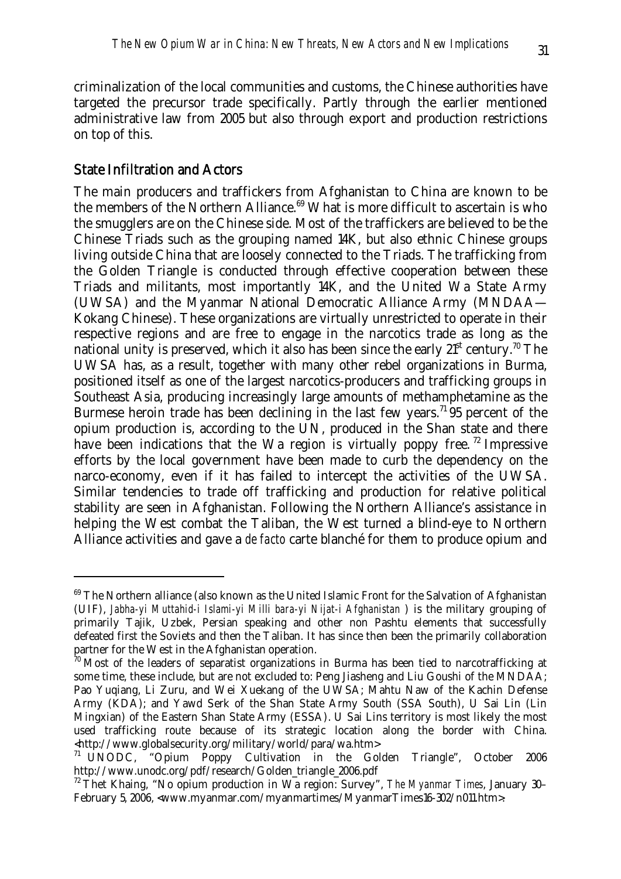criminalization of the local communities and customs, the Chinese authorities have targeted the precursor trade specifically. Partly through the earlier mentioned administrative law from 2005 but also through export and production restrictions on top of this.

## State Infiltration and Actors

The main producers and traffickers from Afghanistan to China are known to be the members of the Northern Alliance.[69] What is more difficult to ascertain is who the smugglers are on the Chinese side. Most of the traffickers are believed to be the Chinese Triads such as the grouping named 14K, but also ethnic Chinese groups living outside China that are loosely connected to the Triads. The trafficking from the Golden Triangle is conducted through effective cooperation between these Triads and militants, most importantly 14K, and the United Wa State Army (UWSA) and the Myanmar National Democratic Alliance Army (MNDAA—Kokang Chinese). These organizations are virtually unrestricted to operate in their respective regions and are free to engage in the narcotics trade as long as the national unity is preserved, which it also has been since the early 21st century.[70] The UWSA has, as a result, together with many other rebel organizations in Burma, positioned itself as one of the largest narcotics-producers and trafficking groups in Southeast Asia, producing increasingly large amounts of methamphetamine as the Burmese heroin trade has been declining in the last few years.[71] 95 percent of the opium production is, according to the UN, produced in the Shan state and there have been indications that the Wa region is virtually poppy free.[72] Impressive efforts by the local government have been made to curb the dependency on the narco-economy, even if it has failed to intercept the activities of the UWSA. Similar tendencies to trade off trafficking and production for relative political stability are seen in Afghanistan. Following the Northern Alliance's assistance in helping the West combat the Taliban, the West turned a blind-eye to Northern Alliance activities and gave a *de facto* carte blanché for them to produce opium and

---

[69] The Northern alliance (also known as the United Islamic Front for the Salvation of Afghanistan (UIF), *Jabha-yi Muttahid-i Islami-yi Milli bara-yi Nijat-i Afghanistan* ) is the military grouping of primarily Tajik, Uzbek, Persian speaking and other non Pashtu elements that successfully defeated first the Soviets and then the Taliban. It has since then been the primarily collaboration partner for the West in the Afghanistan operation.

[70] Most of the leaders of separatist organizations in Burma has been tied to narcotrafficking at some time, these include, but are not excluded to: Peng Jiasheng and Liu Goushi of the MNDAA; Pao Yuqiang, Li Zuru, and Wei Xuekang of the UWSA; Mahtu Naw of the Kachin Defense Army (KDA); and Yawd Serk of the Shan State Army South (SSA South), U Sai Lin (Lin Mingxian) of the Eastern Shan State Army (ESSA). U Sai Lins territory is most likely the most used trafficking route because of its strategic location along the border with China. <http://www.globalsecurity.org/military/world/para/wa.htm>

[71] UNODC, "Opium Poppy Cultivation in the Golden Triangle", October 2006 http://www.unodc.org/pdf/research/Golden_triangle_2006.pdf

[72] Thet Khaing, "No opium production in Wa region: Survey", *The Myanmar Times*, January 30–February 5, 2006, <www.myanmar.com/myanmartimes/MyanmarTimes16-302/n011.htm>.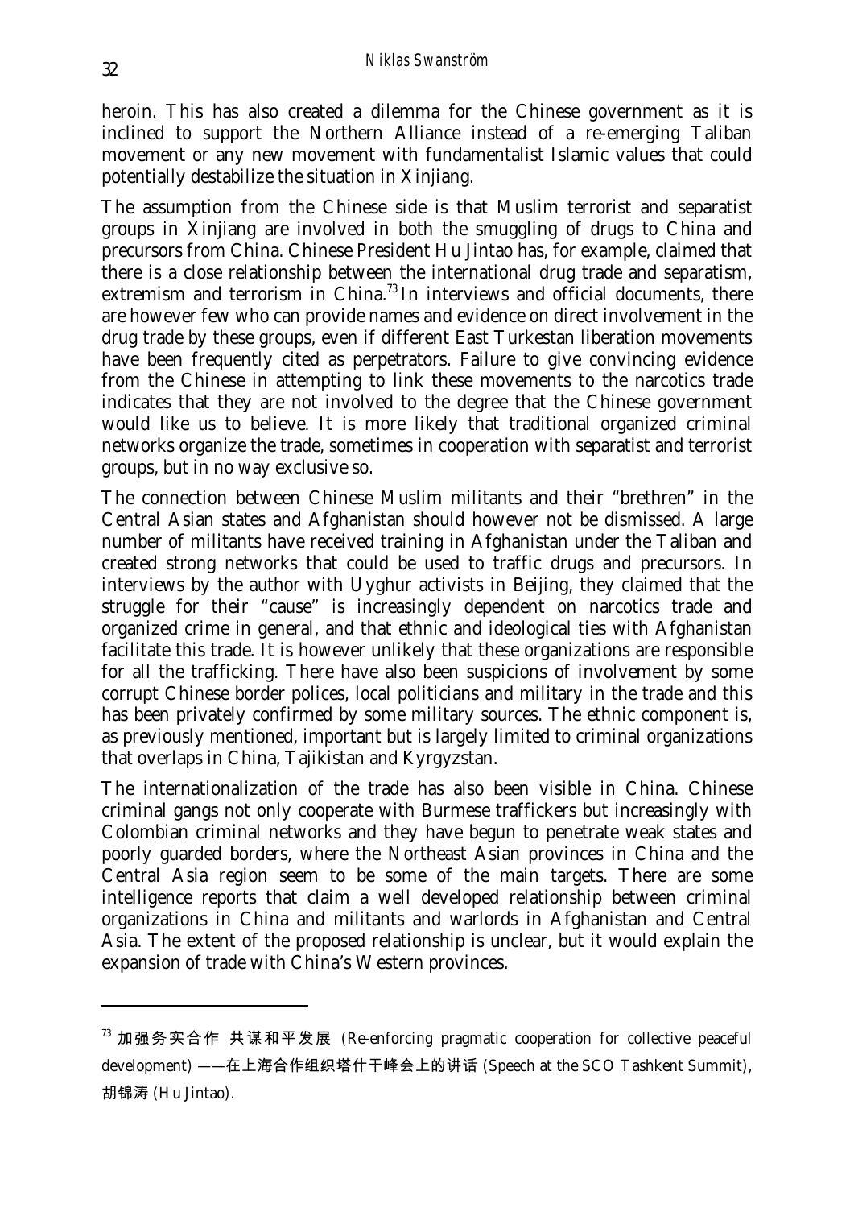heroin. This has also created a dilemma for the Chinese government as it is inclined to support the Northern Alliance instead of a re-emerging Taliban movement or any new movement with fundamentalist Islamic values that could potentially destabilize the situation in Xinjiang.

The assumption from the Chinese side is that Muslim terrorist and separatist groups in Xinjiang are involved in both the smuggling of drugs to China and precursors from China. Chinese President Hu Jintao has, for example, claimed that there is a close relationship between the international drug trade and separatism, extremism and terrorism in China.[73] In interviews and official documents, there are however few who can provide names and evidence on direct involvement in the drug trade by these groups, even if different East Turkestan liberation movements have been frequently cited as perpetrators. Failure to give convincing evidence from the Chinese in attempting to link these movements to the narcotics trade indicates that they are not involved to the degree that the Chinese government would like us to believe. It is more likely that traditional organized criminal networks organize the trade, sometimes in cooperation with separatist and terrorist groups, but in no way exclusive so.

The connection between Chinese Muslim militants and their "brethren" in the Central Asian states and Afghanistan should however not be dismissed. A large number of militants have received training in Afghanistan under the Taliban and created strong networks that could be used to traffic drugs and precursors. In interviews by the author with Uyghur activists in Beijing, they claimed that the struggle for their "cause" is increasingly dependent on narcotics trade and organized crime in general, and that ethnic and ideological ties with Afghanistan facilitate this trade. It is however unlikely that these organizations are responsible for all the trafficking. There have also been suspicions of involvement by some corrupt Chinese border polices, local politicians and military in the trade and this has been privately confirmed by some military sources. The ethnic component is, as previously mentioned, important but is largely limited to criminal organizations that overlaps in China, Tajikistan and Kyrgyzstan.

The internationalization of the trade has also been visible in China. Chinese criminal gangs not only cooperate with Burmese traffickers but increasingly with Colombian criminal networks and they have begun to penetrate weak states and poorly guarded borders, where the Northeast Asian provinces in China and the Central Asia region seem to be some of the main targets. There are some intelligence reports that claim a well developed relationship between criminal organizations in China and militants and warlords in Afghanistan and Central Asia. The extent of the proposed relationship is unclear, but it would explain the expansion of trade with China's Western provinces.

---

[73] 加强务实合作 共谋和平发展 (Re-enforcing pragmatic cooperation for collective peaceful development) ——在上海合作组织塔什干峰会上的讲话 (Speech at the SCO Tashkent Summit), 胡锦涛 (Hu Jintao).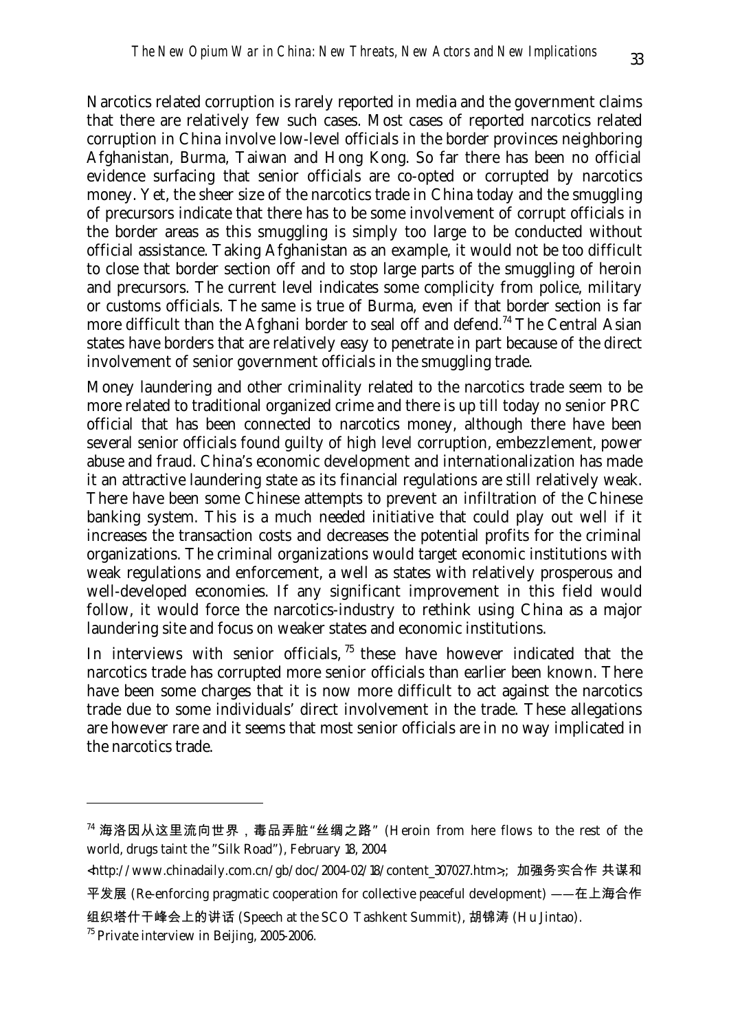Narcotics related corruption is rarely reported in media and the government claims that there are relatively few such cases. Most cases of reported narcotics related corruption in China involve low-level officials in the border provinces neighboring Afghanistan, Burma, Taiwan and Hong Kong. So far there has been no official evidence surfacing that senior officials are co-opted or corrupted by narcotics money. Yet, the sheer size of the narcotics trade in China today and the smuggling of precursors indicate that there has to be some involvement of corrupt officials in the border areas as this smuggling is simply too large to be conducted without official assistance. Taking Afghanistan as an example, it would not be too difficult to close that border section off and to stop large parts of the smuggling of heroin and precursors. The current level indicates some complicity from police, military or customs officials. The same is true of Burma, even if that border section is far more difficult than the Afghani border to seal off and defend.[74] The Central Asian states have borders that are relatively easy to penetrate in part because of the direct involvement of senior government officials in the smuggling trade.

Money laundering and other criminality related to the narcotics trade seem to be more related to traditional organized crime and there is up till today no senior PRC official that has been connected to narcotics money, although there have been several senior officials found guilty of high level corruption, embezzlement, power abuse and fraud. China's economic development and internationalization has made it an attractive laundering state as its financial regulations are still relatively weak. There have been some Chinese attempts to prevent an infiltration of the Chinese banking system. This is a much needed initiative that could play out well if it increases the transaction costs and decreases the potential profits for the criminal organizations. The criminal organizations would target economic institutions with weak regulations and enforcement, a well as states with relatively prosperous and well-developed economies. If any significant improvement in this field would follow, it would force the narcotics-industry to rethink using China as a major laundering site and focus on weaker states and economic institutions.

In interviews with senior officials,[75] these have however indicated that the narcotics trade has corrupted more senior officials than earlier been known. There have been some charges that it is now more difficult to act against the narcotics trade due to some individuals' direct involvement in the trade. These allegations are however rare and it seems that most senior officials are in no way implicated in the narcotics trade.

---

[74] 海洛因从这里流向世界，毒品弄脏"丝绸之路" (Heroin from here flows to the rest of the world, drugs taint the "Silk Road"), February 18, 2004 <http://www.chinadaily.com.cn/gb/doc/2004-02/18/content_307027.htm>; 加强务实合作 共谋和平发展 (Re-enforcing pragmatic cooperation for collective peaceful development) ——在上海合作组织塔什干峰会上的讲话 (Speech at the SCO Tashkent Summit), 胡锦涛 (Hu Jintao).

[75] Private interview in Beijing, 2005-2006.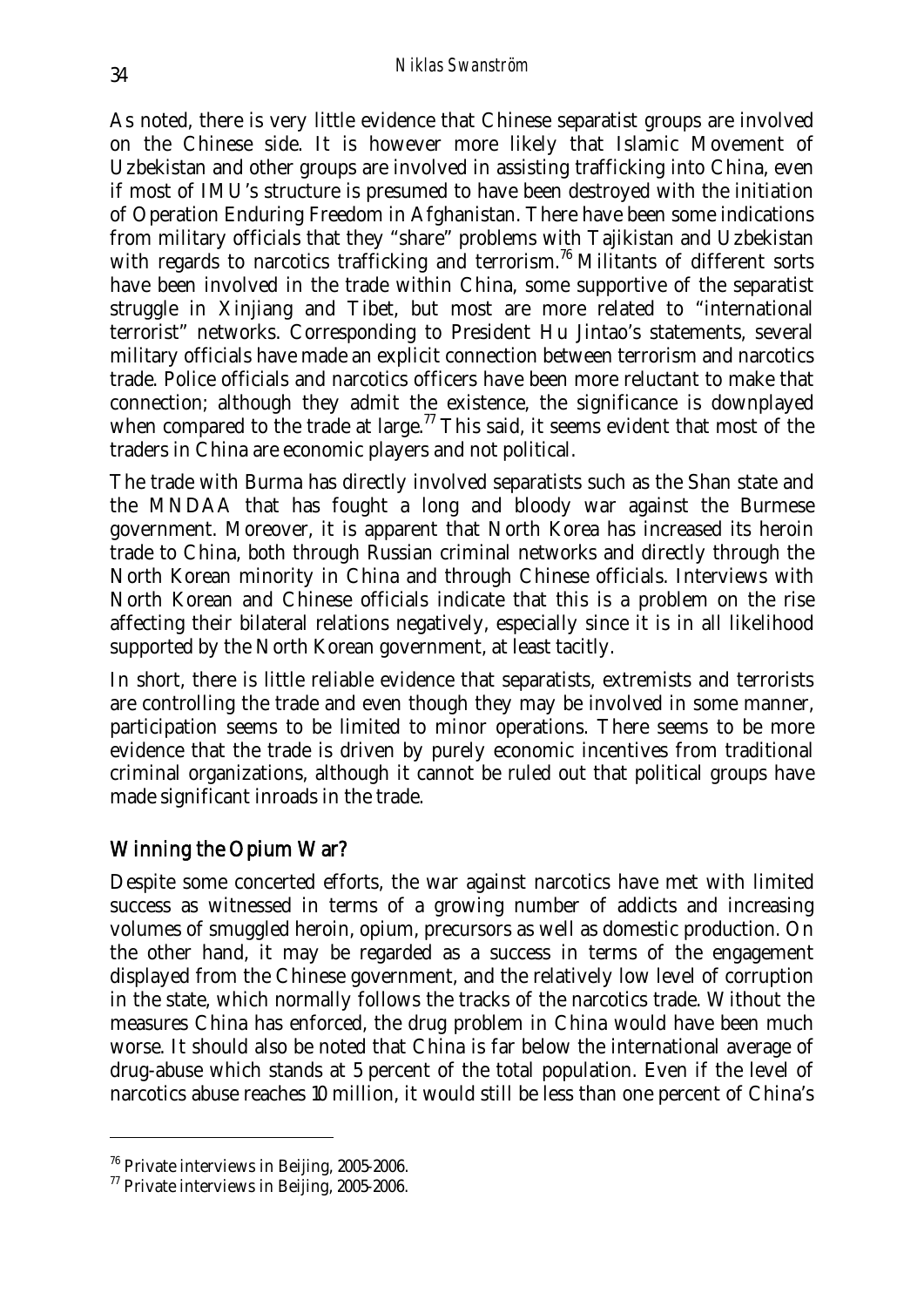As noted, there is very little evidence that Chinese separatist groups are involved on the Chinese side. It is however more likely that Islamic Movement of Uzbekistan and other groups are involved in assisting trafficking into China, even if most of IMU's structure is presumed to have been destroyed with the initiation of Operation Enduring Freedom in Afghanistan. There have been some indications from military officials that they "share" problems with Tajikistan and Uzbekistan with regards to narcotics trafficking and terrorism.[76] Militants of different sorts have been involved in the trade within China, some supportive of the separatist struggle in Xinjiang and Tibet, but most are more related to "international terrorist" networks. Corresponding to President Hu Jintao's statements, several military officials have made an explicit connection between terrorism and narcotics trade. Police officials and narcotics officers have been more reluctant to make that connection; although they admit the existence, the significance is downplayed when compared to the trade at large.[77] This said, it seems evident that most of the traders in China are economic players and not political.

The trade with Burma has directly involved separatists such as the Shan state and the MNDAA that has fought a long and bloody war against the Burmese government. Moreover, it is apparent that North Korea has increased its heroin trade to China, both through Russian criminal networks and directly through the North Korean minority in China and through Chinese officials. Interviews with North Korean and Chinese officials indicate that this is a problem on the rise affecting their bilateral relations negatively, especially since it is in all likelihood supported by the North Korean government, at least tacitly.

In short, there is little reliable evidence that separatists, extremists and terrorists are controlling the trade and even though they may be involved in some manner, participation seems to be limited to minor operations. There seems to be more evidence that the trade is driven by purely economic incentives from traditional criminal organizations, although it cannot be ruled out that political groups have made significant inroads in the trade.

## Winning the Opium War?

Despite some concerted efforts, the war against narcotics have met with limited success as witnessed in terms of a growing number of addicts and increasing volumes of smuggled heroin, opium, precursors as well as domestic production. On the other hand, it may be regarded as a success in terms of the engagement displayed from the Chinese government, and the relatively low level of corruption in the state, which normally follows the tracks of the narcotics trade. Without the measures China has enforced, the drug problem in China would have been much worse. It should also be noted that China is far below the international average of drug-abuse which stands at 5 percent of the total population. Even if the level of narcotics abuse reaches 10 million, it would still be less than one percent of China's

---

[76] Private interviews in Beijing, 2005-2006.

[77] Private interviews in Beijing, 2005-2006.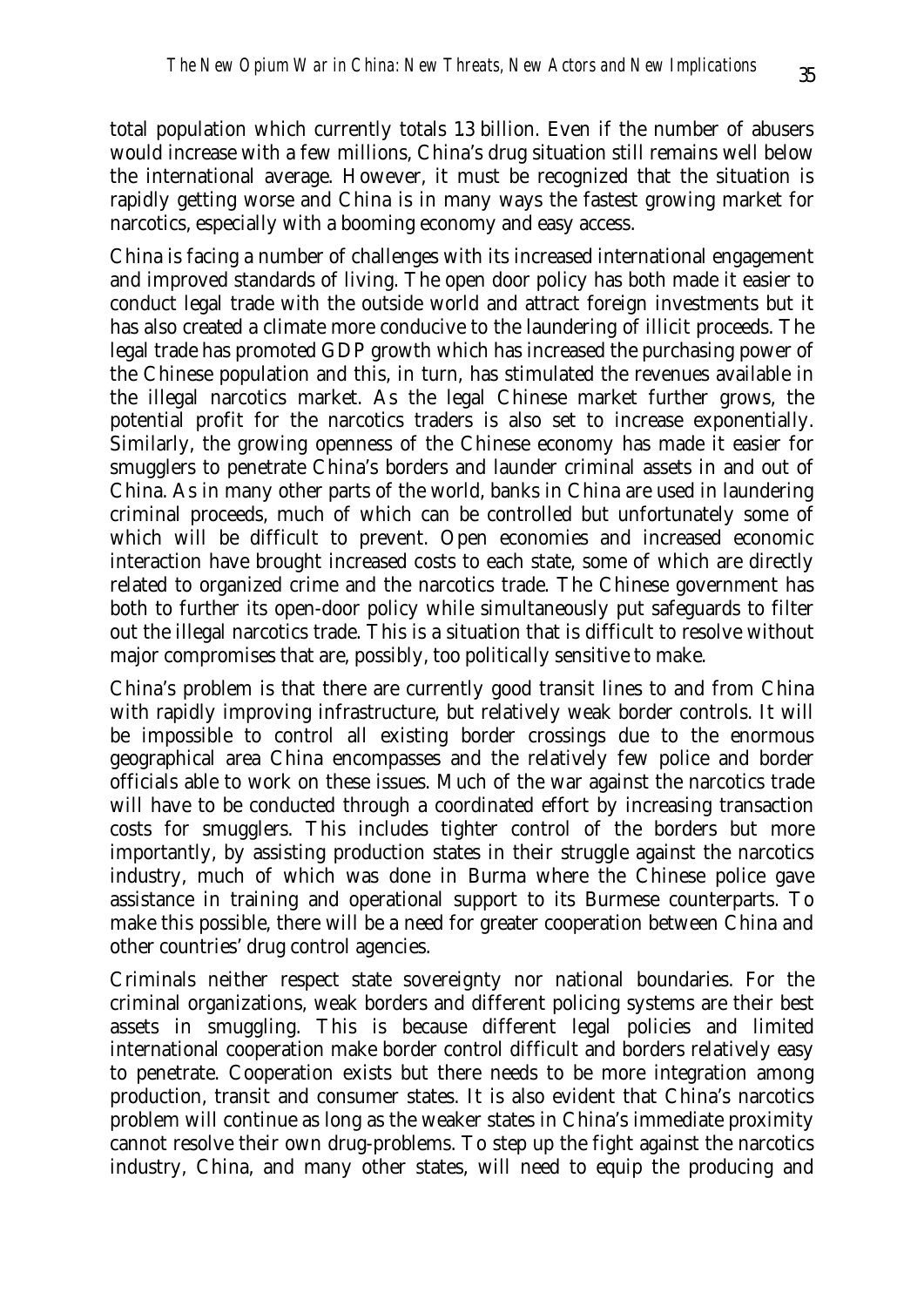total population which currently totals 1.3 billion. Even if the number of abusers would increase with a few millions, China's drug situation still remains well below the international average. However, it must be recognized that the situation is rapidly getting worse and China is in many ways the fastest growing market for narcotics, especially with a booming economy and easy access.

China is facing a number of challenges with its increased international engagement and improved standards of living. The open door policy has both made it easier to conduct legal trade with the outside world and attract foreign investments but it has also created a climate more conducive to the laundering of illicit proceeds. The legal trade has promoted GDP growth which has increased the purchasing power of the Chinese population and this, in turn, has stimulated the revenues available in the illegal narcotics market. As the legal Chinese market further grows, the potential profit for the narcotics traders is also set to increase exponentially. Similarly, the growing openness of the Chinese economy has made it easier for smugglers to penetrate China's borders and launder criminal assets in and out of China. As in many other parts of the world, banks in China are used in laundering criminal proceeds, much of which can be controlled but unfortunately some of which will be difficult to prevent. Open economies and increased economic interaction have brought increased costs to each state, some of which are directly related to organized crime and the narcotics trade. The Chinese government has both to further its open-door policy while simultaneously put safeguards to filter out the illegal narcotics trade. This is a situation that is difficult to resolve without major compromises that are, possibly, too politically sensitive to make.

China's problem is that there are currently good transit lines to and from China with rapidly improving infrastructure, but relatively weak border controls. It will be impossible to control all existing border crossings due to the enormous geographical area China encompasses and the relatively few police and border officials able to work on these issues. Much of the war against the narcotics trade will have to be conducted through a coordinated effort by increasing transaction costs for smugglers. This includes tighter control of the borders but more importantly, by assisting production states in their struggle against the narcotics industry, much of which was done in Burma where the Chinese police gave assistance in training and operational support to its Burmese counterparts. To make this possible, there will be a need for greater cooperation between China and other countries' drug control agencies.

Criminals neither respect state sovereignty nor national boundaries. For the criminal organizations, weak borders and different policing systems are their best assets in smuggling. This is because different legal policies and limited international cooperation make border control difficult and borders relatively easy to penetrate. Cooperation exists but there needs to be more integration among production, transit and consumer states. It is also evident that China's narcotics problem will continue as long as the weaker states in China's immediate proximity cannot resolve their own drug-problems. To step up the fight against the narcotics industry, China, and many other states, will need to equip the producing and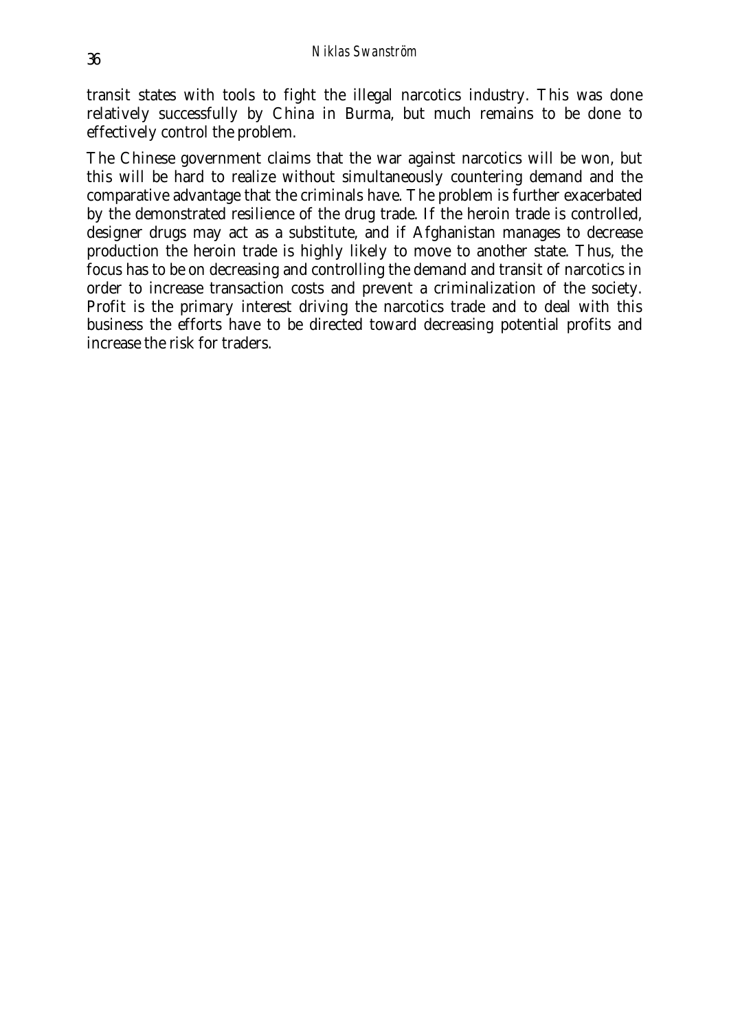transit states with tools to fight the illegal narcotics industry. This was done relatively successfully by China in Burma, but much remains to be done to effectively control the problem.

The Chinese government claims that the war against narcotics will be won, but this will be hard to realize without simultaneously countering demand and the comparative advantage that the criminals have. The problem is further exacerbated by the demonstrated resilience of the drug trade. If the heroin trade is controlled, designer drugs may act as a substitute, and if Afghanistan manages to decrease production the heroin trade is highly likely to move to another state. Thus, the focus has to be on decreasing and controlling the demand and transit of narcotics in order to increase transaction costs and prevent a criminalization of the society. Profit is the primary interest driving the narcotics trade and to deal with this business the efforts have to be directed toward decreasing potential profits and increase the risk for traders.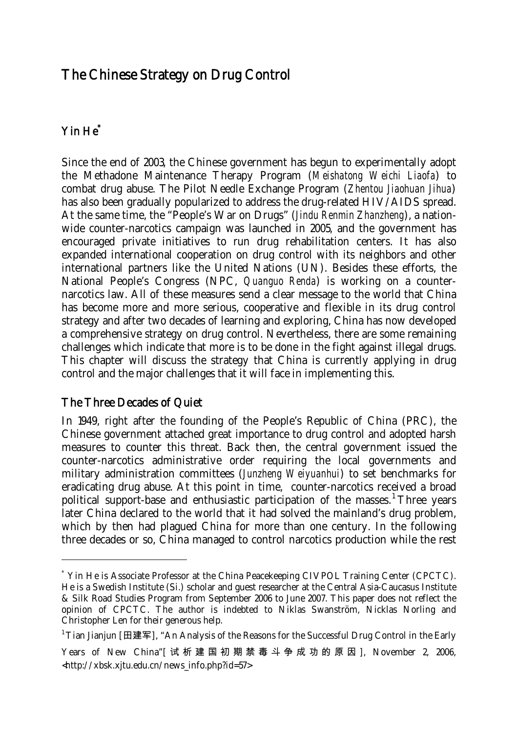## The Chinese Strategy on Drug Control

### Yin He*

Since the end of 2003, the Chinese government has begun to experimentally adopt the Methadone Maintenance Therapy Program (*Meishatong Weichi Liaofa*) to combat drug abuse. The Pilot Needle Exchange Program (*Zhentou Jiaohuan Jihua*) has also been gradually popularized to address the drug-related HIV/AIDS spread. At the same time, the "People's War on Drugs" (*Jindu Renmin Zhanzheng*), a nationwide counter-narcotics campaign was launched in 2005, and the government has encouraged private initiatives to run drug rehabilitation centers. It has also expanded international cooperation on drug control with its neighbors and other international partners like the United Nations (UN). Besides these efforts, the National People's Congress (NPC, *Quanguo Renda*) is working on a counter-narcotics law. All of these measures send a clear message to the world that China has become more and more serious, cooperative and flexible in its drug control strategy and after two decades of learning and exploring, China has now developed a comprehensive strategy on drug control. Nevertheless, there are some remaining challenges which indicate that more is to be done in the fight against illegal drugs. This chapter will discuss the strategy that China is currently applying in drug control and the major challenges that it will face in implementing this.

### The Three Decades of Quiet

In 1949, right after the founding of the People's Republic of China (PRC), the Chinese government attached great importance to drug control and adopted harsh measures to counter this threat. Back then, the central government issued the counter-narcotics administrative order requiring the local governments and military administration committees (*Junzheng Weiyuanhui*) to set benchmarks for eradicating drug abuse. At this point in time, counter-narcotics received a broad political support-base and enthusiastic participation of the masses.[1] Three years later China declared to the world that it had solved the mainland's drug problem, which by then had plagued China for more than one century. In the following three decades or so, China managed to control narcotics production while the rest

---

* Yin He is Associate Professor at the China Peacekeeping CIVPOL Training Center (CPCTC). He is a Swedish Institute (Si.) scholar and guest researcher at the Central Asia-Caucasus Institute & Silk Road Studies Program from September 2006 to June 2007. This paper does not reflect the opinion of CPCTC. The author is indebted to Niklas Swanström, Nicklas Norling and Christopher Len for their generous help.

[1] Tian Jianjun [田建军], "An Analysis of the Reasons for the Successful Drug Control in the Early Years of New China"[试析建国初期禁毒斗争成功的原因], November 2, 2006, <http://xbsk.xjtu.edu.cn/news_info.php?id=57>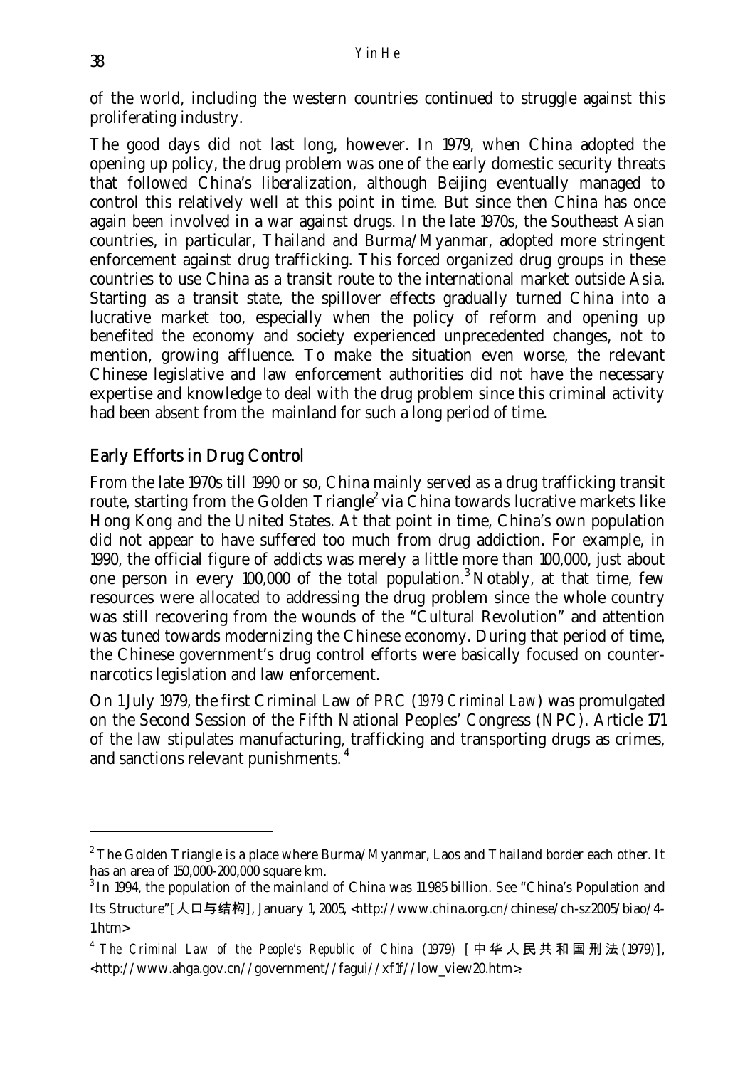of the world, including the western countries continued to struggle against this proliferating industry.

The good days did not last long, however. In 1979, when China adopted the opening up policy, the drug problem was one of the early domestic security threats that followed China's liberalization, although Beijing eventually managed to control this relatively well at this point in time. But since then China has once again been involved in a war against drugs. In the late 1970s, the Southeast Asian countries, in particular, Thailand and Burma/Myanmar, adopted more stringent enforcement against drug trafficking. This forced organized drug groups in these countries to use China as a transit route to the international market outside Asia. Starting as a transit state, the spillover effects gradually turned China into a lucrative market too, especially when the policy of reform and opening up benefited the economy and society experienced unprecedented changes, not to mention, growing affluence. To make the situation even worse, the relevant Chinese legislative and law enforcement authorities did not have the necessary expertise and knowledge to deal with the drug problem since this criminal activity had been absent from the mainland for such a long period of time.

## Early Efforts in Drug Control

From the late 1970s till 1990 or so, China mainly served as a drug trafficking transit route, starting from the Golden Triangle[2] via China towards lucrative markets like Hong Kong and the United States. At that point in time, China's own population did not appear to have suffered too much from drug addiction. For example, in 1990, the official figure of addicts was merely a little more than 100,000, just about one person in every 100,000 of the total population.[3] Notably, at that time, few resources were allocated to addressing the drug problem since the whole country was still recovering from the wounds of the "Cultural Revolution" and attention was tuned towards modernizing the Chinese economy. During that period of time, the Chinese government's drug control efforts were basically focused on counter-narcotics legislation and law enforcement.

On 1 July 1979, the first Criminal Law of PRC (*1979 Criminal Law*) was promulgated on the Second Session of the Fifth National Peoples' Congress (NPC). Article 171 of the law stipulates manufacturing, trafficking and transporting drugs as crimes, and sanctions relevant punishments.[4]

---

[2] The Golden Triangle is a place where Burma/Myanmar, Laos and Thailand border each other. It has an area of 150,000-200,000 square km.

[3] In 1994, the population of the mainland of China was 11.985 billion. See "China's Population and Its Structure"[人口与结构], January 1, 2005, <http://www.china.org.cn/chinese/ch-sz2005/biao/4-1.htm>

[4] *The Criminal Law of the People's Republic of China* (1979) [中华人民共和国刑法(1979)], <http://www.ahga.gov.cn//government//fagui//xf1f//low_view20.htm>.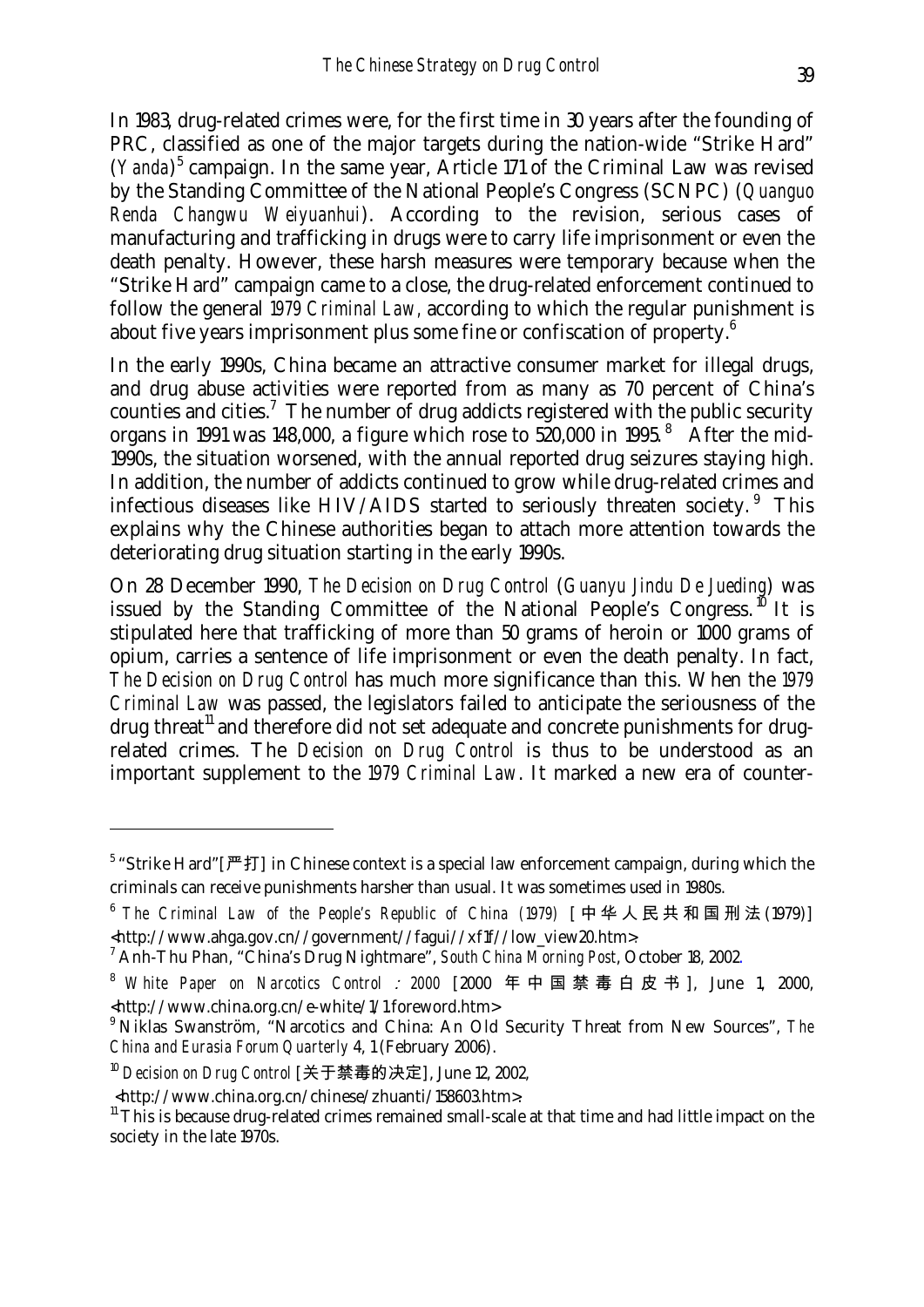In 1983, drug-related crimes were, for the first time in 30 years after the founding of PRC, classified as one of the major targets during the nation-wide "Strike Hard" (*Yanda*)[5] campaign. In the same year, Article 171 of the Criminal Law was revised by the Standing Committee of the National People's Congress (SCNPC) (*Quanguo Renda Changwu Weiyuanhui*). According to the revision, serious cases of manufacturing and trafficking in drugs were to carry life imprisonment or even the death penalty. However, these harsh measures were temporary because when the "Strike Hard" campaign came to a close, the drug-related enforcement continued to follow the general *1979 Criminal Law*, according to which the regular punishment is about five years imprisonment plus some fine or confiscation of property.[6]

In the early 1990s, China became an attractive consumer market for illegal drugs, and drug abuse activities were reported from as many as 70 percent of China's counties and cities.[7] The number of drug addicts registered with the public security organs in 1991 was 148,000, a figure which rose to 520,000 in 1995.[8] After the mid-1990s, the situation worsened, with the annual reported drug seizures staying high. In addition, the number of addicts continued to grow while drug-related crimes and infectious diseases like HIV/AIDS started to seriously threaten society.[9] This explains why the Chinese authorities began to attach more attention towards the deteriorating drug situation starting in the early 1990s.

On 28 December 1990, *The Decision on Drug Control* (*Guanyu Jindu De Jueding*) was issued by the Standing Committee of the National People's Congress.[10] It is stipulated here that trafficking of more than 50 grams of heroin or 1000 grams of opium, carries a sentence of life imprisonment or even the death penalty. In fact, *The Decision on Drug Control* has much more significance than this. When the *1979 Criminal Law* was passed, the legislators failed to anticipate the seriousness of the drug threat[11] and therefore did not set adequate and concrete punishments for drug-related crimes. The *Decision on Drug Control* is thus to be understood as an important supplement to the *1979 Criminal Law*. It marked a new era of counter-

---

[5] "Strike Hard"[严打] in Chinese context is a special law enforcement campaign, during which the criminals can receive punishments harsher than usual. It was sometimes used in 1980s.

[6] *The Criminal Law of the People's Republic of China (1979)* [中华人民共和国刑法(1979)] <http://www.ahga.gov.cn//government//fagui//xf1f//low_view20.htm>.

[7] Anh-Thu Phan, "China's Drug Nightmare", *South China Morning Post*, October 18, 2002.

[8] *White Paper on Narcotics Control : 2000* [2000 年中国禁毒白皮书], June 1, 2000, <http://www.china.org.cn/e-white/1/1.foreword.htm>

[9] Niklas Swanström, "Narcotics and China: An Old Security Threat from New Sources", *The China and Eurasia Forum Quarterly* 4, 1 (February 2006).

[10] *Decision on Drug Control* [关于禁毒的决定], June 12, 2002, <http://www.china.org.cn/chinese/zhuanti/158603.htm>.

[11] This is because drug-related crimes remained small-scale at that time and had little impact on the society in the late 1970s.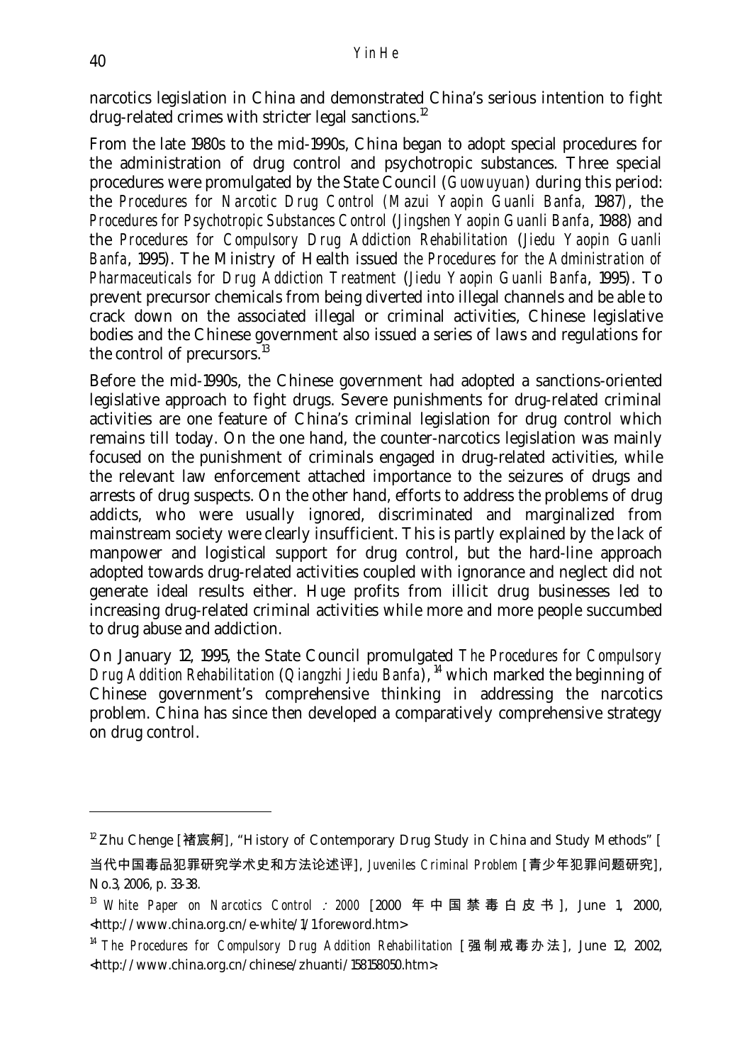narcotics legislation in China and demonstrated China's serious intention to fight drug-related crimes with stricter legal sanctions.[12]

From the late 1980s to the mid-1990s, China began to adopt special procedures for the administration of drug control and psychotropic substances. Three special procedures were promulgated by the State Council (*Guowuyuan*) during this period: the *Procedures for Narcotic Drug Control (Mazui Yaopin Guanli Banfa*, 1987), the *Procedures for Psychotropic Substances Control* (*Jingshen Yaopin Guanli Banfa*, 1988) and the *Procedures for Compulsory Drug Addiction Rehabilitation* (*Jiedu Yaopin Guanli Banfa*, 1995). The Ministry of Health issued *the Procedures for the Administration of Pharmaceuticals for Drug Addiction Treatment* (*Jiedu Yaopin Guanli Banfa*, 1995). To prevent precursor chemicals from being diverted into illegal channels and be able to crack down on the associated illegal or criminal activities, Chinese legislative bodies and the Chinese government also issued a series of laws and regulations for the control of precursors.[13]

Before the mid-1990s, the Chinese government had adopted a sanctions-oriented legislative approach to fight drugs. Severe punishments for drug-related criminal activities are one feature of China's criminal legislation for drug control which remains till today. On the one hand, the counter-narcotics legislation was mainly focused on the punishment of criminals engaged in drug-related activities, while the relevant law enforcement attached importance to the seizures of drugs and arrests of drug suspects. On the other hand, efforts to address the problems of drug addicts, who were usually ignored, discriminated and marginalized from mainstream society were clearly insufficient. This is partly explained by the lack of manpower and logistical support for drug control, but the hard-line approach adopted towards drug-related activities coupled with ignorance and neglect did not generate ideal results either. Huge profits from illicit drug businesses led to increasing drug-related criminal activities while more and more people succumbed to drug abuse and addiction.

On January 12, 1995, the State Council promulgated *The Procedures for Compulsory Drug Addition Rehabilitation* (*Qiangzhi Jiedu Banfa*), [14] which marked the beginning of Chinese government's comprehensive thinking in addressing the narcotics problem. China has since then developed a comparatively comprehensive strategy on drug control.

---

[12] Zhu Chenge [褚宸舸], "History of Contemporary Drug Study in China and Study Methods" [当代中国毒品犯罪研究学术史和方法论述评], *Juveniles Criminal Problem* [青少年犯罪问题研究], No.3, 2006, p. 33-38.

[13] *White Paper on Narcotics Control : 2000* [2000 年中国禁毒白皮书], June 1, 2000, <http://www.china.org.cn/e-white/1/1.foreword.htm>

[14] *The Procedures for Compulsory Drug Addition Rehabilitation* [强制戒毒办法], June 12, 2002, <http://www.china.org.cn/chinese/zhuanti/158158050.htm>.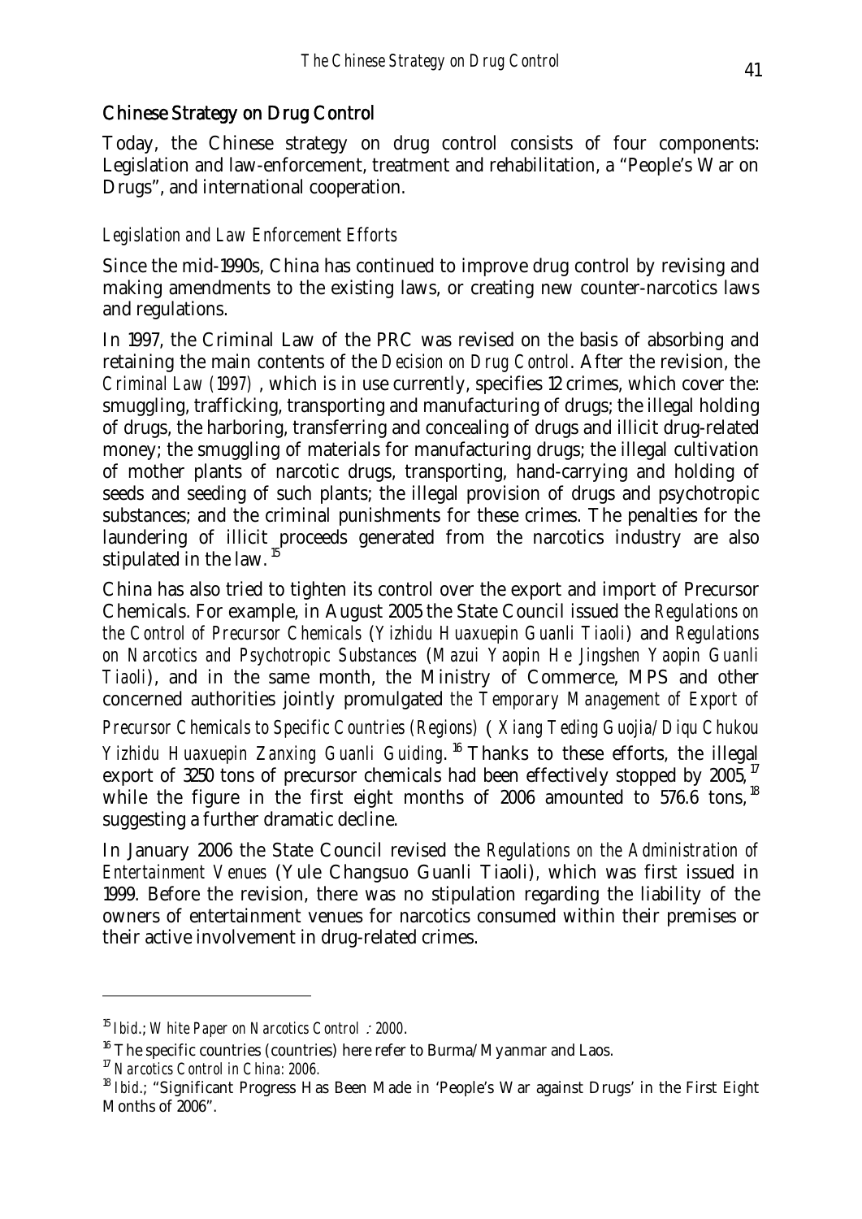## Chinese Strategy on Drug Control

Today, the Chinese strategy on drug control consists of four components: Legislation and law-enforcement, treatment and rehabilitation, a "People's War on Drugs", and international cooperation.

### *Legislation and Law Enforcement Efforts*

Since the mid-1990s, China has continued to improve drug control by revising and making amendments to the existing laws, or creating new counter-narcotics laws and regulations.

In 1997, the Criminal Law of the PRC was revised on the basis of absorbing and retaining the main contents of the *Decision on Drug Control*. After the revision, the *Criminal Law (1997)*, which is in use currently, specifies 12 crimes, which cover the: smuggling, trafficking, transporting and manufacturing of drugs; the illegal holding of drugs, the harboring, transferring and concealing of drugs and illicit drug-related money; the smuggling of materials for manufacturing drugs; the illegal cultivation of mother plants of narcotic drugs, transporting, hand-carrying and holding of seeds and seeding of such plants; the illegal provision of drugs and psychotropic substances; and the criminal punishments for these crimes. The penalties for the laundering of illicit proceeds generated from the narcotics industry are also stipulated in the law.[15]

China has also tried to tighten its control over the export and import of Precursor Chemicals. For example, in August 2005 the State Council issued the *Regulations on the Control of Precursor Chemicals* (*Yizhidu Huaxuepin Guanli Tiaoli*) and *Regulations on Narcotics and Psychotropic Substances* (*Mazui Yaopin He Jingshen Yaopin Guanli Tiaoli*), and in the same month, the Ministry of Commerce, MPS and other concerned authorities jointly promulgated *the Temporary Management of Export of Precursor Chemicals to Specific Countries (Regions)* ( *Xiang Teding Guojia/Diqu Chukou Yizhidu Huaxuepin Zanxing Guanli Guiding*.[16] Thanks to these efforts, the illegal export of 3250 tons of precursor chemicals had been effectively stopped by 2005,[17] while the figure in the first eight months of 2006 amounted to 576.6 tons,[18] suggesting a further dramatic decline.

In January 2006 the State Council revised the *Regulations on the Administration of Entertainment Venues* (Yule Changsuo Guanli Tiaoli), which was first issued in 1999. Before the revision, there was no stipulation regarding the liability of the owners of entertainment venues for narcotics consumed within their premises or their active involvement in drug-related crimes.

---

[15] *Ibid*.; *White Paper on Narcotics Control*: *2000*.

[16] The specific countries (countries) here refer to Burma/Myanmar and Laos.

[17] *Narcotics Control in China: 2006.*

[18] *Ibid*.; "Significant Progress Has Been Made in 'People's War against Drugs' in the First Eight Months of 2006".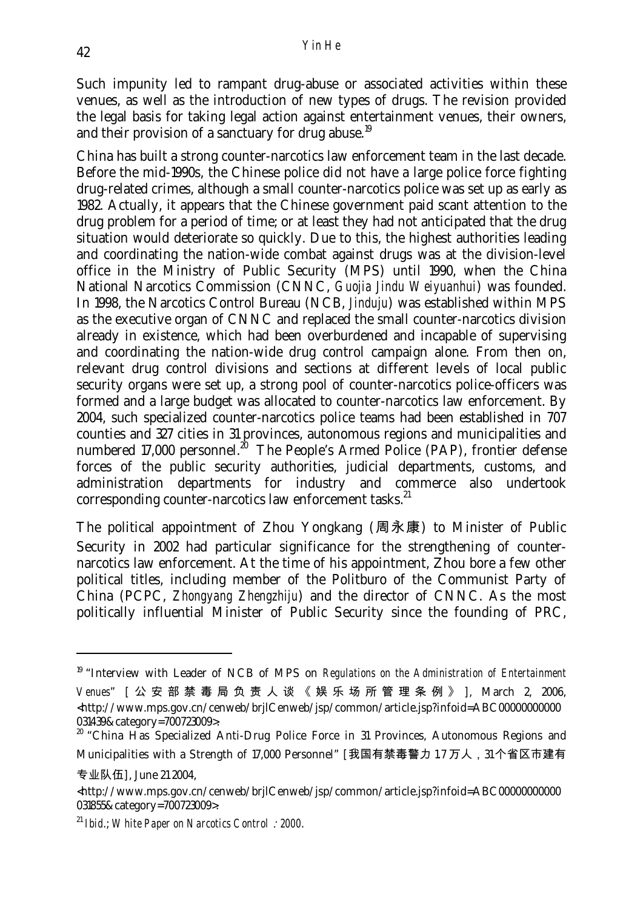Such impunity led to rampant drug-abuse or associated activities within these venues, as well as the introduction of new types of drugs. The revision provided the legal basis for taking legal action against entertainment venues, their owners, and their provision of a sanctuary for drug abuse.[19]

China has built a strong counter-narcotics law enforcement team in the last decade. Before the mid-1990s, the Chinese police did not have a large police force fighting drug-related crimes, although a small counter-narcotics police was set up as early as 1982. Actually, it appears that the Chinese government paid scant attention to the drug problem for a period of time; or at least they had not anticipated that the drug situation would deteriorate so quickly. Due to this, the highest authorities leading and coordinating the nation-wide combat against drugs was at the division-level office in the Ministry of Public Security (MPS) until 1990, when the China National Narcotics Commission (CNNC, *Guojia Jindu Weiyuanhui*) was founded. In 1998, the Narcotics Control Bureau (NCB, *Jinduju*) was established within MPS as the executive organ of CNNC and replaced the small counter-narcotics division already in existence, which had been overburdened and incapable of supervising and coordinating the nation-wide drug control campaign alone. From then on, relevant drug control divisions and sections at different levels of local public security organs were set up, a strong pool of counter-narcotics police-officers was formed and a large budget was allocated to counter-narcotics law enforcement. By 2004, such specialized counter-narcotics police teams had been established in 707 counties and 327 cities in 31 provinces, autonomous regions and municipalities and numbered 17,000 personnel.[20] The People's Armed Police (PAP), frontier defense forces of the public security authorities, judicial departments, customs, and administration departments for industry and commerce also undertook corresponding counter-narcotics law enforcement tasks.[21]

The political appointment of Zhou Yongkang (周永康) to Minister of Public Security in 2002 had particular significance for the strengthening of counter-narcotics law enforcement. At the time of his appointment, Zhou bore a few other political titles, including member of the Politburo of the Communist Party of China (PCPC, *Zhongyang Zhengzhiju*) and the director of CNNC. As the most politically influential Minister of Public Security since the founding of PRC,

---

[19] "Interview with Leader of NCB of MPS on *Regulations on the Administration of Entertainment Venues*" [公安部禁毒局负责人谈《娱乐场所管理条例》], March 2, 2006, <http://www.mps.gov.cn/cenweb/brjlCenweb/jsp/common/article.jsp?infoid=ABC00000000000031439&category=700723009>.

[20] "China Has Specialized Anti-Drug Police Force in 31 Provinces, Autonomous Regions and Municipalities with a Strength of 17,000 Personnel" [我国有禁毒警力 1.7 万人，31个省区市建有专业队伍], June 21 2004, <http://www.mps.gov.cn/cenweb/brjlCenweb/jsp/common/article.jsp?infoid=ABC00000000000031855&category=700723009>.

[21] *Ibid.*; *White Paper on Narcotics Control*: *2000*.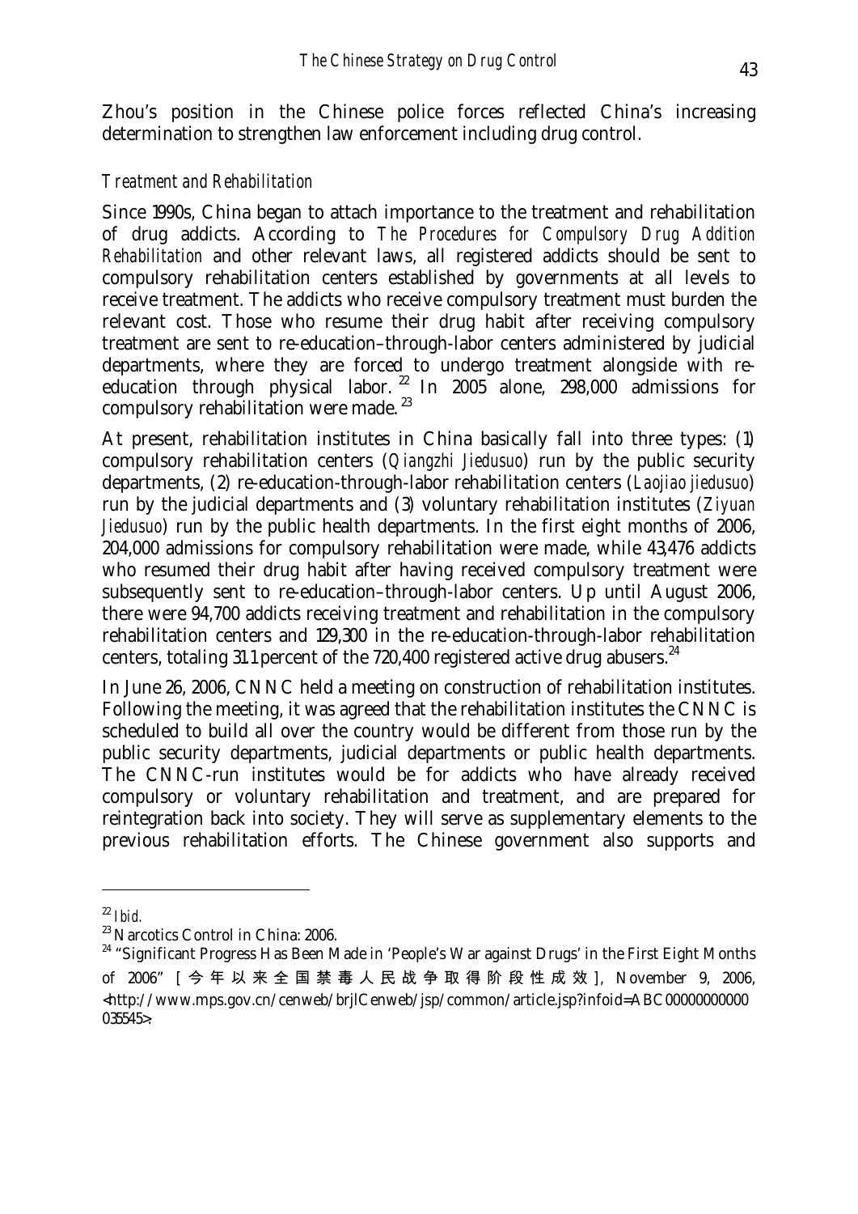Zhou's position in the Chinese police forces reflected China's increasing determination to strengthen law enforcement including drug control.

### *Treatment and Rehabilitation*

Since 1990s, China began to attach importance to the treatment and rehabilitation of drug addicts. According to *The Procedures for Compulsory Drug Addition Rehabilitation* and other relevant laws, all registered addicts should be sent to compulsory rehabilitation centers established by governments at all levels to receive treatment. The addicts who receive compulsory treatment must burden the relevant cost. Those who resume their drug habit after receiving compulsory treatment are sent to re-education–through-labor centers administered by judicial departments, where they are forced to undergo treatment alongside with re-education through physical labor.[22] In 2005 alone, 298,000 admissions for compulsory rehabilitation were made.[23]

At present, rehabilitation institutes in China basically fall into three types: (1) compulsory rehabilitation centers (*Qiangzhi Jiedusuo*) run by the public security departments, (2) re-education-through-labor rehabilitation centers (*Laojiao jiedusuo*) run by the judicial departments and (3) voluntary rehabilitation institutes (*Ziyuan Jiedusuo*) run by the public health departments. In the first eight months of 2006, 204,000 admissions for compulsory rehabilitation were made, while 43,476 addicts who resumed their drug habit after having received compulsory treatment were subsequently sent to re-education–through-labor centers. Up until August 2006, there were 94,700 addicts receiving treatment and rehabilitation in the compulsory rehabilitation centers and 129,300 in the re-education-through-labor rehabilitation centers, totaling 31.1 percent of the 720,400 registered active drug abusers.[24]

In June 26, 2006, CNNC held a meeting on construction of rehabilitation institutes. Following the meeting, it was agreed that the rehabilitation institutes the CNNC is scheduled to build all over the country would be different from those run by the public security departments, judicial departments or public health departments. The CNNC-run institutes would be for addicts who have already received compulsory or voluntary rehabilitation and treatment, and are prepared for reintegration back into society. They will serve as supplementary elements to the previous rehabilitation efforts. The Chinese government also supports and

---

[22] *Ibid.*

[23] Narcotics Control in China: 2006.

[24] "Significant Progress Has Been Made in 'People's War against Drugs' in the First Eight Months of 2006" [今年以来全国禁毒人民战争取得阶段性成效], November 9, 2006, <http://www.mps.gov.cn/cenweb/brjlCenweb/jsp/common/article.jsp?infoid=ABC00000000000035545>.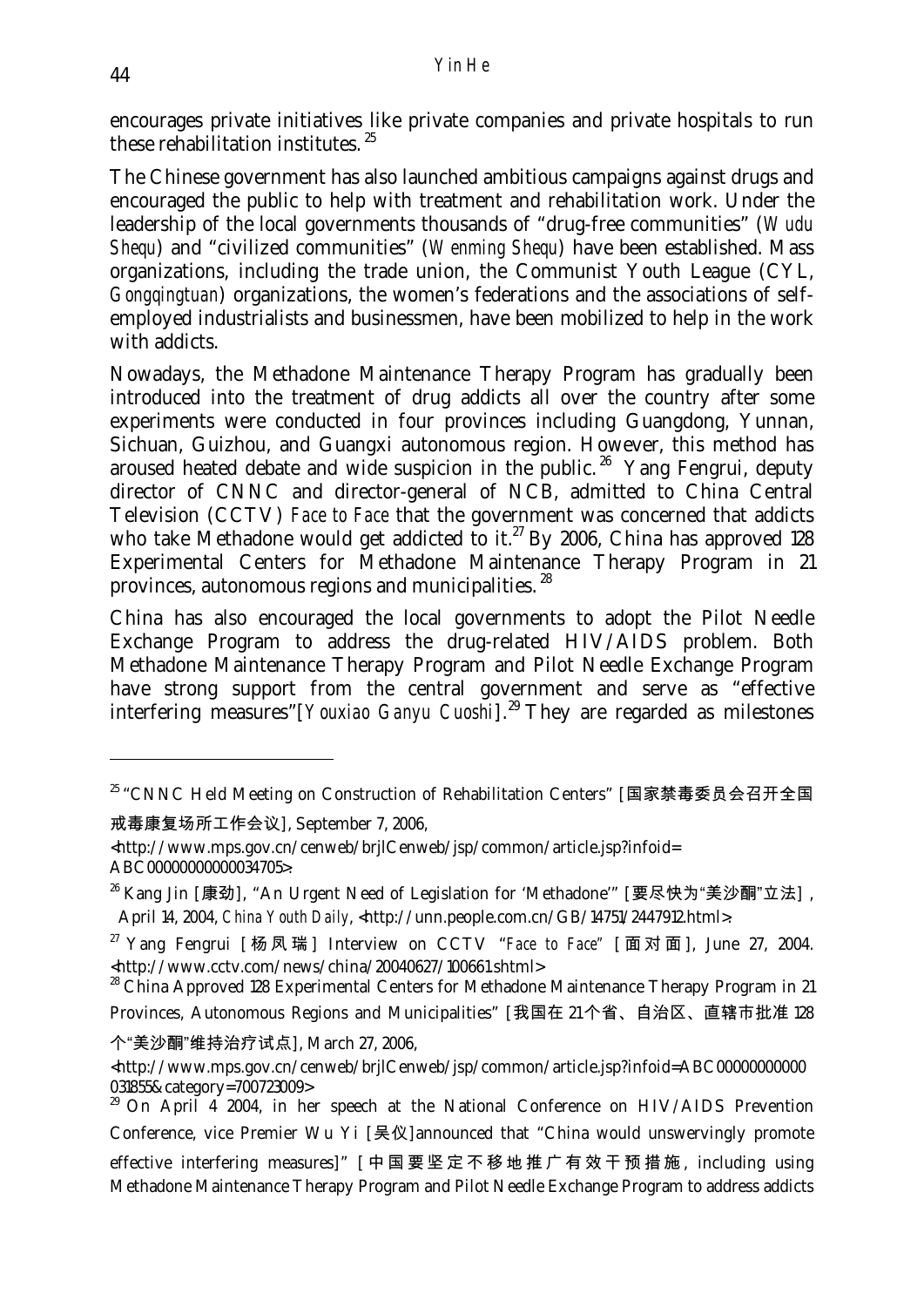encourages private initiatives like private companies and private hospitals to run these rehabilitation institutes.[25]

The Chinese government has also launched ambitious campaigns against drugs and encouraged the public to help with treatment and rehabilitation work. Under the leadership of the local governments thousands of "drug-free communities" (*Wudu Shequ*) and "civilized communities" (*Wenming Shequ*) have been established. Mass organizations, including the trade union, the Communist Youth League (CYL, *Gongqingtuan*) organizations, the women's federations and the associations of self-employed industrialists and businessmen, have been mobilized to help in the work with addicts.

Nowadays, the Methadone Maintenance Therapy Program has gradually been introduced into the treatment of drug addicts all over the country after some experiments were conducted in four provinces including Guangdong, Yunnan, Sichuan, Guizhou, and Guangxi autonomous region. However, this method has aroused heated debate and wide suspicion in the public.[26] Yang Fengrui, deputy director of CNNC and director-general of NCB, admitted to China Central Television (CCTV) *Face to Face* that the government was concerned that addicts who take Methadone would get addicted to it.[27] By 2006, China has approved 128 Experimental Centers for Methadone Maintenance Therapy Program in 21 provinces, autonomous regions and municipalities.[28]

China has also encouraged the local governments to adopt the Pilot Needle Exchange Program to address the drug-related HIV/AIDS problem. Both Methadone Maintenance Therapy Program and Pilot Needle Exchange Program have strong support from the central government and serve as "effective interfering measures"[*Youxiao Ganyu Cuoshi*].[29] They are regarded as milestones

---

[25] "CNNC Held Meeting on Construction of Rehabilitation Centers" [国家禁毒委员会召开全国戒毒康复场所工作会议], September 7, 2006, <http://www.mps.gov.cn/cenweb/brjlCenweb/jsp/common/article.jsp?infoid=ABC00000000000034705>.

[26] Kang Jin [康劲], "An Urgent Need of Legislation for 'Methadone'" [要尽快为"美沙酮"立法], April 14, 2004, *China Youth Daily*, <http://unn.people.com.cn/GB/14751/2447912.html>.

[27] Yang Fengrui [杨凤瑞] Interview on CCTV "*Face to Face*" [面对面], June 27, 2004. <http://www.cctv.com/news/china/20040627/100661.shtml>

[28] China Approved 128 Experimental Centers for Methadone Maintenance Therapy Program in 21 Provinces, Autonomous Regions and Municipalities" [我国在21个省、自治区、直辖市批准128个"美沙酮"维持治疗试点], March 27, 2006, <http://www.mps.gov.cn/cenweb/brjlCenweb/jsp/common/article.jsp?infoid=ABC00000000000031855&category=700723009>

[29] On April 4 2004, in her speech at the National Conference on HIV/AIDS Prevention Conference, vice Premier Wu Yi [吴仪]announced that "China would unswervingly promote effective interfering measures]" [中国要坚定不移地推广有效干预措施, including using Methadone Maintenance Therapy Program and Pilot Needle Exchange Program to address addicts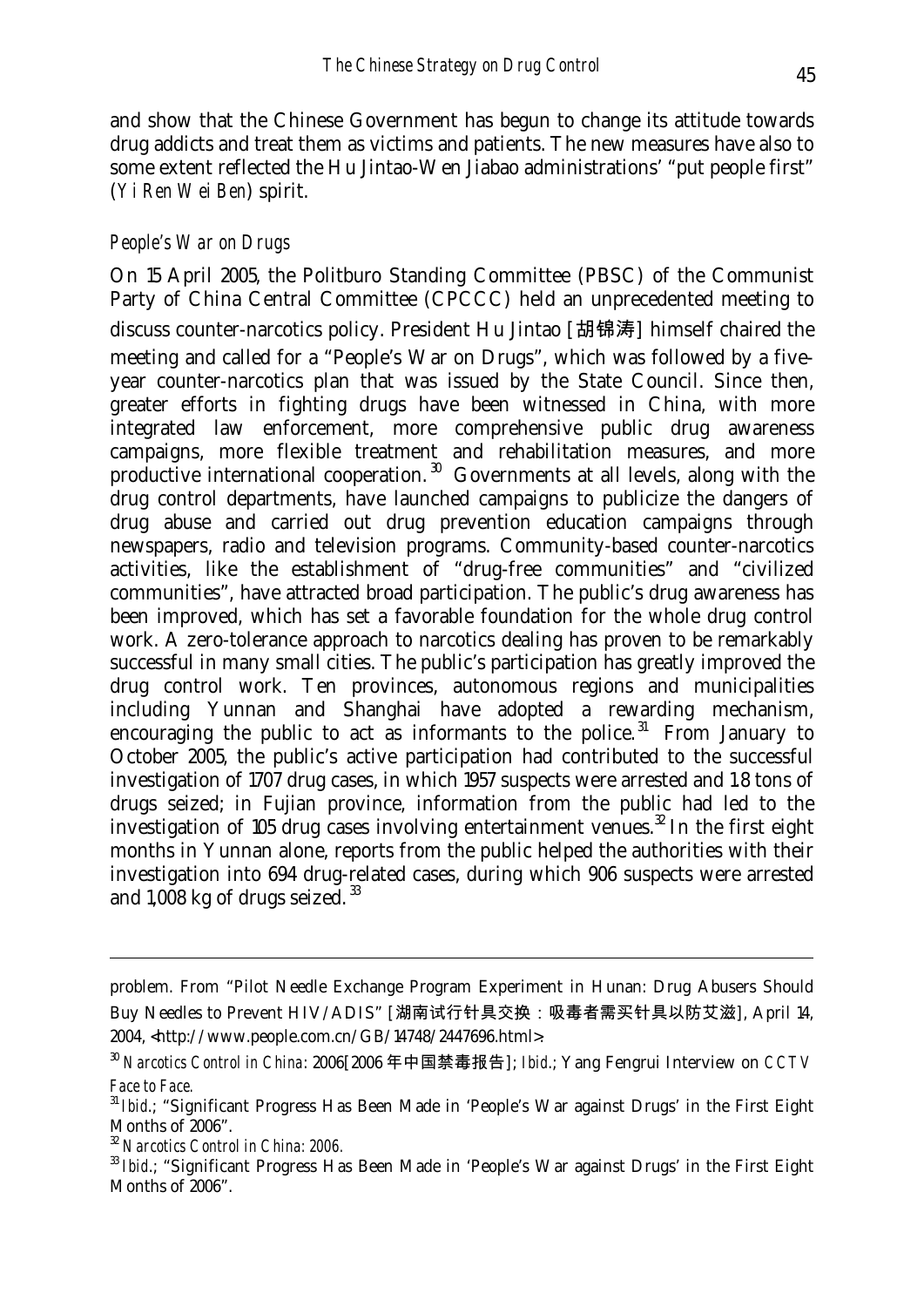and show that the Chinese Government has begun to change its attitude towards drug addicts and treat them as victims and patients. The new measures have also to some extent reflected the Hu Jintao-Wen Jiabao administrations' "put people first" (*Yi Ren Wei Ben*) spirit.

### *People's War on Drugs*

On 15 April 2005, the Politburo Standing Committee (PBSC) of the Communist Party of China Central Committee (CPCCC) held an unprecedented meeting to discuss counter-narcotics policy. President Hu Jintao [胡锦涛] himself chaired the meeting and called for a "People's War on Drugs", which was followed by a five-year counter-narcotics plan that was issued by the State Council. Since then, greater efforts in fighting drugs have been witnessed in China, with more integrated law enforcement, more comprehensive public drug awareness campaigns, more flexible treatment and rehabilitation measures, and more productive international cooperation.[30] Governments at all levels, along with the drug control departments, have launched campaigns to publicize the dangers of drug abuse and carried out drug prevention education campaigns through newspapers, radio and television programs. Community-based counter-narcotics activities, like the establishment of "drug-free communities" and "civilized communities", have attracted broad participation. The public's drug awareness has been improved, which has set a favorable foundation for the whole drug control work. A zero-tolerance approach to narcotics dealing has proven to be remarkably successful in many small cities. The public's participation has greatly improved the drug control work. Ten provinces, autonomous regions and municipalities including Yunnan and Shanghai have adopted a rewarding mechanism, encouraging the public to act as informants to the police.[31] From January to October 2005, the public's active participation had contributed to the successful investigation of 1707 drug cases, in which 1957 suspects were arrested and 1.8 tons of drugs seized; in Fujian province, information from the public had led to the investigation of 105 drug cases involving entertainment venues.[32] In the first eight months in Yunnan alone, reports from the public helped the authorities with their investigation into 694 drug-related cases, during which 906 suspects were arrested and 1,008 kg of drugs seized.[33]

---

problem. From "Pilot Needle Exchange Program Experiment in Hunan: Drug Abusers Should Buy Needles to Prevent HIV/ADIS" [湖南试行针具交换：吸毒者需买针具以防艾滋], April 14, 2004, <http://www.people.com.cn/GB/14748/2447696.html>.

[30] *Narcotics Control in China*: 2006[2006 年中国禁毒报告]; *Ibid*.; Yang Fengrui Interview on *CCTV Face to Face*.

[31] *Ibid*.; "Significant Progress Has Been Made in 'People's War against Drugs' in the First Eight Months of 2006".

[32] *Narcotics Control in China: 2006*.

[33] *Ibid*.; "Significant Progress Has Been Made in 'People's War against Drugs' in the First Eight Months of 2006".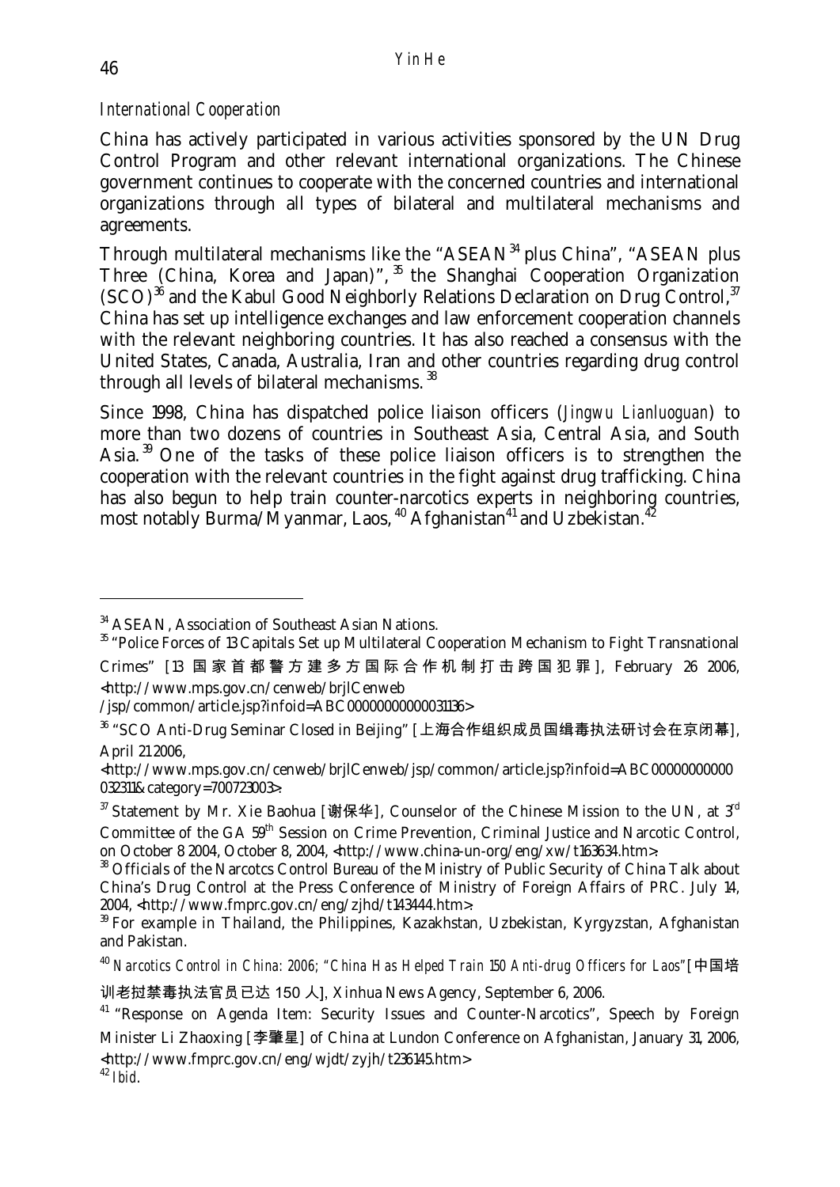*International Cooperation*

China has actively participated in various activities sponsored by the UN Drug Control Program and other relevant international organizations. The Chinese government continues to cooperate with the concerned countries and international organizations through all types of bilateral and multilateral mechanisms and agreements.

Through multilateral mechanisms like the "ASEAN[34] plus China", "ASEAN plus Three (China, Korea and Japan)", [35] the Shanghai Cooperation Organization (SCO)[36] and the Kabul Good Neighborly Relations Declaration on Drug Control,[37] China has set up intelligence exchanges and law enforcement cooperation channels with the relevant neighboring countries. It has also reached a consensus with the United States, Canada, Australia, Iran and other countries regarding drug control through all levels of bilateral mechanisms. [38]

Since 1998, China has dispatched police liaison officers (*Jingwu Lianluoguan*) to more than two dozens of countries in Southeast Asia, Central Asia, and South Asia. [39] One of the tasks of these police liaison officers is to strengthen the cooperation with the relevant countries in the fight against drug trafficking. China has also begun to help train counter-narcotics experts in neighboring countries, most notably Burma/Myanmar, Laos, [40] Afghanistan[41] and Uzbekistan.[42]

---

[34] ASEAN, Association of Southeast Asian Nations.

[35] "Police Forces of 13 Capitals Set up Multilateral Cooperation Mechanism to Fight Transnational Crimes" [13 国家首都警方建多方国际合作机制打击跨国犯罪], February 26 2006, <http://www.mps.gov.cn/cenweb/brjlCenweb /jsp/common/article.jsp?infoid=ABC00000000000031136>

[36] "SCO Anti-Drug Seminar Closed in Beijing" [上海合作组织成员国缉毒执法研讨会在京闭幕], April 21 2006, <http://www.mps.gov.cn/cenweb/brjlCenweb/jsp/common/article.jsp?infoid=ABC00000000000032311&category=700723003>.

[37] Statement by Mr. Xie Baohua [谢保华], Counselor of the Chinese Mission to the UN, at 3rd Committee of the GA 59th Session on Crime Prevention, Criminal Justice and Narcotic Control, on October 8 2004, October 8, 2004, <http://www.china-un-org/eng/xw/t163634.htm>.

[38] Officials of the Narcotcs Control Bureau of the Ministry of Public Security of China Talk about China's Drug Control at the Press Conference of Ministry of Foreign Affairs of PRC. July 14, 2004, <http://www.fmprc.gov.cn/eng/zjhd/t143444.htm>.

[39] For example in Thailand, the Philippines, Kazakhstan, Uzbekistan, Kyrgyzstan, Afghanistan and Pakistan.

[40] *Narcotics Control in China: 2006; "China Has Helped Train 150 Anti-drug Officers for Laos"*[中国培训老挝禁毒执法官员已达 150 人], Xinhua News Agency, September 6, 2006.

[41] "Response on Agenda Item: Security Issues and Counter-Narcotics", Speech by Foreign Minister Li Zhaoxing [李肇星] of China at Lundon Conference on Afghanistan, January 31, 2006, <http://www.fmprc.gov.cn/eng/wjdt/zyjh/t236145.htm>

[42] *Ibid.*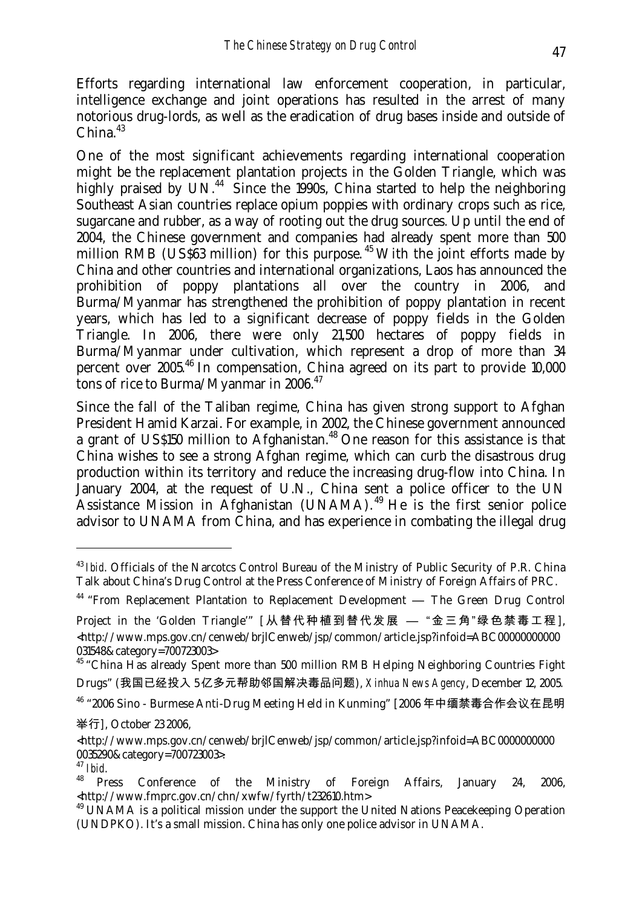Efforts regarding international law enforcement cooperation, in particular, intelligence exchange and joint operations has resulted in the arrest of many notorious drug-lords, as well as the eradication of drug bases inside and outside of China.[43]

One of the most significant achievements regarding international cooperation might be the replacement plantation projects in the Golden Triangle, which was highly praised by UN.[44] Since the 1990s, China started to help the neighboring Southeast Asian countries replace opium poppies with ordinary crops such as rice, sugarcane and rubber, as a way of rooting out the drug sources. Up until the end of 2004, the Chinese government and companies had already spent more than 500 million RMB (US$63 million) for this purpose.[45] With the joint efforts made by China and other countries and international organizations, Laos has announced the prohibition of poppy plantations all over the country in 2006, and Burma/Myanmar has strengthened the prohibition of poppy plantation in recent years, which has led to a significant decrease of poppy fields in the Golden Triangle. In 2006, there were only 21,500 hectares of poppy fields in Burma/Myanmar under cultivation, which represent a drop of more than 34 percent over 2005.[46] In compensation, China agreed on its part to provide 10,000 tons of rice to Burma/Myanmar in 2006.[47]

Since the fall of the Taliban regime, China has given strong support to Afghan President Hamid Karzai. For example, in 2002, the Chinese government announced a grant of US$150 million to Afghanistan.[48] One reason for this assistance is that China wishes to see a strong Afghan regime, which can curb the disastrous drug production within its territory and reduce the increasing drug-flow into China. In January 2004, at the request of U.N., China sent a police officer to the UN Assistance Mission in Afghanistan (UNAMA).[49] He is the first senior police advisor to UNAMA from China, and has experience in combating the illegal drug

---

[43] *Ibid*. Officials of the Narcotcs Control Bureau of the Ministry of Public Security of P.R. China Talk about China's Drug Control at the Press Conference of Ministry of Foreign Affairs of PRC.

[44] "From Replacement Plantation to Replacement Development — The Green Drug Control Project in the 'Golden Triangle'" [从替代种植到替代发展 — "金三角"绿色禁毒工程], <http://www.mps.gov.cn/cenweb/brjlCenweb/jsp/common/article.jsp?infoid=ABC00000000000031548&category=700723003>

[45] "China Has already Spent more than 500 million RMB Helping Neighboring Countries Fight Drugs" (我国已经投入5亿多元帮助邻国解决毒品问题), *Xinhua News Agency*, December 12, 2005.

[46] "2006 Sino - Burmese Anti-Drug Meeting Held in Kunming" [2006年中缅禁毒合作会议在昆明举行], October 23 2006, <http://www.mps.gov.cn/cenweb/brjlCenweb/jsp/common/article.jsp?infoid=ABC00000000000035290&category=700723003>.

[47] *Ibid*.

[48] Press Conference of the Ministry of Foreign Affairs, January 24, 2006, <http://www.fmprc.gov.cn/chn/xwfw/fyrth/t232610.htm>

[49] UNAMA is a political mission under the support the United Nations Peacekeeping Operation (UNDPKO). It's a small mission. China has only one police advisor in UNAMA.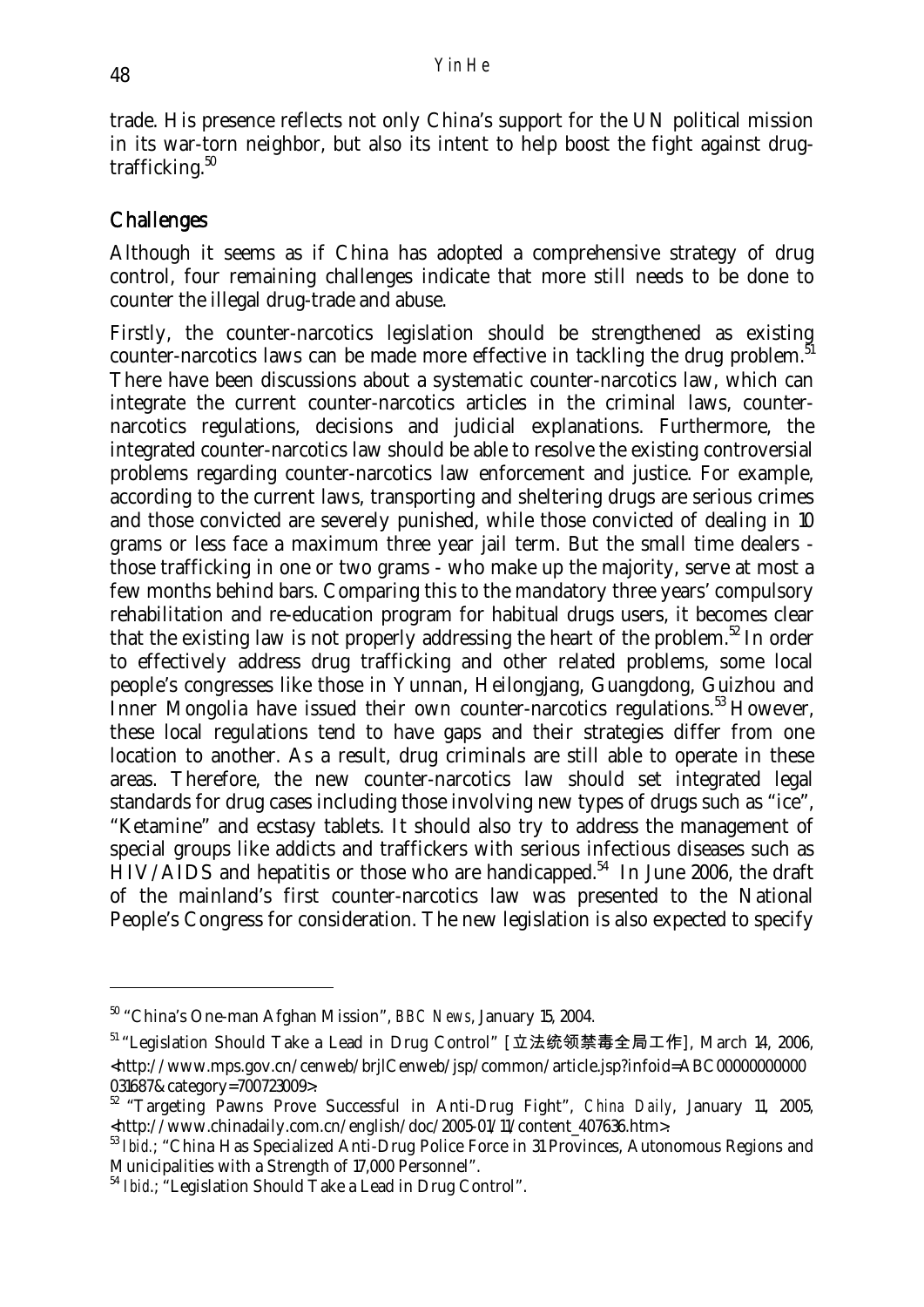trade. His presence reflects not only China's support for the UN political mission in its war-torn neighbor, but also its intent to help boost the fight against drug-trafficking.[50]

## Challenges

Although it seems as if China has adopted a comprehensive strategy of drug control, four remaining challenges indicate that more still needs to be done to counter the illegal drug-trade and abuse.

Firstly, the counter-narcotics legislation should be strengthened as existing counter-narcotics laws can be made more effective in tackling the drug problem.[51] There have been discussions about a systematic counter-narcotics law, which can integrate the current counter-narcotics articles in the criminal laws, counter-narcotics regulations, decisions and judicial explanations. Furthermore, the integrated counter-narcotics law should be able to resolve the existing controversial problems regarding counter-narcotics law enforcement and justice. For example, according to the current laws, transporting and sheltering drugs are serious crimes and those convicted are severely punished, while those convicted of dealing in 10 grams or less face a maximum three year jail term. But the small time dealers - those trafficking in one or two grams - who make up the majority, serve at most a few months behind bars. Comparing this to the mandatory three years' compulsory rehabilitation and re-education program for habitual drugs users, it becomes clear that the existing law is not properly addressing the heart of the problem.[52] In order to effectively address drug trafficking and other related problems, some local people's congresses like those in Yunnan, Heilongjang, Guangdong, Guizhou and Inner Mongolia have issued their own counter-narcotics regulations.[53] However, these local regulations tend to have gaps and their strategies differ from one location to another. As a result, drug criminals are still able to operate in these areas. Therefore, the new counter-narcotics law should set integrated legal standards for drug cases including those involving new types of drugs such as "ice", "Ketamine" and ecstasy tablets. It should also try to address the management of special groups like addicts and traffickers with serious infectious diseases such as HIV/AIDS and hepatitis or those who are handicapped.[54] In June 2006, the draft of the mainland's first counter-narcotics law was presented to the National People's Congress for consideration. The new legislation is also expected to specify

---

[50] "China's One-man Afghan Mission", *BBC News*, January 15, 2004.

[51] "Legislation Should Take a Lead in Drug Control" [立法统领禁毒全局工作], March 14, 2006, <http://www.mps.gov.cn/cenweb/brjlCenweb/jsp/common/article.jsp?infoid=ABC00000000000031687&category=700723009>.

[52] "Targeting Pawns Prove Successful in Anti-Drug Fight", *China Daily*, January 11, 2005, <http://www.chinadaily.com.cn/english/doc/2005-01/11/content_407636.htm>.

[53] *Ibid.*; "China Has Specialized Anti-Drug Police Force in 31 Provinces, Autonomous Regions and Municipalities with a Strength of 17,000 Personnel".

[54] *Ibid.*; "Legislation Should Take a Lead in Drug Control".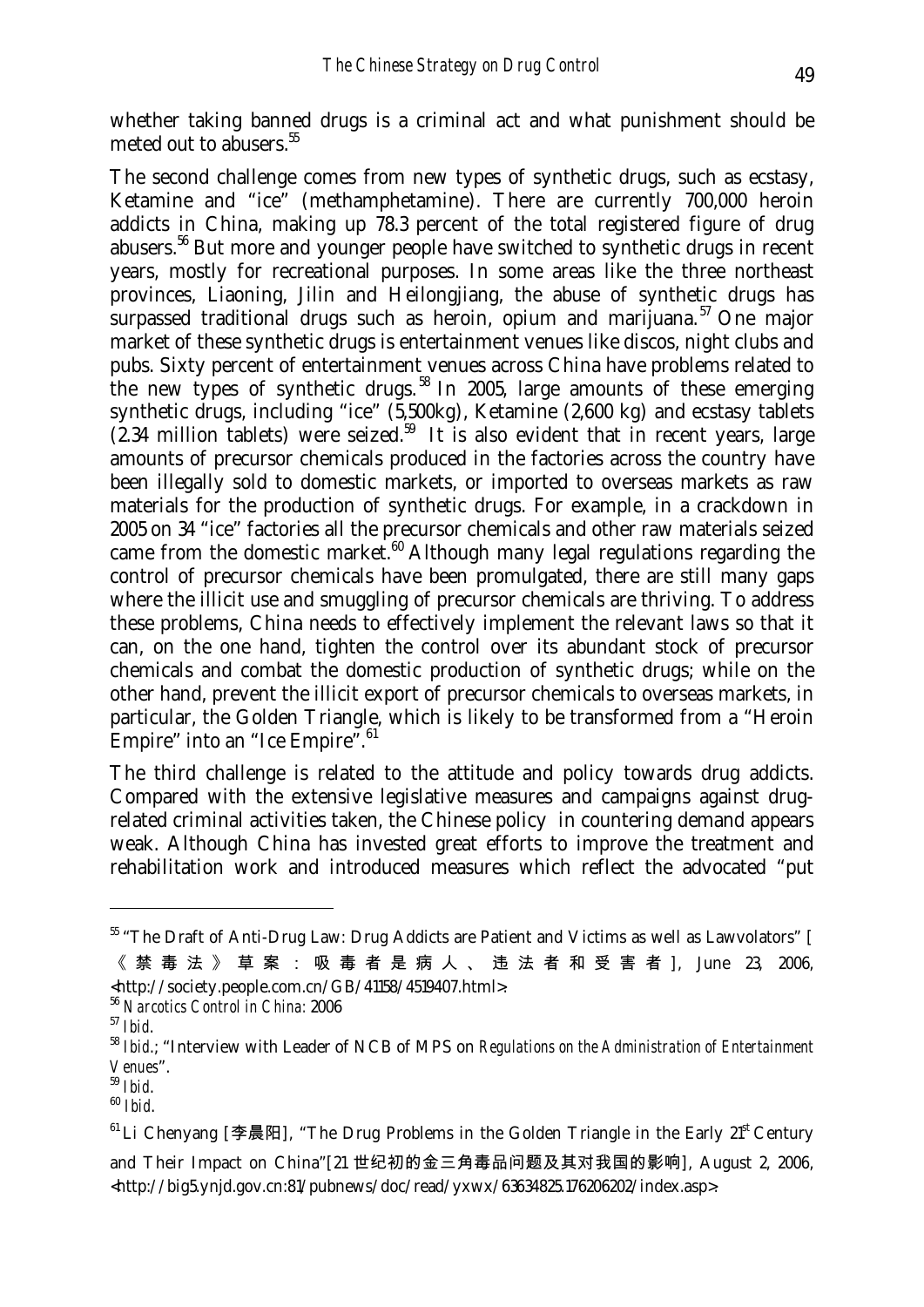whether taking banned drugs is a criminal act and what punishment should be meted out to abusers.[55]

The second challenge comes from new types of synthetic drugs, such as ecstasy, Ketamine and "ice" (methamphetamine). There are currently 700,000 heroin addicts in China, making up 78.3 percent of the total registered figure of drug abusers.[56] But more and younger people have switched to synthetic drugs in recent years, mostly for recreational purposes. In some areas like the three northeast provinces, Liaoning, Jilin and Heilongjiang, the abuse of synthetic drugs has surpassed traditional drugs such as heroin, opium and marijuana.[57] One major market of these synthetic drugs is entertainment venues like discos, night clubs and pubs. Sixty percent of entertainment venues across China have problems related to the new types of synthetic drugs.[58] In 2005, large amounts of these emerging synthetic drugs, including "ice" (5,500kg), Ketamine (2,600 kg) and ecstasy tablets (2.34 million tablets) were seized.[59] It is also evident that in recent years, large amounts of precursor chemicals produced in the factories across the country have been illegally sold to domestic markets, or imported to overseas markets as raw materials for the production of synthetic drugs. For example, in a crackdown in 2005 on 34 "ice" factories all the precursor chemicals and other raw materials seized came from the domestic market.[60] Although many legal regulations regarding the control of precursor chemicals have been promulgated, there are still many gaps where the illicit use and smuggling of precursor chemicals are thriving. To address these problems, China needs to effectively implement the relevant laws so that it can, on the one hand, tighten the control over its abundant stock of precursor chemicals and combat the domestic production of synthetic drugs; while on the other hand, prevent the illicit export of precursor chemicals to overseas markets, in particular, the Golden Triangle, which is likely to be transformed from a "Heroin Empire" into an "Ice Empire".[61]

The third challenge is related to the attitude and policy towards drug addicts. Compared with the extensive legislative measures and campaigns against drug-related criminal activities taken, the Chinese policy in countering demand appears weak. Although China has invested great efforts to improve the treatment and rehabilitation work and introduced measures which reflect the advocated "put

---

[55] "The Draft of Anti-Drug Law: Drug Addicts are Patient and Victims as well as Lawvolators" [《禁毒法》草案：吸毒者是病人、违法者和受害者], June 23, 2006, <http://society.people.com.cn/GB/41158/4519407.html>.

[56] *Narcotics Control in China: 2006*

[57] *Ibid*.

[58] *Ibid*.; "Interview with Leader of NCB of MPS on *Regulations on the Administration of Entertainment Venues*".

[59] *Ibid*.

[60] *Ibid*.

[61] Li Chenyang [李晨阳], "The Drug Problems in the Golden Triangle in the Early 21st Century and Their Impact on China"[21 世纪初的金三角毒品问题及其对我国的影响], August 2, 2006, <http://big5.ynjd.gov.cn:81/pubnews/doc/read/yxwx/63634825.176206202/index.asp>.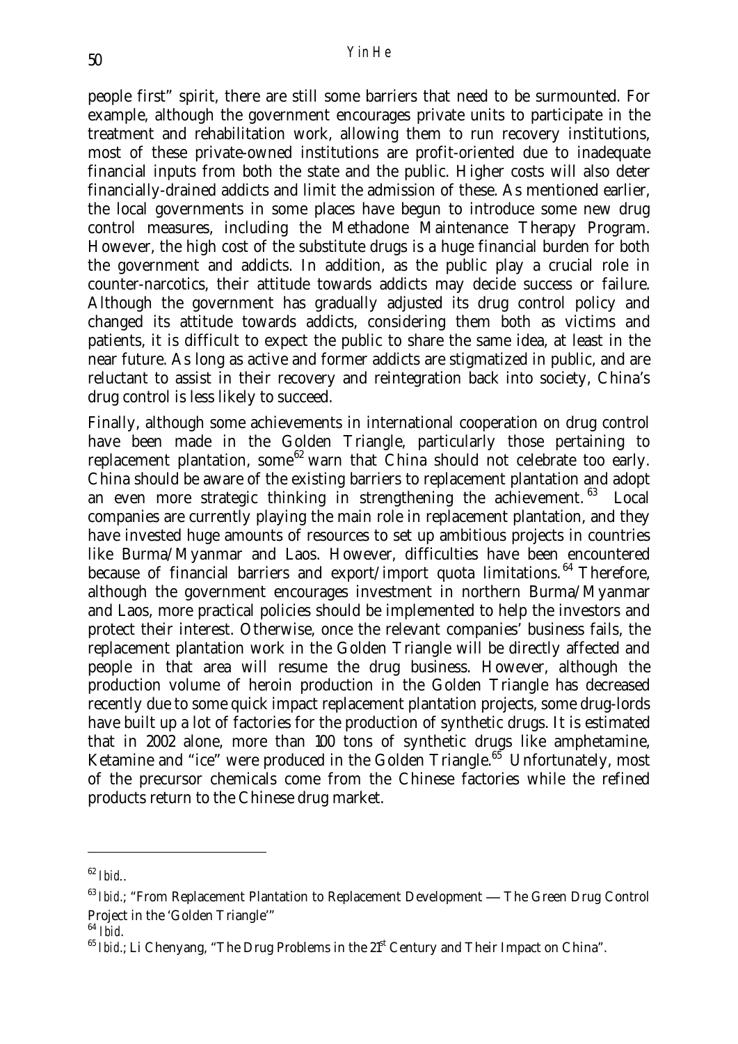people first" spirit, there are still some barriers that need to be surmounted. For example, although the government encourages private units to participate in the treatment and rehabilitation work, allowing them to run recovery institutions, most of these private-owned institutions are profit-oriented due to inadequate financial inputs from both the state and the public. Higher costs will also deter financially-drained addicts and limit the admission of these. As mentioned earlier, the local governments in some places have begun to introduce some new drug control measures, including the Methadone Maintenance Therapy Program. However, the high cost of the substitute drugs is a huge financial burden for both the government and addicts. In addition, as the public play a crucial role in counter-narcotics, their attitude towards addicts may decide success or failure. Although the government has gradually adjusted its drug control policy and changed its attitude towards addicts, considering them both as victims and patients, it is difficult to expect the public to share the same idea, at least in the near future. As long as active and former addicts are stigmatized in public, and are reluctant to assist in their recovery and reintegration back into society, China's drug control is less likely to succeed.

Finally, although some achievements in international cooperation on drug control have been made in the Golden Triangle, particularly those pertaining to replacement plantation, some[62] warn that China should not celebrate too early. China should be aware of the existing barriers to replacement plantation and adopt an even more strategic thinking in strengthening the achievement.[63] Local companies are currently playing the main role in replacement plantation, and they have invested huge amounts of resources to set up ambitious projects in countries like Burma/Myanmar and Laos. However, difficulties have been encountered because of financial barriers and export/import quota limitations.[64] Therefore, although the government encourages investment in northern Burma/Myanmar and Laos, more practical policies should be implemented to help the investors and protect their interest. Otherwise, once the relevant companies' business fails, the replacement plantation work in the Golden Triangle will be directly affected and people in that area will resume the drug business. However, although the production volume of heroin production in the Golden Triangle has decreased recently due to some quick impact replacement plantation projects, some drug-lords have built up a lot of factories for the production of synthetic drugs. It is estimated that in 2002 alone, more than 100 tons of synthetic drugs like amphetamine, Ketamine and "ice" were produced in the Golden Triangle.[65] Unfortunately, most of the precursor chemicals come from the Chinese factories while the refined products return to the Chinese drug market.

---

[62] *Ibid.*.

[63] *Ibid.*; "From Replacement Plantation to Replacement Development — The Green Drug Control Project in the 'Golden Triangle'"

[64] *Ibid.*

[65] *Ibid.*; Li Chenyang, "The Drug Problems in the 21st Century and Their Impact on China".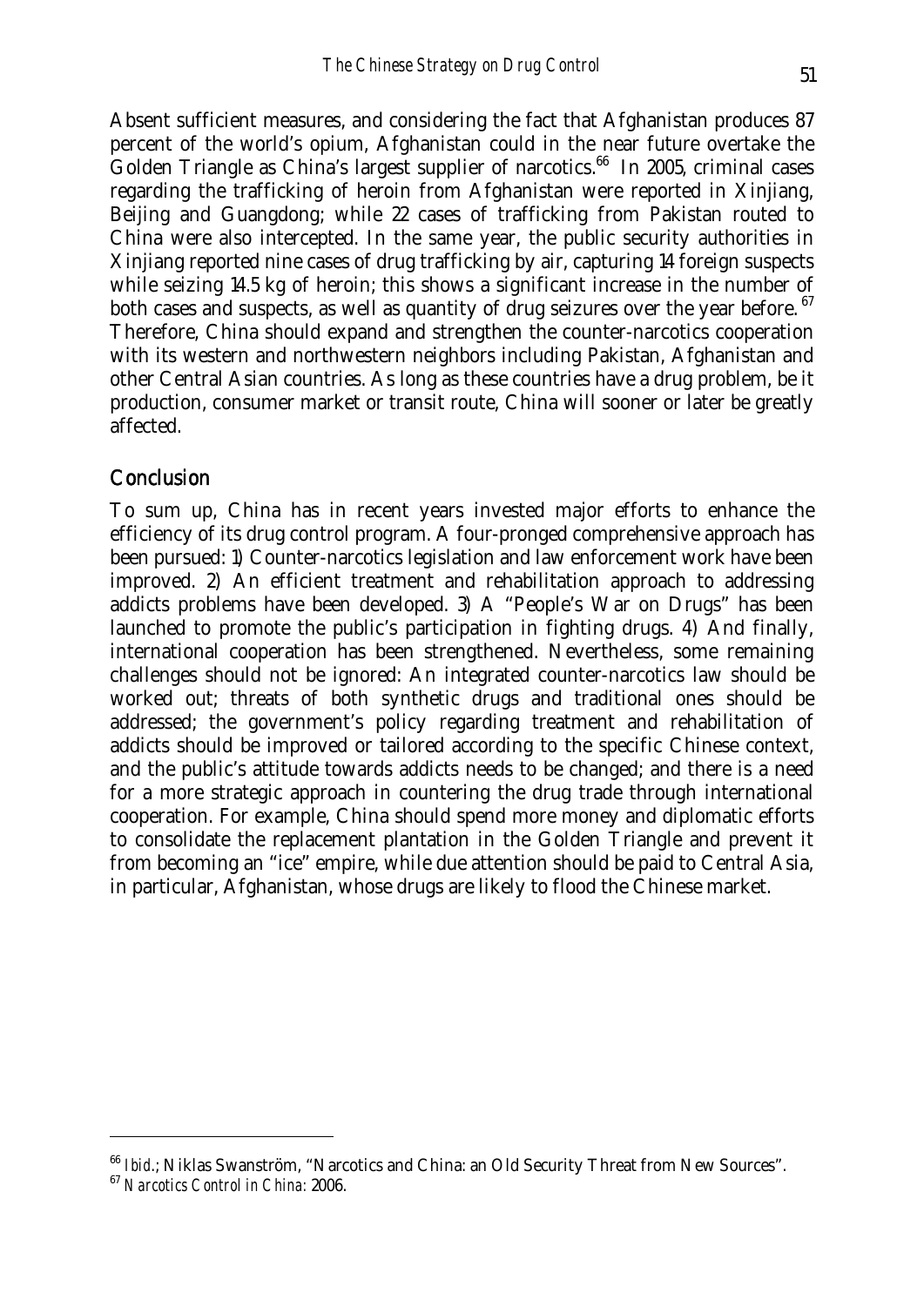Absent sufficient measures, and considering the fact that Afghanistan produces 87 percent of the world's opium, Afghanistan could in the near future overtake the Golden Triangle as China's largest supplier of narcotics.[66] In 2005, criminal cases regarding the trafficking of heroin from Afghanistan were reported in Xinjiang, Beijing and Guangdong; while 22 cases of trafficking from Pakistan routed to China were also intercepted. In the same year, the public security authorities in Xinjiang reported nine cases of drug trafficking by air, capturing 14 foreign suspects while seizing 14.5 kg of heroin; this shows a significant increase in the number of both cases and suspects, as well as quantity of drug seizures over the year before.[67] Therefore, China should expand and strengthen the counter-narcotics cooperation with its western and northwestern neighbors including Pakistan, Afghanistan and other Central Asian countries. As long as these countries have a drug problem, be it production, consumer market or transit route, China will sooner or later be greatly affected.

## Conclusion

To sum up, China has in recent years invested major efforts to enhance the efficiency of its drug control program. A four-pronged comprehensive approach has been pursued: 1) Counter-narcotics legislation and law enforcement work have been improved. 2) An efficient treatment and rehabilitation approach to addressing addicts problems have been developed. 3) A "People's War on Drugs" has been launched to promote the public's participation in fighting drugs. 4) And finally, international cooperation has been strengthened. Nevertheless, some remaining challenges should not be ignored: An integrated counter-narcotics law should be worked out; threats of both synthetic drugs and traditional ones should be addressed; the government's policy regarding treatment and rehabilitation of addicts should be improved or tailored according to the specific Chinese context, and the public's attitude towards addicts needs to be changed; and there is a need for a more strategic approach in countering the drug trade through international cooperation. For example, China should spend more money and diplomatic efforts to consolidate the replacement plantation in the Golden Triangle and prevent it from becoming an "ice" empire, while due attention should be paid to Central Asia, in particular, Afghanistan, whose drugs are likely to flood the Chinese market.

---

[66] *Ibid*.; Niklas Swanström, "Narcotics and China: an Old Security Threat from New Sources".

[67] *Narcotics Control in China:* 2006.